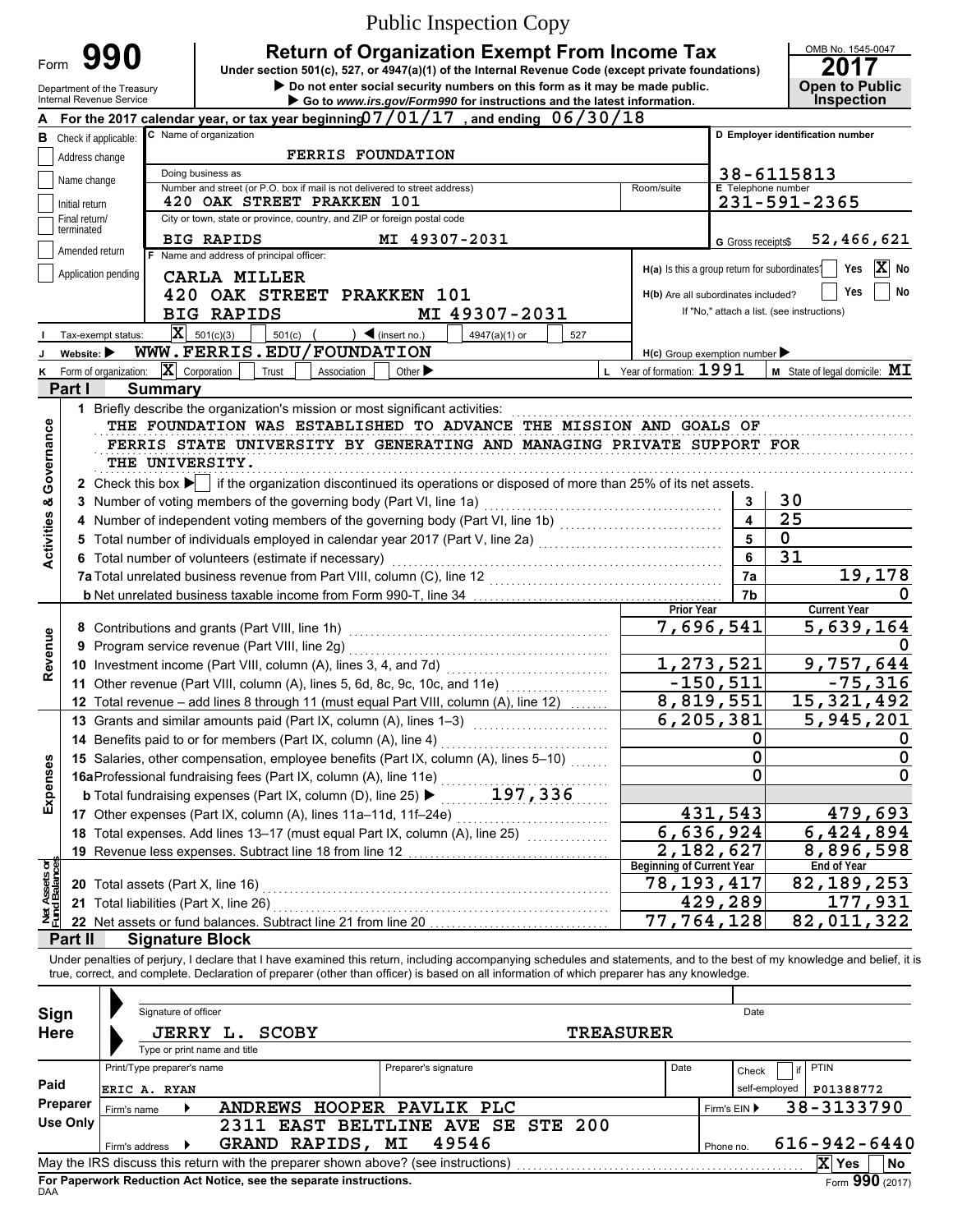Public Inspection Copy

# Form 990 — Return of Organization Exempt From Income Tax (2017)

Under section 501(c), 527, or 4947(a)(1) of the Internal Revenue Code (except private foundations)

▶ Do not enter social security numbers on this form as it may be made public.

▶ Go to www.irs.gov/Form990 for instructions and the latest information.

Department of the Treasury, Internal Revenue Service

OMB No. 1545-0047 — **Open to Public Inspection**

**A** For the 2017 calendar year, or tax year beginning 07/01/17, and ending 06/30/18

**B** Check if applicable: Address change, Name change, Initial return, Final return/terminated, Amended return, Application pending (none checked)

**C** Name of organization: FERRIS FOUNDATION

Doing business as:

Number and street (or P.O. box if mail is not delivered to street address): 420 OAK STREET PRAKKEN 101 — Room/suite:

City or town, state or province, country, and ZIP or foreign postal code: BIG RAPIDS MI 49307-2031

**D** Employer identification number: 38-6115813

**E** Telephone number: 231-591-2365

**G** Gross receipts $ 52,466,621

**F** Name and address of principal officer: CARLA MILLER, 420 OAK STREET PRAKKEN 101, BIG RAPIDS MI 49307-2031

**H(a)** Is this a group return for subordinates? Yes [ ] No [X]

**H(b)** Are all subordinates included? Yes [ ] No [ ] If "No," attach a list. (see instructions)

**I** Tax-exempt status: [X] 501(c)(3) [ ] 501(c) ( ) ◀ (insert no.) [ ] 4947(a)(1) or [ ] 527

**J** Website: ▶ WWW.FERRIS.EDU/FOUNDATION

**H(c)** Group exemption number ▶

**K** Form of organization: [X] Corporation [ ] Trust [ ] Association [ ] Other ▶

**L** Year of formation: 1991

**M** State of legal domicile: MI

## Part I Summary

**Activities & Governance**

1 Briefly describe the organization's mission or most significant activities: THE FOUNDATION WAS ESTABLISHED TO ADVANCE THE MISSION AND GOALS OF FERRIS STATE UNIVERSITY BY GENERATING AND MANAGING PRIVATE SUPPORT FOR THE UNIVERSITY.

2 Check this box ▶ [ ] if the organization discontinued its operations or disposed of more than 25% of its net assets.

| Line | Description | | Value |
|---|---|---|---|
| 3 | Number of voting members of the governing body (Part VI, line 1a) | 3 | 30 |
| 4 | Number of independent voting members of the governing body (Part VI, line 1b) | 4 | 25 |
| 5 | Total number of individuals employed in calendar year 2017 (Part V, line 2a) | 5 | 0 |
| 6 | Total number of volunteers (estimate if necessary) | 6 | 31 |
| 7a | Total unrelated business revenue from Part VIII, column (C), line 12 | 7a | 19,178 |
| 7b | Net unrelated business taxable income from Form 990-T, line 34 | 7b | 0 |

| | Line | Description | Prior Year | Current Year |
|---|---|---|---|---|
| Revenue | 8 | Contributions and grants (Part VIII, line 1h) | 7,696,541 | 5,639,164 |
| | 9 | Program service revenue (Part VIII, line 2g) | | 0 |
| | 10 | Investment income (Part VIII, column (A), lines 3, 4, and 7d) | 1,273,521 | 9,757,644 |
| | 11 | Other revenue (Part VIII, column (A), lines 5, 6d, 8c, 9c, 10c, and 11e) | -150,511 | -75,316 |
| | 12 | Total revenue – add lines 8 through 11 (must equal Part VIII, column (A), line 12) | 8,819,551 | 15,321,492 |
| Expenses | 13 | Grants and similar amounts paid (Part IX, column (A), lines 1–3) | 6,205,381 | 5,945,201 |
| | 14 | Benefits paid to or for members (Part IX, column (A), line 4) | 0 | 0 |
| | 15 | Salaries, other compensation, employee benefits (Part IX, column (A), lines 5–10) | 0 | 0 |
| | 16a | Professional fundraising fees (Part IX, column (A), line 11e) | 0 | 0 |
| | b | Total fundraising expenses (Part IX, column (D), line 25) ▶ 197,336 | | |
| | 17 | Other expenses (Part IX, column (A), lines 11a–11d, 11f–24e) | 431,543 | 479,693 |
| | 18 | Total expenses. Add lines 13–17 (must equal Part IX, column (A), line 25) | 6,636,924 | 6,424,894 |
| | 19 | Revenue less expenses. Subtract line 18 from line 12 | 2,182,627 | 8,896,598 |

| | Line | Description | Beginning of Current Year | End of Year |
|---|---|---|---|---|
| Net Assets or Fund Balances | 20 | Total assets (Part X, line 16) | 78,193,417 | 82,189,253 |
| | 21 | Total liabilities (Part X, line 26) | 429,289 | 177,931 |
| | 22 | Net assets or fund balances. Subtract line 21 from line 20 | 77,764,128 | 82,011,322 |

## Part II Signature Block

Under penalties of perjury, I declare that I have examined this return, including accompanying schedules and statements, and to the best of my knowledge and belief, it is true, correct, and complete. Declaration of preparer (other than officer) is based on all information of which preparer has any knowledge.

**Sign Here**

Signature of officer — Date

JERRY L. SCOBY, TREASURER

Type or print name and title

**Paid Preparer Use Only**

| Print/Type preparer's name | Preparer's signature | Date | Check [ ] if self-employed | PTIN |
|---|---|---|---|---|
| ERIC A. RYAN | | | | P01388772 |

Firm's name ▶ ANDREWS HOOPER PAVLIK PLC — Firm's EIN ▶ 38-3133790

Firm's address ▶ 2311 EAST BELTLINE AVE SE STE 200, GRAND RAPIDS, MI 49546 — Phone no. 616-942-6440

May the IRS discuss this return with the preparer shown above? (see instructions) [X] Yes [ ] No

For Paperwork Reduction Act Notice, see the separate instructions.

DAA — Form 990 (2017)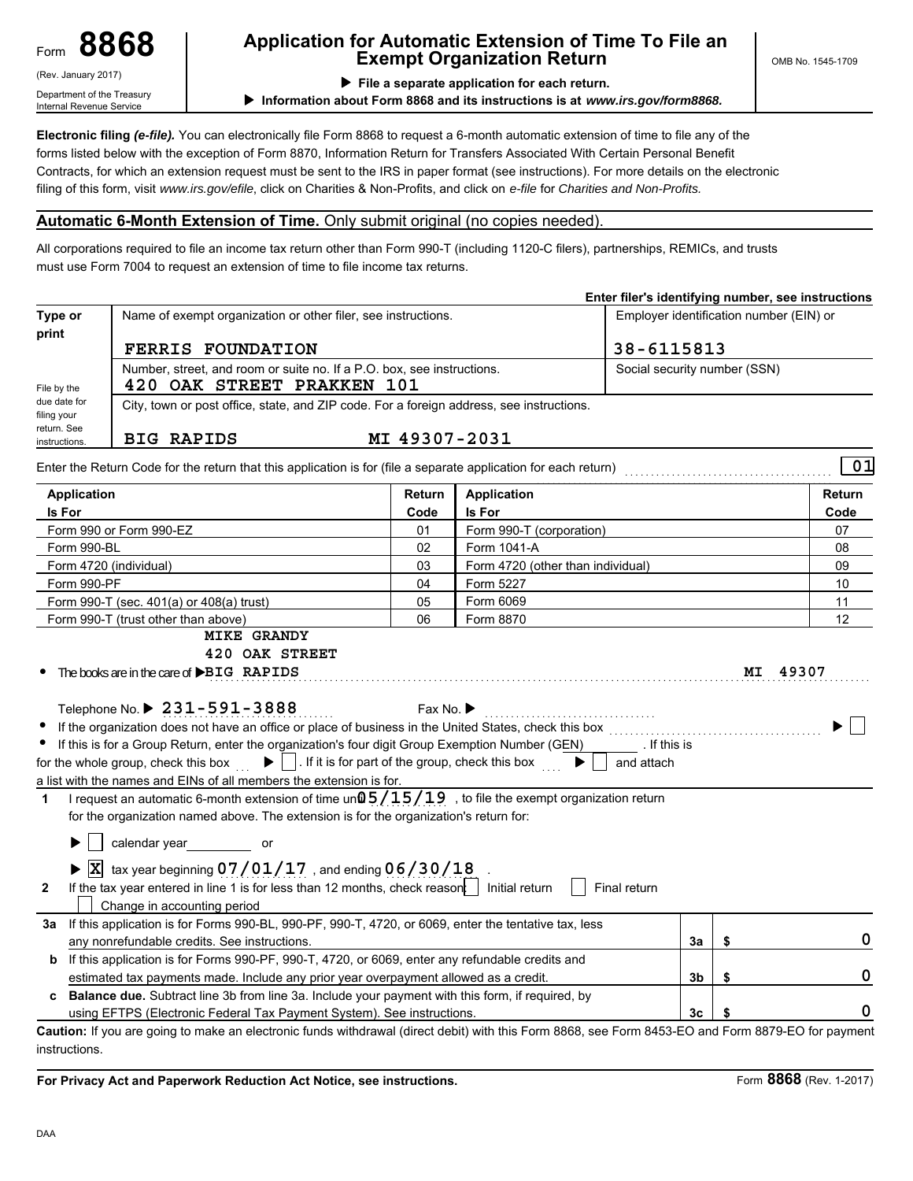Form **8868**

(Rev. January 2017)

Department of the Treasury
Internal Revenue Service

# Application for Automatic Extension of Time To File an Exempt Organization Return

▶ **File a separate application for each return.**

▶ **Information about Form 8868 and its instructions is at** ***www.irs.gov/form8868.***

OMB No. 1545-1709

**Electronic filing** ***(e-file).*** You can electronically file Form 8868 to request a 6-month automatic extension of time to file any of the forms listed below with the exception of Form 8870, Information Return for Transfers Associated With Certain Personal Benefit Contracts, for which an extension request must be sent to the IRS in paper format (see instructions). For more details on the electronic filing of this form, visit *www.irs.gov/efile*, click on Charities & Non-Profits, and click on *e-file* for *Charities and Non-Profits.*

## Automatic 6-Month Extension of Time. Only submit original (no copies needed).

All corporations required to file an income tax return other than Form 990-T (including 1120-C filers), partnerships, REMICs, and trusts must use Form 7004 to request an extension of time to file income tax returns.

**Enter filer's identifying number, see instructions**

| Type or print | Name of exempt organization or other filer, see instructions. | Employer identification number (EIN) or |
|---|---|---|
| | FERRIS FOUNDATION | 38-6115813 |
| File by the due date for filing your return. See instructions. | Number, street, and room or suite no. If a P.O. box, see instructions. 420 OAK STREET PRAKKEN 101 | Social security number (SSN) |
| | City, town or post office, state, and ZIP code. For a foreign address, see instructions. BIG RAPIDS MI 49307-2031 | |

Enter the Return Code for the return that this application is for (file a separate application for each return) .......... **01**

| Application Is For | Return Code | Application Is For | Return Code |
|---|---|---|---|
| Form 990 or Form 990-EZ | 01 | Form 990-T (corporation) | 07 |
| Form 990-BL | 02 | Form 1041-A | 08 |
| Form 4720 (individual) | 03 | Form 4720 (other than individual) | 09 |
| Form 990-PF | 04 | Form 5227 | 10 |
| Form 990-T (sec. 401(a) or 408(a) trust) | 05 | Form 6069 | 11 |
| Form 990-T (trust other than above) | 06 | Form 8870 | 12 |

MIKE GRANDY
420 OAK STREET

- The books are in the care of ▶ BIG RAPIDS MI 49307

Telephone No. ▶ 231-591-3888 Fax No. ▶

- If the organization does not have an office or place of business in the United States, check this box ▶ ☐
- If this is for a Group Return, enter the organization's four digit Group Exemption Number (GEN) ______ . If this is for the whole group, check this box ▶ ☐ . If it is for part of the group, check this box ▶ ☐ and attach a list with the names and EINs of all members the extension is for.

**1** I request an automatic 6-month extension of time until 05/15/19 , to file the exempt organization return for the organization named above. The extension is for the organization's return for:

▶ ☐ calendar year ______ or

▶ ☒ tax year beginning 07/01/17 , and ending 06/30/18 .

**2** If the tax year entered in line 1 is for less than 12 months, check reason: ☐ Initial return ☐ Final return ☐ Change in accounting period

| | | | |
|---|---|---|---|
| **3a** | If this application is for Forms 990-BL, 990-PF, 990-T, 4720, or 6069, enter the tentative tax, less any nonrefundable credits. See instructions. | **3a** | $ 0 |
| **b** | If this application is for Forms 990-PF, 990-T, 4720, or 6069, enter any refundable credits and estimated tax payments made. Include any prior year overpayment allowed as a credit. | **3b** | $ 0 |
| **c** | **Balance due.** Subtract line 3b from line 3a. Include your payment with this form, if required, by using EFTPS (Electronic Federal Tax Payment System). See instructions. | **3c** | $ 0 |

**Caution:** If you are going to make an electronic funds withdrawal (direct debit) with this Form 8868, see Form 8453-EO and Form 8879-EO for payment instructions.

**For Privacy Act and Paperwork Reduction Act Notice, see instructions.** Form **8868** (Rev. 1-2017)

DAA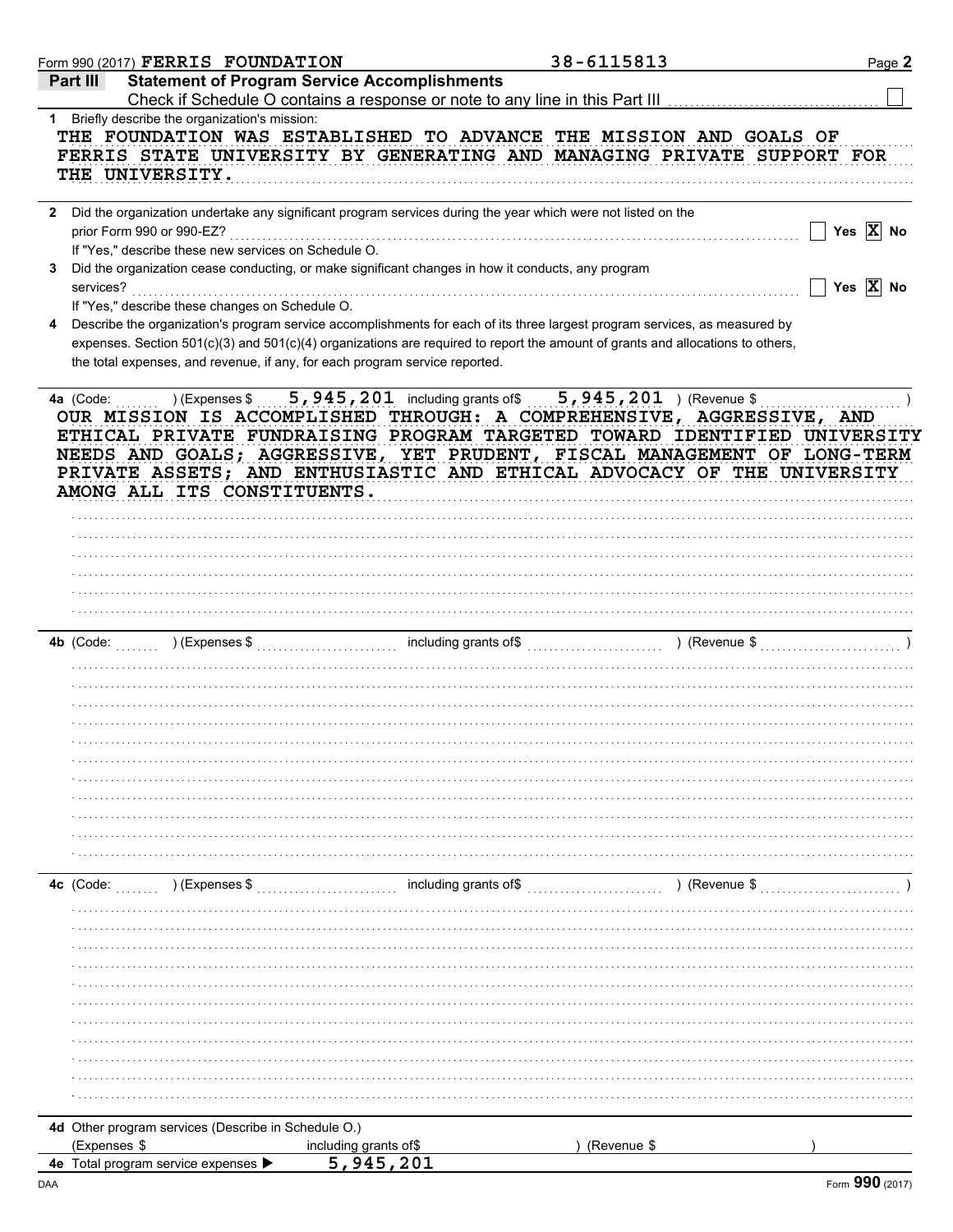Form 990 (2017) FERRIS FOUNDATION 38-6115813 Page 2

## Part III Statement of Program Service Accomplishments

Check if Schedule O contains a response or note to any line in this Part III ☐

**1** Briefly describe the organization's mission:

THE FOUNDATION WAS ESTABLISHED TO ADVANCE THE MISSION AND GOALS OF FERRIS STATE UNIVERSITY BY GENERATING AND MANAGING PRIVATE SUPPORT FOR THE UNIVERSITY.

**2** Did the organization undertake any significant program services during the year which were not listed on the prior Form 990 or 990-EZ? ☐ Yes ☒ No

If "Yes," describe these new services on Schedule O.

**3** Did the organization cease conducting, or make significant changes in how it conducts, any program services? ☐ Yes ☒ No

If "Yes," describe these changes on Schedule O.

**4** Describe the organization's program service accomplishments for each of its three largest program services, as measured by expenses. Section 501(c)(3) and 501(c)(4) organizations are required to report the amount of grants and allocations to others, the total expenses, and revenue, if any, for each program service reported.

**4a** (Code: ) (Expenses $ 5,945,201 including grants of$ 5,945,201 ) (Revenue $ )

OUR MISSION IS ACCOMPLISHED THROUGH: A COMPREHENSIVE, AGGRESSIVE, AND ETHICAL PRIVATE FUNDRAISING PROGRAM TARGETED TOWARD IDENTIFIED UNIVERSITY NEEDS AND GOALS; AGGRESSIVE, YET PRUDENT, FISCAL MANAGEMENT OF LONG-TERM PRIVATE ASSETS; AND ENTHUSIASTIC AND ETHICAL ADVOCACY OF THE UNIVERSITY AMONG ALL ITS CONSTITUENTS.

**4b** (Code: ) (Expenses $ including grants of$ ) (Revenue $ )

**4c** (Code: ) (Expenses $ including grants of$ ) (Revenue $ )

**4d** Other program services (Describe in Schedule O.)

(Expenses $ including grants of$ ) (Revenue $ )

**4e** Total program service expenses ▶ 5,945,201

Form **990** (2017)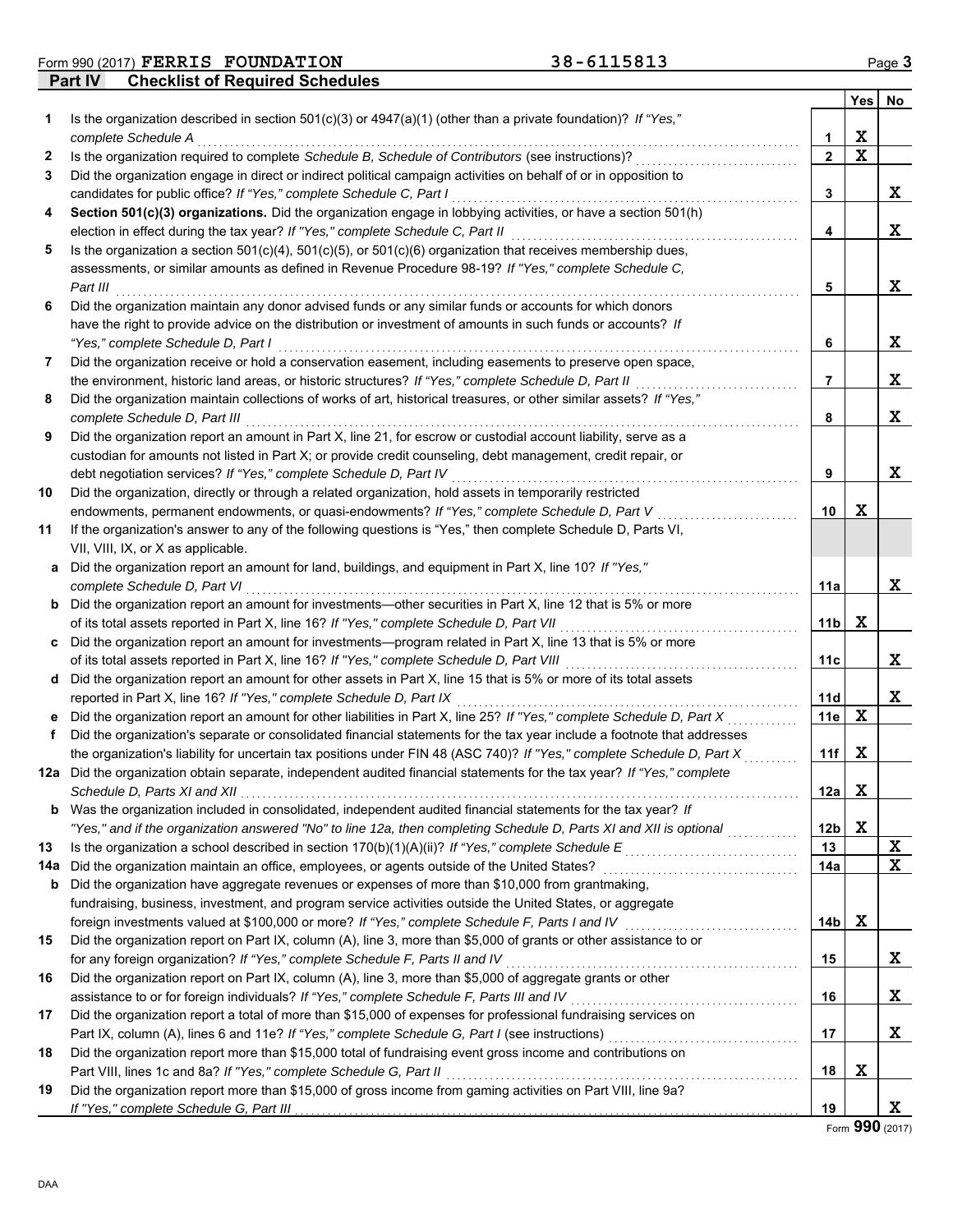Form 990 (2017) **FERRIS FOUNDATION** 38-6115813

## Part IV Checklist of Required Schedules

| | | | Yes | No |
|---|---|---|---|---|
| 1 | Is the organization described in section 501(c)(3) or 4947(a)(1) (other than a private foundation)? *If "Yes," complete Schedule A* | 1 | X | |
| 2 | Is the organization required to complete *Schedule B, Schedule of Contributors* (see instructions)? | 2 | X | |
| 3 | Did the organization engage in direct or indirect political campaign activities on behalf of or in opposition to candidates for public office? *If "Yes," complete Schedule C, Part I* | 3 | | X |
| 4 | **Section 501(c)(3) organizations.** Did the organization engage in lobbying activities, or have a section 501(h) election in effect during the tax year? *If "Yes," complete Schedule C, Part II* | 4 | | X |
| 5 | Is the organization a section 501(c)(4), 501(c)(5), or 501(c)(6) organization that receives membership dues, assessments, or similar amounts as defined in Revenue Procedure 98-19? *If "Yes," complete Schedule C, Part III* | 5 | | X |
| 6 | Did the organization maintain any donor advised funds or any similar funds or accounts for which donors have the right to provide advice on the distribution or investment of amounts in such funds or accounts? *If "Yes," complete Schedule D, Part I* | 6 | | X |
| 7 | Did the organization receive or hold a conservation easement, including easements to preserve open space, the environment, historic land areas, or historic structures? *If "Yes," complete Schedule D, Part II* | 7 | | X |
| 8 | Did the organization maintain collections of works of art, historical treasures, or other similar assets? *If "Yes," complete Schedule D, Part III* | 8 | | X |
| 9 | Did the organization report an amount in Part X, line 21, for escrow or custodial account liability, serve as a custodian for amounts not listed in Part X; or provide credit counseling, debt management, credit repair, or debt negotiation services? *If "Yes," complete Schedule D, Part IV* | 9 | | X |
| 10 | Did the organization, directly or through a related organization, hold assets in temporarily restricted endowments, permanent endowments, or quasi-endowments? *If "Yes," complete Schedule D, Part V* | 10 | X | |
| 11 | If the organization's answer to any of the following questions is "Yes," then complete Schedule D, Parts VI, VII, VIII, IX, or X as applicable. | | | |
| a | Did the organization report an amount for land, buildings, and equipment in Part X, line 10? *If "Yes," complete Schedule D, Part VI* | 11a | | X |
| b | Did the organization report an amount for investments—other securities in Part X, line 12 that is 5% or more of its total assets reported in Part X, line 16? *If "Yes," complete Schedule D, Part VII* | 11b | X | |
| c | Did the organization report an amount for investments—program related in Part X, line 13 that is 5% or more of its total assets reported in Part X, line 16? *If "Yes," complete Schedule D, Part VIII* | 11c | | X |
| d | Did the organization report an amount for other assets in Part X, line 15 that is 5% or more of its total assets reported in Part X, line 16? *If "Yes," complete Schedule D, Part IX* | 11d | | X |
| e | Did the organization report an amount for other liabilities in Part X, line 25? *If "Yes," complete Schedule D, Part X* | 11e | X | |
| f | Did the organization's separate or consolidated financial statements for the tax year include a footnote that addresses the organization's liability for uncertain tax positions under FIN 48 (ASC 740)? *If "Yes," complete Schedule D, Part X* | 11f | X | |
| 12a | Did the organization obtain separate, independent audited financial statements for the tax year? *If "Yes," complete Schedule D, Parts XI and XII* | 12a | X | |
| b | Was the organization included in consolidated, independent audited financial statements for the tax year? *If "Yes," and if the organization answered "No" to line 12a, then completing Schedule D, Parts XI and XII is optional* | 12b | X | |
| 13 | Is the organization a school described in section 170(b)(1)(A)(ii)? *If "Yes," complete Schedule E* | 13 | | X |
| 14a | Did the organization maintain an office, employees, or agents outside of the United States? | 14a | | X |
| b | Did the organization have aggregate revenues or expenses of more than $10,000 from grantmaking, fundraising, business, investment, and program service activities outside the United States, or aggregate foreign investments valued at $100,000 or more? *If "Yes," complete Schedule F, Parts I and IV* | 14b | X | |
| 15 | Did the organization report on Part IX, column (A), line 3, more than $5,000 of grants or other assistance to or for any foreign organization? *If "Yes," complete Schedule F, Parts II and IV* | 15 | | X |
| 16 | Did the organization report on Part IX, column (A), line 3, more than $5,000 of aggregate grants or other assistance to or for foreign individuals? *If "Yes," complete Schedule F, Parts III and IV* | 16 | | X |
| 17 | Did the organization report a total of more than $15,000 of expenses for professional fundraising services on Part IX, column (A), lines 6 and 11e? *If "Yes," complete Schedule G, Part I* (see instructions) | 17 | | X |
| 18 | Did the organization report more than $15,000 total of fundraising event gross income and contributions on Part VIII, lines 1c and 8a? *If "Yes," complete Schedule G, Part II* | 18 | X | |
| 19 | Did the organization report more than $15,000 of gross income from gaming activities on Part VIII, line 9a? *If "Yes," complete Schedule G, Part III* | 19 | | X |

Form **990** (2017)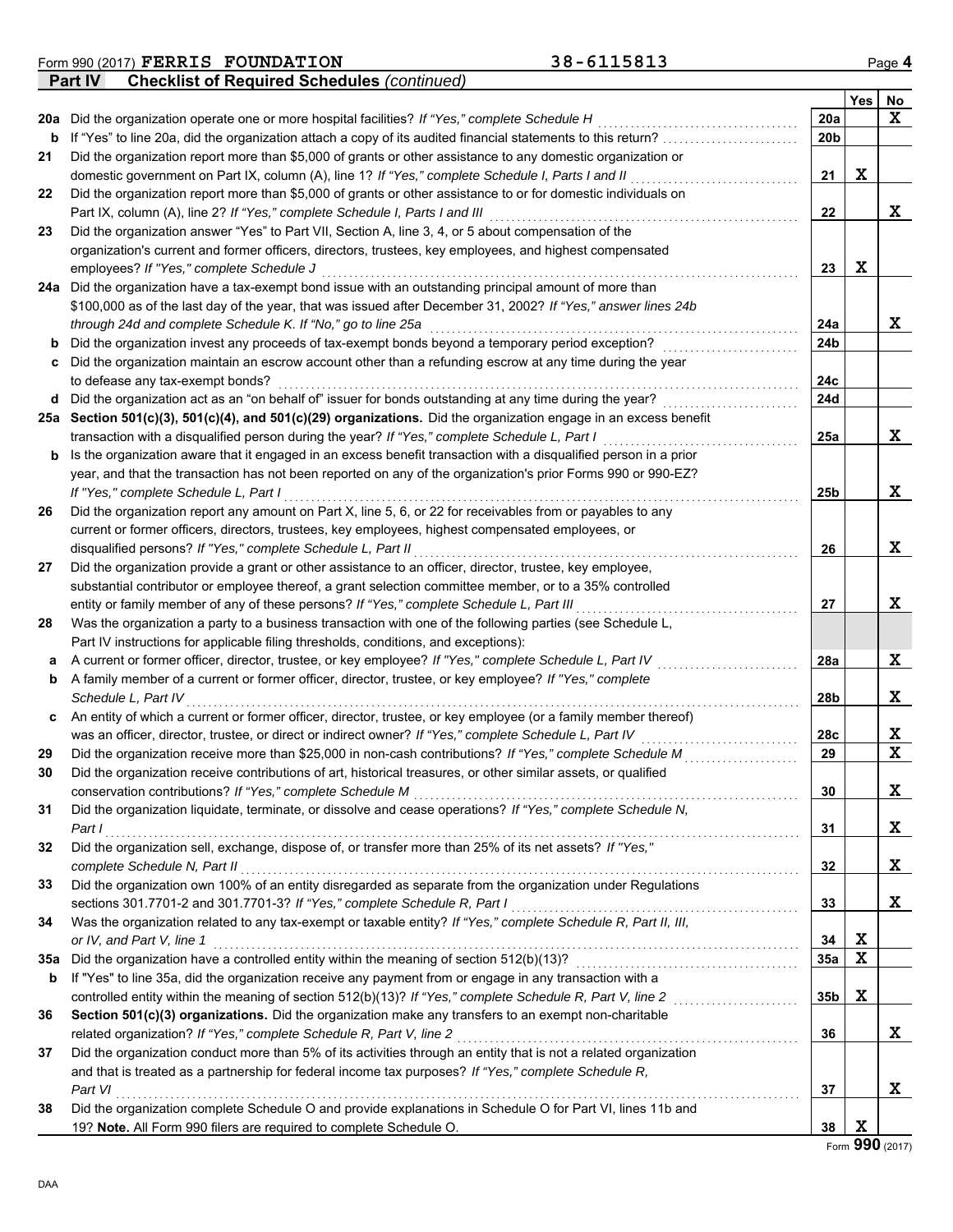Form 990 (2017) **FERRIS FOUNDATION** 38-6115813 Page **4**

**Part IV** **Checklist of Required Schedules** *(continued)*

| | | | Yes | No |
|---|---|---|---|---|
| **20a** | Did the organization operate one or more hospital facilities? *If "Yes," complete Schedule H* | **20a** | | X |
| **b** | If "Yes" to line 20a, did the organization attach a copy of its audited financial statements to this return? | **20b** | | |
| **21** | Did the organization report more than $5,000 of grants or other assistance to any domestic organization or domestic government on Part IX, column (A), line 1? *If "Yes," complete Schedule I, Parts I and II* | **21** | X | |
| **22** | Did the organization report more than $5,000 of grants or other assistance to or for domestic individuals on Part IX, column (A), line 2? *If "Yes," complete Schedule I, Parts I and III* | **22** | | X |
| **23** | Did the organization answer "Yes" to Part VII, Section A, line 3, 4, or 5 about compensation of the organization's current and former officers, directors, trustees, key employees, and highest compensated employees? *If "Yes," complete Schedule J* | **23** | X | |
| **24a** | Did the organization have a tax-exempt bond issue with an outstanding principal amount of more than $100,000 as of the last day of the year, that was issued after December 31, 2002? *If "Yes," answer lines 24b through 24d and complete Schedule K. If "No," go to line 25a* | **24a** | | X |
| **b** | Did the organization invest any proceeds of tax-exempt bonds beyond a temporary period exception? | **24b** | | |
| **c** | Did the organization maintain an escrow account other than a refunding escrow at any time during the year to defease any tax-exempt bonds? | **24c** | | |
| **d** | Did the organization act as an "on behalf of" issuer for bonds outstanding at any time during the year? | **24d** | | |
| **25a** | **Section 501(c)(3), 501(c)(4), and 501(c)(29) organizations.** Did the organization engage in an excess benefit transaction with a disqualified person during the year? *If "Yes," complete Schedule L, Part I* | **25a** | | X |
| **b** | Is the organization aware that it engaged in an excess benefit transaction with a disqualified person in a prior year, and that the transaction has not been reported on any of the organization's prior Forms 990 or 990-EZ? *If "Yes," complete Schedule L, Part I* | **25b** | | X |
| **26** | Did the organization report any amount on Part X, line 5, 6, or 22 for receivables from or payables to any current or former officers, directors, trustees, key employees, highest compensated employees, or disqualified persons? *If "Yes," complete Schedule L, Part II* | **26** | | X |
| **27** | Did the organization provide a grant or other assistance to an officer, director, trustee, key employee, substantial contributor or employee thereof, a grant selection committee member, or to a 35% controlled entity or family member of any of these persons? *If "Yes," complete Schedule L, Part III* | **27** | | X |
| **28** | Was the organization a party to a business transaction with one of the following parties (see Schedule L, Part IV instructions for applicable filing thresholds, conditions, and exceptions): | | | |
| **a** | A current or former officer, director, trustee, or key employee? *If "Yes," complete Schedule L, Part IV* | **28a** | | X |
| **b** | A family member of a current or former officer, director, trustee, or key employee? *If "Yes," complete Schedule L, Part IV* | **28b** | | X |
| **c** | An entity of which a current or former officer, director, trustee, or key employee (or a family member thereof) was an officer, director, trustee, or direct or indirect owner? *If "Yes," complete Schedule L, Part IV* | **28c** | | X |
| **29** | Did the organization receive more than $25,000 in non-cash contributions? *If "Yes," complete Schedule M* | **29** | | X |
| **30** | Did the organization receive contributions of art, historical treasures, or other similar assets, or qualified conservation contributions? *If "Yes," complete Schedule M* | **30** | | X |
| **31** | Did the organization liquidate, terminate, or dissolve and cease operations? *If "Yes," complete Schedule N, Part I* | **31** | | X |
| **32** | Did the organization sell, exchange, dispose of, or transfer more than 25% of its net assets? *If "Yes," complete Schedule N, Part II* | **32** | | X |
| **33** | Did the organization own 100% of an entity disregarded as separate from the organization under Regulations sections 301.7701-2 and 301.7701-3? *If "Yes," complete Schedule R, Part I* | **33** | | X |
| **34** | Was the organization related to any tax-exempt or taxable entity? *If "Yes," complete Schedule R, Part II, III, or IV, and Part V, line 1* | **34** | X | |
| **35a** | Did the organization have a controlled entity within the meaning of section 512(b)(13)? | **35a** | X | |
| **b** | If "Yes" to line 35a, did the organization receive any payment from or engage in any transaction with a controlled entity within the meaning of section 512(b)(13)? *If "Yes," complete Schedule R, Part V, line 2* | **35b** | X | |
| **36** | **Section 501(c)(3) organizations.** Did the organization make any transfers to an exempt non-charitable related organization? *If "Yes," complete Schedule R, Part V, line 2* | **36** | | X |
| **37** | Did the organization conduct more than 5% of its activities through an entity that is not a related organization and that is treated as a partnership for federal income tax purposes? *If "Yes," complete Schedule R, Part VI* | **37** | | X |
| **38** | Did the organization complete Schedule O and provide explanations in Schedule O for Part VI, lines 11b and 19? **Note.** All Form 990 filers are required to complete Schedule O. | **38** | X | |

Form **990** (2017)

DAA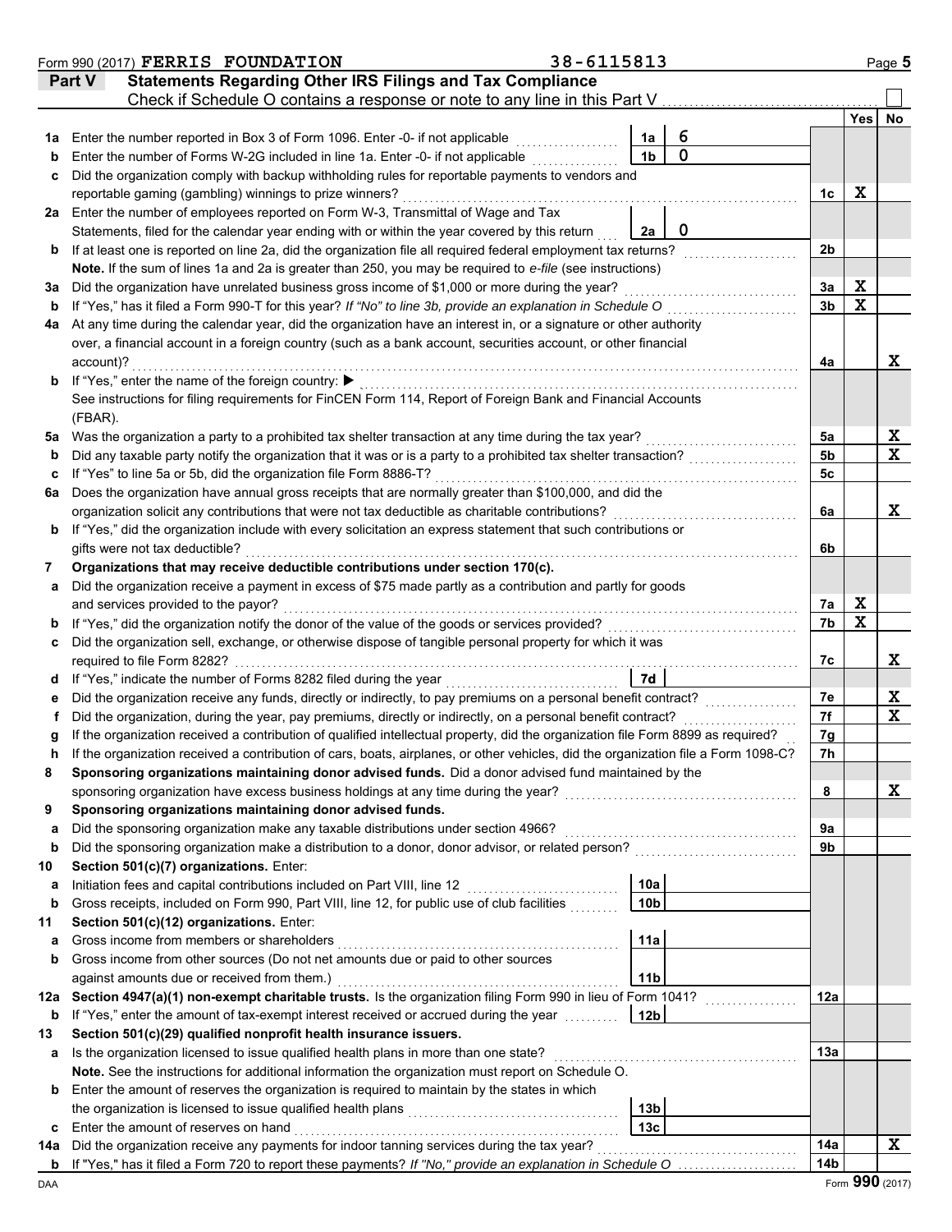Form 990 (2017) FERRIS FOUNDATION 38-6115813 Page 5

## Part V Statements Regarding Other IRS Filings and Tax Compliance

Check if Schedule O contains a response or note to any line in this Part V ☐

| | | | | | Yes | No |
|---|---|---|---|---|---|---|
| 1a | Enter the number reported in Box 3 of Form 1096. Enter -0- if not applicable | 1a | 6 | | | |
| b | Enter the number of Forms W-2G included in line 1a. Enter -0- if not applicable | 1b | 0 | | | |
| c | Did the organization comply with backup withholding rules for reportable payments to vendors and reportable gaming (gambling) winnings to prize winners? | | | 1c | X | |
| 2a | Enter the number of employees reported on Form W-3, Transmittal of Wage and Tax Statements, filed for the calendar year ending with or within the year covered by this return | 2a | 0 | | | |
| b | If at least one is reported on line 2a, did the organization file all required federal employment tax returns? | | | 2b | | |
| | **Note.** If the sum of lines 1a and 2a is greater than 250, you may be required to *e-file* (see instructions) | | | | | |
| 3a | Did the organization have unrelated business gross income of $1,000 or more during the year? | | | 3a | X | |
| b | If "Yes," has it filed a Form 990-T for this year? *If "No" to line 3b, provide an explanation in Schedule O* | | | 3b | X | |
| 4a | At any time during the calendar year, did the organization have an interest in, or a signature or other authority over, a financial account in a foreign country (such as a bank account, securities account, or other financial account)? | | | 4a | | X |
| b | If "Yes," enter the name of the foreign country: ▶ | | | | | |
| | See instructions for filing requirements for FinCEN Form 114, Report of Foreign Bank and Financial Accounts (FBAR). | | | | | |
| 5a | Was the organization a party to a prohibited tax shelter transaction at any time during the tax year? | | | 5a | | X |
| b | Did any taxable party notify the organization that it was or is a party to a prohibited tax shelter transaction? | | | 5b | | X |
| c | If "Yes" to line 5a or 5b, did the organization file Form 8886-T? | | | 5c | | |
| 6a | Does the organization have annual gross receipts that are normally greater than $100,000, and did the organization solicit any contributions that were not tax deductible as charitable contributions? | | | 6a | | X |
| b | If "Yes," did the organization include with every solicitation an express statement that such contributions or gifts were not tax deductible? | | | 6b | | |
| 7 | **Organizations that may receive deductible contributions under section 170(c).** | | | | | |
| a | Did the organization receive a payment in excess of $75 made partly as a contribution and partly for goods and services provided to the payor? | | | 7a | X | |
| b | If "Yes," did the organization notify the donor of the value of the goods or services provided? | | | 7b | X | |
| c | Did the organization sell, exchange, or otherwise dispose of tangible personal property for which it was required to file Form 8282? | | | 7c | | X |
| d | If "Yes," indicate the number of Forms 8282 filed during the year | 7d | | | | |
| e | Did the organization receive any funds, directly or indirectly, to pay premiums on a personal benefit contract? | | | 7e | | X |
| f | Did the organization, during the year, pay premiums, directly or indirectly, on a personal benefit contract? | | | 7f | | X |
| g | If the organization received a contribution of qualified intellectual property, did the organization file Form 8899 as required? | | | 7g | | |
| h | If the organization received a contribution of cars, boats, airplanes, or other vehicles, did the organization file a Form 1098-C? | | | 7h | | |
| 8 | **Sponsoring organizations maintaining donor advised funds.** Did a donor advised fund maintained by the sponsoring organization have excess business holdings at any time during the year? | | | 8 | | X |
| 9 | **Sponsoring organizations maintaining donor advised funds.** | | | | | |
| a | Did the sponsoring organization make any taxable distributions under section 4966? | | | 9a | | |
| b | Did the sponsoring organization make a distribution to a donor, donor advisor, or related person? | | | 9b | | |
| 10 | **Section 501(c)(7) organizations.** Enter: | | | | | |
| a | Initiation fees and capital contributions included on Part VIII, line 12 | 10a | | | | |
| b | Gross receipts, included on Form 990, Part VIII, line 12, for public use of club facilities | 10b | | | | |
| 11 | **Section 501(c)(12) organizations.** Enter: | | | | | |
| a | Gross income from members or shareholders | 11a | | | | |
| b | Gross income from other sources (Do not net amounts due or paid to other sources against amounts due or received from them.) | 11b | | | | |
| 12a | **Section 4947(a)(1) non-exempt charitable trusts.** Is the organization filing Form 990 in lieu of Form 1041? | | | 12a | | |
| b | If "Yes," enter the amount of tax-exempt interest received or accrued during the year | 12b | | | | |
| 13 | **Section 501(c)(29) qualified nonprofit health insurance issuers.** | | | | | |
| a | Is the organization licensed to issue qualified health plans in more than one state? | | | 13a | | |
| | **Note.** See the instructions for additional information the organization must report on Schedule O. | | | | | |
| b | Enter the amount of reserves the organization is required to maintain by the states in which the organization is licensed to issue qualified health plans | 13b | | | | |
| c | Enter the amount of reserves on hand | 13c | | | | |
| 14a | Did the organization receive any payments for indoor tanning services during the tax year? | | | 14a | | X |
| b | If "Yes," has it filed a Form 720 to report these payments? *If "No," provide an explanation in Schedule O* | | | 14b | | |

DAA Form **990** (2017)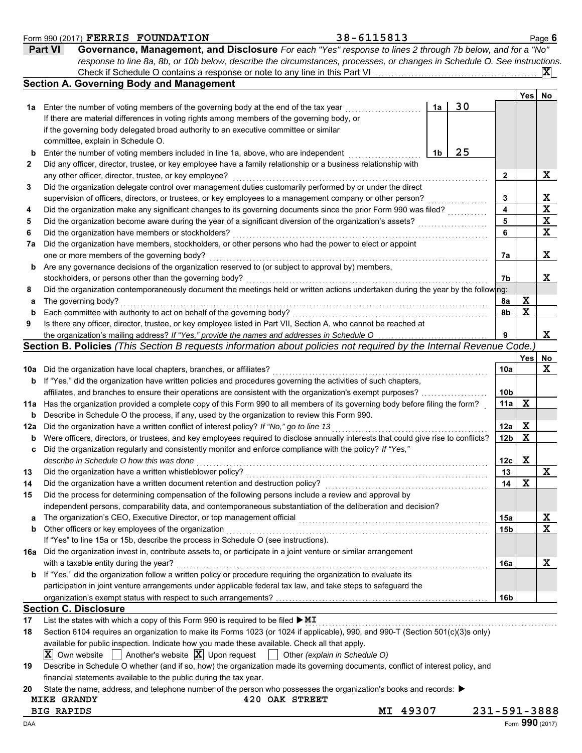Form 990 (2017) **FERRIS FOUNDATION** **38-6115813**

## Part VI Governance, Management, and Disclosure

*For each "Yes" response to lines 2 through 7b below, and for a "No" response to line 8a, 8b, or 10b below, describe the circumstances, processes, or changes in Schedule O. See instructions.*

Check if Schedule O contains a response or note to any line in this Part VI .......... **X**

### Section A. Governing Body and Management

| | | | | Yes | No |
|---|---|---|---|---|---|
| **1a** | Enter the number of voting members of the governing body at the end of the tax year .......... | 1a | 30 | | |
| | If there are material differences in voting rights among members of the governing body, or if the governing body delegated broad authority to an executive committee or similar committee, explain in Schedule O. | | | | |
| **b** | Enter the number of voting members included in line 1a, above, who are independent .......... | 1b | 25 | | |
| **2** | Did any officer, director, trustee, or key employee have a family relationship or a business relationship with any other officer, director, trustee, or key employee? | 2 | | | X |
| **3** | Did the organization delegate control over management duties customarily performed by or under the direct supervision of officers, directors, or trustees, or key employees to a management company or other person? | 3 | | | X |
| **4** | Did the organization make any significant changes to its governing documents since the prior Form 990 was filed? | 4 | | | X |
| **5** | Did the organization become aware during the year of a significant diversion of the organization's assets? | 5 | | | X |
| **6** | Did the organization have members or stockholders? | 6 | | | X |
| **7a** | Did the organization have members, stockholders, or other persons who had the power to elect or appoint one or more members of the governing body? | 7a | | | X |
| **b** | Are any governance decisions of the organization reserved to (or subject to approval by) members, stockholders, or persons other than the governing body? | 7b | | | X |
| **8** | Did the organization contemporaneously document the meetings held or written actions undertaken during the year by the following: | | | | |
| **a** | The governing body? | 8a | | X | |
| **b** | Each committee with authority to act on behalf of the governing body? | 8b | | X | |
| **9** | Is there any officer, director, trustee, or key employee listed in Part VII, Section A, who cannot be reached at the organization's mailing address? *If "Yes," provide the names and addresses in Schedule O* | 9 | | | X |

### Section B. Policies *(This Section B requests information about policies not required by the Internal Revenue Code.)*

| | | | Yes | No |
|---|---|---|---|---|
| **10a** | Did the organization have local chapters, branches, or affiliates? | 10a | | X |
| **b** | If "Yes," did the organization have written policies and procedures governing the activities of such chapters, affiliates, and branches to ensure their operations are consistent with the organization's exempt purposes? | 10b | | |
| **11a** | Has the organization provided a complete copy of this Form 990 to all members of its governing body before filing the form? | 11a | X | |
| **b** | Describe in Schedule O the process, if any, used by the organization to review this Form 990. | | | |
| **12a** | Did the organization have a written conflict of interest policy? *If "No," go to line 13* | 12a | X | |
| **b** | Were officers, directors, or trustees, and key employees required to disclose annually interests that could give rise to conflicts? | 12b | X | |
| **c** | Did the organization regularly and consistently monitor and enforce compliance with the policy? *If "Yes," describe in Schedule O how this was done* | 12c | X | |
| **13** | Did the organization have a written whistleblower policy? | 13 | | X |
| **14** | Did the organization have a written document retention and destruction policy? | 14 | X | |
| **15** | Did the process for determining compensation of the following persons include a review and approval by independent persons, comparability data, and contemporaneous substantiation of the deliberation and decision? | | | |
| **a** | The organization's CEO, Executive Director, or top management official | 15a | | X |
| **b** | Other officers or key employees of the organization | 15b | | X |
| | If "Yes" to line 15a or 15b, describe the process in Schedule O (see instructions). | | | |
| **16a** | Did the organization invest in, contribute assets to, or participate in a joint venture or similar arrangement with a taxable entity during the year? | 16a | | X |
| **b** | If "Yes," did the organization follow a written policy or procedure requiring the organization to evaluate its participation in joint venture arrangements under applicable federal tax law, and take steps to safeguard the organization's exempt status with respect to such arrangements? | 16b | | |

### Section C. Disclosure

**17** List the states with which a copy of this Form 990 is required to be filed ▶ **MI**

**18** Section 6104 requires an organization to make its Forms 1023 (or 1024 if applicable), 990, and 990-T (Section 501(c)(3)s only) available for public inspection. Indicate how you made these available. Check all that apply.

[X] Own website [ ] Another's website [X] Upon request [ ] Other *(explain in Schedule O)*

**19** Describe in Schedule O whether (and if so, how) the organization made its governing documents, conflict of interest policy, and financial statements available to the public during the tax year.

**20** State the name, address, and telephone number of the person who possesses the organization's books and records: ▶

MIKE GRANDY  
420 OAK STREET  
BIG RAPIDS MI 49307 231-591-3888

DAA Form **990** (2017)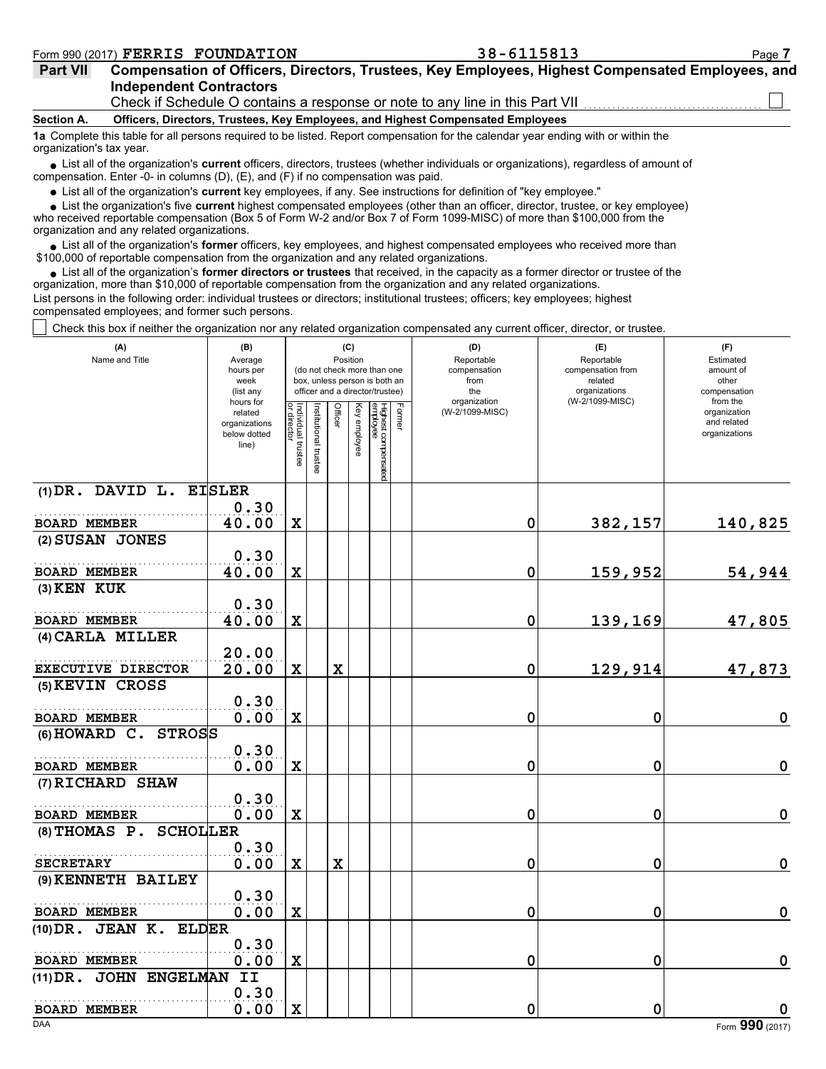Form 990 (2017) **FERRIS FOUNDATION** **38-6115813**

**Part VII** **Compensation of Officers, Directors, Trustees, Key Employees, Highest Compensated Employees, and Independent Contractors**

Check if Schedule O contains a response or note to any line in this Part VII ☐

**Section A. Officers, Directors, Trustees, Key Employees, and Highest Compensated Employees**

**1a** Complete this table for all persons required to be listed. Report compensation for the calendar year ending with or within the organization's tax year.

- List all of the organization's **current** officers, directors, trustees (whether individuals or organizations), regardless of amount of compensation. Enter -0- in columns (D), (E), and (F) if no compensation was paid.
- List all of the organization's **current** key employees, if any. See instructions for definition of "key employee."
- List the organization's five **current** highest compensated employees (other than an officer, director, trustee, or key employee) who received reportable compensation (Box 5 of Form W-2 and/or Box 7 of Form 1099-MISC) of more than $100,000 from the organization and any related organizations.
- List all of the organization's **former** officers, key employees, and highest compensated employees who received more than $100,000 of reportable compensation from the organization and any related organizations.
- List all of the organization's **former directors or trustees** that received, in the capacity as a former director or trustee of the organization, more than $10,000 of reportable compensation from the organization and any related organizations.

List persons in the following order: individual trustees or directors; institutional trustees; officers; key employees; highest compensated employees; and former such persons.

☐ Check this box if neither the organization nor any related organization compensated any current officer, director, or trustee.

| (A) Name and Title | (B) Average hours per week (list any hours for related organizations below dotted line) | (C) Position: Individual trustee or director | Institutional trustee | Officer | Key employee | Highest compensated employee | Former | (D) Reportable compensation from the organization (W-2/1099-MISC) | (E) Reportable compensation from related organizations (W-2/1099-MISC) | (F) Estimated amount of other compensation from the organization and related organizations |
|---|---|---|---|---|---|---|---|---|---|---|
| (1) DR. DAVID L. EISLER<br>BOARD MEMBER | 0.30<br>40.00 | X | | | | | | 0 | 382,157 | 140,825 |
| (2) SUSAN JONES<br>BOARD MEMBER | 0.30<br>40.00 | X | | | | | | 0 | 159,952 | 54,944 |
| (3) KEN KUK<br>BOARD MEMBER | 0.30<br>40.00 | X | | | | | | 0 | 139,169 | 47,805 |
| (4) CARLA MILLER<br>EXECUTIVE DIRECTOR | 20.00<br>20.00 | X | | X | | | | 0 | 129,914 | 47,873 |
| (5) KEVIN CROSS<br>BOARD MEMBER | 0.30<br>0.00 | X | | | | | | 0 | 0 | 0 |
| (6) HOWARD C. STROSS<br>BOARD MEMBER | 0.30<br>0.00 | X | | | | | | 0 | 0 | 0 |
| (7) RICHARD SHAW<br>BOARD MEMBER | 0.30<br>0.00 | X | | | | | | 0 | 0 | 0 |
| (8) THOMAS P. SCHOLLER<br>SECRETARY | 0.30<br>0.00 | X | | X | | | | 0 | 0 | 0 |
| (9) KENNETH BAILEY<br>BOARD MEMBER | 0.30<br>0.00 | X | | | | | | 0 | 0 | 0 |
| (10) DR. JEAN K. ELDER<br>BOARD MEMBER | 0.30<br>0.00 | X | | | | | | 0 | 0 | 0 |
| (11) DR. JOHN ENGELMAN II<br>BOARD MEMBER | 0.30<br>0.00 | X | | | | | | 0 | 0 | 0 |

DAA Form **990** (2017)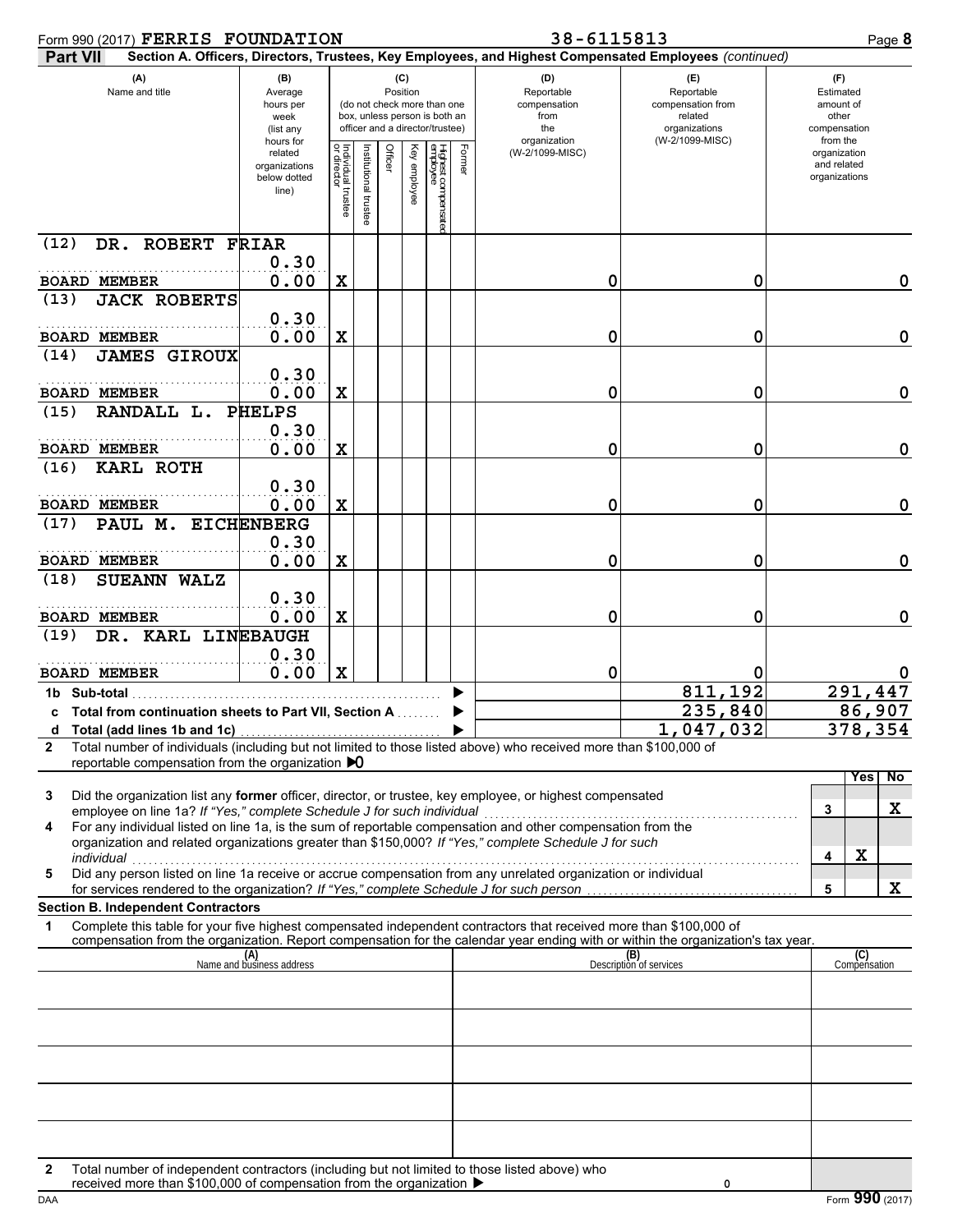Form 990 (2017) **FERRIS FOUNDATION** 38-6115813 Page **8**

**Part VII** **Section A. Officers, Directors, Trustees, Key Employees, and Highest Compensated Employees** *(continued)*

| (A) Name and title | (B) Average hours per week (list any hours for related organizations below dotted line) | (C) Position: Individual trustee or director | Institutional trustee | Officer | Key employee | Highest compensated employee | Former | (D) Reportable compensation from the organization (W-2/1099-MISC) | (E) Reportable compensation from related organizations (W-2/1099-MISC) | (F) Estimated amount of other compensation from the organization and related organizations |
|---|---|---|---|---|---|---|---|---|---|---|
| (12) DR. ROBERT FRIAR<br>BOARD MEMBER | 0.30<br>0.00 | X | | | | | | 0 | 0 | 0 |
| (13) JACK ROBERTS<br>BOARD MEMBER | 0.30<br>0.00 | X | | | | | | 0 | 0 | 0 |
| (14) JAMES GIROUX<br>BOARD MEMBER | 0.30<br>0.00 | X | | | | | | 0 | 0 | 0 |
| (15) RANDALL L. PHELPS<br>BOARD MEMBER | 0.30<br>0.00 | X | | | | | | 0 | 0 | 0 |
| (16) KARL ROTH<br>BOARD MEMBER | 0.30<br>0.00 | X | | | | | | 0 | 0 | 0 |
| (17) PAUL M. EICHENBERG<br>BOARD MEMBER | 0.30<br>0.00 | X | | | | | | 0 | 0 | 0 |
| (18) SUEANN WALZ<br>BOARD MEMBER | 0.30<br>0.00 | X | | | | | | 0 | 0 | 0 |
| (19) DR. KARL LINEBAUGH<br>BOARD MEMBER | 0.30<br>0.00 | X | | | | | | 0 | 0 | 0 |
| **1b Sub-total** | | | | | | | | | 811,192 | 291,447 |
| **c Total from continuation sheets to Part VII, Section A** | | | | | | | | | 235,840 | 86,907 |
| **d Total (add lines 1b and 1c)** | | | | | | | | | 1,047,032 | 378,354 |

**2** Total number of individuals (including but not limited to those listed above) who received more than $100,000 of reportable compensation from the organization ▶ 0

| | | Yes | No |
|---|---|---|---|
| **3** Did the organization list any **former** officer, director, or trustee, key employee, or highest compensated employee on line 1a? *If "Yes," complete Schedule J for such individual* | 3 | | X |
| **4** For any individual listed on line 1a, is the sum of reportable compensation and other compensation from the organization and related organizations greater than $150,000? *If "Yes," complete Schedule J for such individual* | 4 | X | |
| **5** Did any person listed on line 1a receive or accrue compensation from any unrelated organization or individual for services rendered to the organization? *If "Yes," complete Schedule J for such person* | 5 | | X |

**Section B. Independent Contractors**

**1** Complete this table for your five highest compensated independent contractors that received more than $100,000 of compensation from the organization. Report compensation for the calendar year ending with or within the organization's tax year.

| (A) Name and business address | (B) Description of services | (C) Compensation |
|---|---|---|
| | | |
| | | |
| | | |
| | | |
| | | |

**2** Total number of independent contractors (including but not limited to those listed above) who received more than $100,000 of compensation from the organization ▶ 0

DAA Form **990** (2017)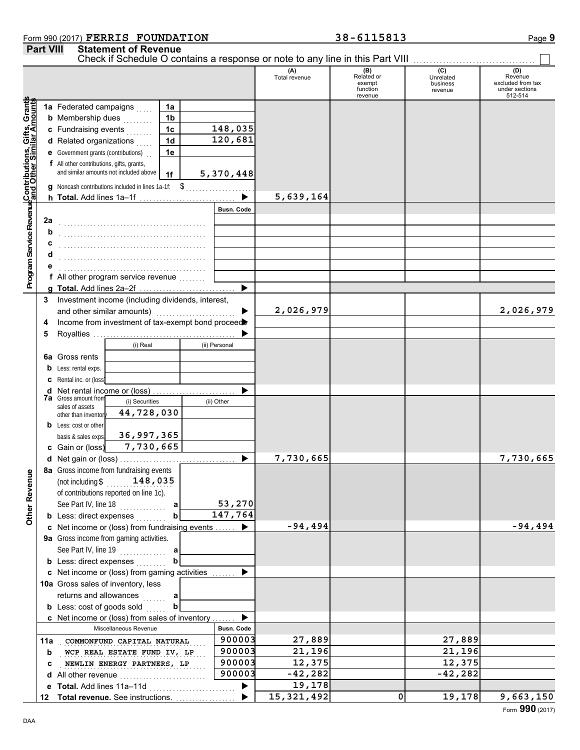Form 990 (2017) **FERRIS FOUNDATION** 38-6115813

## Part VIII Statement of Revenue

Check if Schedule O contains a response or note to any line in this Part VIII ☐

| | | | | (A) Total revenue | (B) Related or exempt function revenue | (C) Unrelated business revenue | (D) Revenue excluded from tax under sections 512-514 |
|---|---|---|---|---|---|---|---|
| **Contributions, Gifts, Grants and Other Similar Amounts** | 1a Federated campaigns | 1a | | | | | |
| | b Membership dues | 1b | | | | | |
| | c Fundraising events | 1c | 148,035 | | | | |
| | d Related organizations | 1d | 120,681 | | | | |
| | e Government grants (contributions) | 1e | | | | | |
| | f All other contributions, gifts, grants, and similar amounts not included above | 1f | 5,370,448 | | | | |
| | g Noncash contributions included in lines 1a-1f: $ | | | | | | |
| | h **Total.** Add lines 1a–1f | | ▶ | 5,639,164 | | | |
| **Program Service Revenue** | | | Busn. Code | | | | |
| | 2a | | | | | | |
| | b | | | | | | |
| | c | | | | | | |
| | d | | | | | | |
| | e | | | | | | |
| | f All other program service revenue | | | | | | |
| | g **Total.** Add lines 2a–2f | | ▶ | | | | |
| **Other Revenue** | 3 Investment income (including dividends, interest, and other similar amounts) | | ▶ | 2,026,979 | | | 2,026,979 |
| | 4 Income from investment of tax-exempt bond proceeds | | ▶ | | | | |
| | 5 Royalties | | ▶ | | | | |
| | | (i) Real | (ii) Personal | | | | |
| | 6a Gross rents | | | | | | |
| | b Less: rental exps. | | | | | | |
| | c Rental inc. or (loss) | | | | | | |
| | d Net rental income or (loss) | | ▶ | | | | |
| | 7a Gross amount from sales of assets other than inventory | (i) Securities 44,728,030 | (ii) Other | | | | |
| | b Less: cost or other basis & sales exps. | 36,997,365 | | | | | |
| | c Gain or (loss) | 7,730,665 | | | | | |
| | d Net gain or (loss) | | ▶ | 7,730,665 | | | 7,730,665 |
| | 8a Gross income from fundraising events (not including $ 148,035 of contributions reported on line 1c). See Part IV, line 18 | a | 53,270 | | | | |
| | b Less: direct expenses | b | 147,764 | | | | |
| | c Net income or (loss) from fundraising events | | ▶ | -94,494 | | | -94,494 |
| | 9a Gross income from gaming activities. See Part IV, line 19 | a | | | | | |
| | b Less: direct expenses | b | | | | | |
| | c Net income or (loss) from gaming activities | | ▶ | | | | |
| | 10a Gross sales of inventory, less returns and allowances | a | | | | | |
| | b Less: cost of goods sold | b | | | | | |
| | c Net income or (loss) from sales of inventory | | ▶ | | | | |
| | Miscellaneous Revenue | | Busn. Code | | | | |
| | 11a COMMONFUND CAPITAL NATURAL | | 900003 | 27,889 | | 27,889 | |
| | b WCP REAL ESTATE FUND IV, LP | | 900003 | 21,196 | | 21,196 | |
| | c NEWLIN ENERGY PARTNERS, LP | | 900003 | 12,375 | | 12,375 | |
| | d All other revenue | | 900003 | -42,282 | | -42,282 | |
| | e **Total.** Add lines 11a–11d | | ▶ | 19,178 | | | |
| | 12 **Total revenue.** See instructions. | | ▶ | 15,321,492 | 0 | 19,178 | 9,663,150 |

Form **990** (2017)

DAA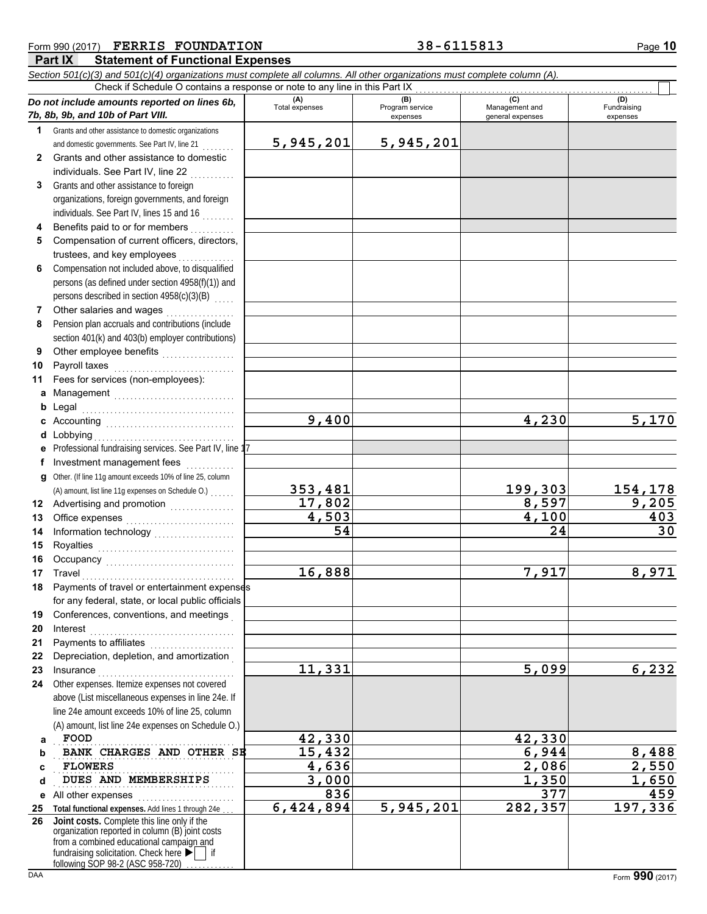Form 990 (2017) **FERRIS FOUNDATION** 38-6115813

## Part IX Statement of Functional Expenses

*Section 501(c)(3) and 501(c)(4) organizations must complete all columns. All other organizations must complete column (A).*

Check if Schedule O contains a response or note to any line in this Part IX ☐

| *Do not include amounts reported on lines 6b, 7b, 8b, 9b, and 10b of Part VIII.* | (A) Total expenses | (B) Program service expenses | (C) Management and general expenses | (D) Fundraising expenses |
|---|---|---|---|---|
| **1** Grants and other assistance to domestic organizations and domestic governments. See Part IV, line 21 | 5,945,201 | 5,945,201 | | |
| **2** Grants and other assistance to domestic individuals. See Part IV, line 22 | | | | |
| **3** Grants and other assistance to foreign organizations, foreign governments, and foreign individuals. See Part IV, lines 15 and 16 | | | | |
| **4** Benefits paid to or for members | | | | |
| **5** Compensation of current officers, directors, trustees, and key employees | | | | |
| **6** Compensation not included above, to disqualified persons (as defined under section 4958(f)(1)) and persons described in section 4958(c)(3)(B) | | | | |
| **7** Other salaries and wages | | | | |
| **8** Pension plan accruals and contributions (include section 401(k) and 403(b) employer contributions) | | | | |
| **9** Other employee benefits | | | | |
| **10** Payroll taxes | | | | |
| **11** Fees for services (non-employees): | | | | |
| **a** Management | | | | |
| **b** Legal | | | | |
| **c** Accounting | 9,400 | | 4,230 | 5,170 |
| **d** Lobbying | | | | |
| **e** Professional fundraising services. See Part IV, line 17 | | | | |
| **f** Investment management fees | | | | |
| **g** Other. (If line 11g amount exceeds 10% of line 25, column (A) amount, list line 11g expenses on Schedule O.) | 353,481 | | 199,303 | 154,178 |
| **12** Advertising and promotion | 17,802 | | 8,597 | 9,205 |
| **13** Office expenses | 4,503 | | 4,100 | 403 |
| **14** Information technology | 54 | | 24 | 30 |
| **15** Royalties | | | | |
| **16** Occupancy | | | | |
| **17** Travel | 16,888 | | 7,917 | 8,971 |
| **18** Payments of travel or entertainment expenses for any federal, state, or local public officials | | | | |
| **19** Conferences, conventions, and meetings | | | | |
| **20** Interest | | | | |
| **21** Payments to affiliates | | | | |
| **22** Depreciation, depletion, and amortization | | | | |
| **23** Insurance | 11,331 | | 5,099 | 6,232 |
| **24** Other expenses. Itemize expenses not covered above (List miscellaneous expenses in line 24e. If line 24e amount exceeds 10% of line 25, column (A) amount, list line 24e expenses on Schedule O.) | | | | |
| **a** FOOD | 42,330 | | 42,330 | |
| **b** BANK CHARGES AND OTHER SE | 15,432 | | 6,944 | 8,488 |
| **c** FLOWERS | 4,636 | | 2,086 | 2,550 |
| **d** DUES AND MEMBERSHIPS | 3,000 | | 1,350 | 1,650 |
| **e** All other expenses | 836 | | 377 | 459 |
| **25 Total functional expenses.** Add lines 1 through 24e | 6,424,894 | 5,945,201 | 282,357 | 197,336 |
| **26 Joint costs.** Complete this line only if the organization reported in column (B) joint costs from a combined educational campaign and fundraising solicitation. Check here ▶ ☐ if following SOP 98-2 (ASC 958-720) | | | | |

DAA Form **990** (2017)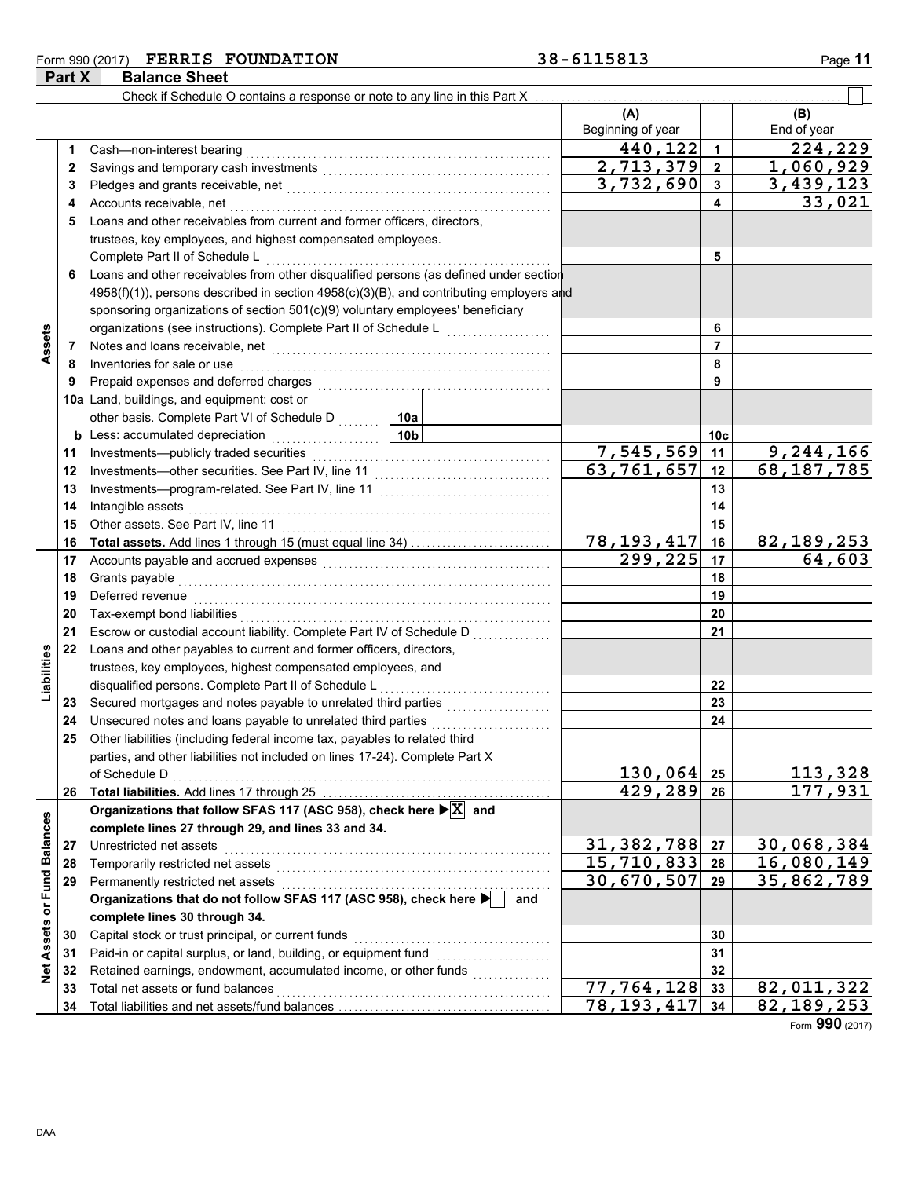Form 990 (2017) **FERRIS FOUNDATION** **38-6115813** Page **11**

## Part X Balance Sheet

Check if Schedule O contains a response or note to any line in this Part X ☐

| | | | | (A) Beginning of year | | (B) End of year |
|---|---|---|---|---|---|---|
| **Assets** | 1 | Cash—non-interest bearing | | 440,122 | 1 | 224,229 |
| | 2 | Savings and temporary cash investments | | 2,713,379 | 2 | 1,060,929 |
| | 3 | Pledges and grants receivable, net | | 3,732,690 | 3 | 3,439,123 |
| | 4 | Accounts receivable, net | | | 4 | 33,021 |
| | 5 | Loans and other receivables from current and former officers, directors, trustees, key employees, and highest compensated employees. Complete Part II of Schedule L | | | 5 | |
| | 6 | Loans and other receivables from other disqualified persons (as defined under section 4958(f)(1)), persons described in section 4958(c)(3)(B), and contributing employers and sponsoring organizations of section 501(c)(9) voluntary employees' beneficiary organizations (see instructions). Complete Part II of Schedule L | | | 6 | |
| | 7 | Notes and loans receivable, net | | | 7 | |
| | 8 | Inventories for sale or use | | | 8 | |
| | 9 | Prepaid expenses and deferred charges | | | 9 | |
| | 10a | Land, buildings, and equipment: cost or other basis. Complete Part VI of Schedule D | 10a | | | |
| | b | Less: accumulated depreciation | 10b | | 10c | |
| | 11 | Investments—publicly traded securities | | 7,545,569 | 11 | 9,244,166 |
| | 12 | Investments—other securities. See Part IV, line 11 | | 63,761,657 | 12 | 68,187,785 |
| | 13 | Investments—program-related. See Part IV, line 11 | | | 13 | |
| | 14 | Intangible assets | | | 14 | |
| | 15 | Other assets. See Part IV, line 11 | | | 15 | |
| | 16 | **Total assets.** Add lines 1 through 15 (must equal line 34) | | 78,193,417 | 16 | 82,189,253 |
| **Liabilities** | 17 | Accounts payable and accrued expenses | | 299,225 | 17 | 64,603 |
| | 18 | Grants payable | | | 18 | |
| | 19 | Deferred revenue | | | 19 | |
| | 20 | Tax-exempt bond liabilities | | | 20 | |
| | 21 | Escrow or custodial account liability. Complete Part IV of Schedule D | | | 21 | |
| | 22 | Loans and other payables to current and former officers, directors, trustees, key employees, highest compensated employees, and disqualified persons. Complete Part II of Schedule L | | | 22 | |
| | 23 | Secured mortgages and notes payable to unrelated third parties | | | 23 | |
| | 24 | Unsecured notes and loans payable to unrelated third parties | | | 24 | |
| | 25 | Other liabilities (including federal income tax, payables to related third parties, and other liabilities not included on lines 17-24). Complete Part X of Schedule D | | 130,064 | 25 | 113,328 |
| | 26 | **Total liabilities.** Add lines 17 through 25 | | 429,289 | 26 | 177,931 |
| **Net Assets or Fund Balances** | | **Organizations that follow SFAS 117 (ASC 958), check here ☒ and complete lines 27 through 29, and lines 33 and 34.** | | | | |
| | 27 | Unrestricted net assets | | 31,382,788 | 27 | 30,068,384 |
| | 28 | Temporarily restricted net assets | | 15,710,833 | 28 | 16,080,149 |
| | 29 | Permanently restricted net assets | | 30,670,507 | 29 | 35,862,789 |
| | | **Organizations that do not follow SFAS 117 (ASC 958), check here ☐ and complete lines 30 through 34.** | | | | |
| | 30 | Capital stock or trust principal, or current funds | | | 30 | |
| | 31 | Paid-in or capital surplus, or land, building, or equipment fund | | | 31 | |
| | 32 | Retained earnings, endowment, accumulated income, or other funds | | | 32 | |
| | 33 | Total net assets or fund balances | | 77,764,128 | 33 | 82,011,322 |
| | 34 | Total liabilities and net assets/fund balances | | 78,193,417 | 34 | 82,189,253 |

Form **990** (2017)

DAA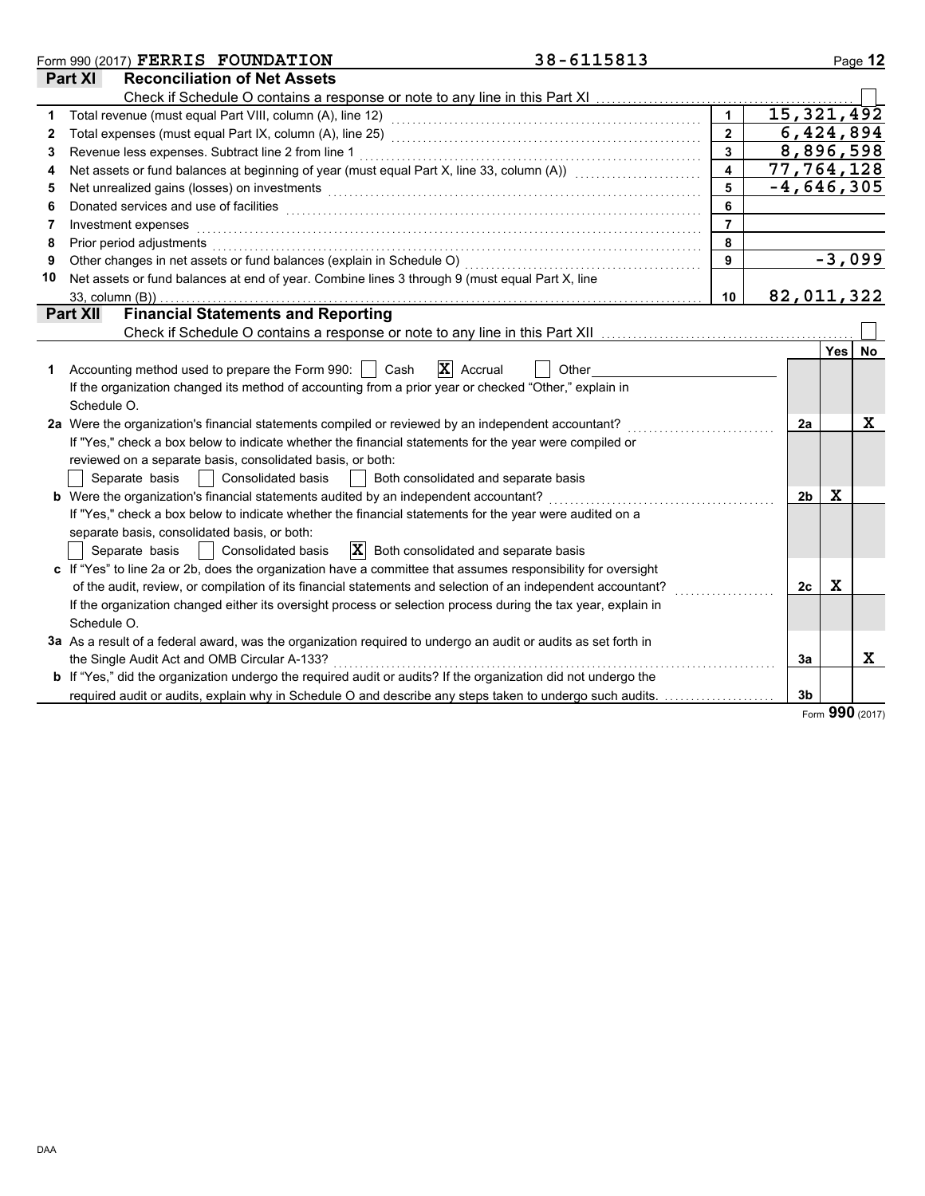Form 990 (2017) **FERRIS FOUNDATION** 38-6115813

## Part XI — Reconciliation of Net Assets

Check if Schedule O contains a response or note to any line in this Part XI ☐

| | | | |
|---|---|---|---|
| 1 | Total revenue (must equal Part VIII, column (A), line 12) | 1 | 15,321,492 |
| 2 | Total expenses (must equal Part IX, column (A), line 25) | 2 | 6,424,894 |
| 3 | Revenue less expenses. Subtract line 2 from line 1 | 3 | 8,896,598 |
| 4 | Net assets or fund balances at beginning of year (must equal Part X, line 33, column (A)) | 4 | 77,764,128 |
| 5 | Net unrealized gains (losses) on investments | 5 | -4,646,305 |
| 6 | Donated services and use of facilities | 6 | |
| 7 | Investment expenses | 7 | |
| 8 | Prior period adjustments | 8 | |
| 9 | Other changes in net assets or fund balances (explain in Schedule O) | 9 | -3,099 |
| 10 | Net assets or fund balances at end of year. Combine lines 3 through 9 (must equal Part X, line 33, column (B)) | 10 | 82,011,322 |

## Part XII — Financial Statements and Reporting

Check if Schedule O contains a response or note to any line in this Part XII ☐

| | | | Yes | No |
|---|---|---|---|---|
| 1 | Accounting method used to prepare the Form 990: ☐ Cash ☒ Accrual ☐ Other<br>If the organization changed its method of accounting from a prior year or checked "Other," explain in Schedule O. | | | |
| 2a | Were the organization's financial statements compiled or reviewed by an independent accountant?<br>If "Yes," check a box below to indicate whether the financial statements for the year were compiled or reviewed on a separate basis, consolidated basis, or both:<br>☐ Separate basis ☐ Consolidated basis ☐ Both consolidated and separate basis | 2a | | X |
| b | Were the organization's financial statements audited by an independent accountant?<br>If "Yes," check a box below to indicate whether the financial statements for the year were audited on a separate basis, consolidated basis, or both:<br>☐ Separate basis ☐ Consolidated basis ☒ Both consolidated and separate basis | 2b | X | |
| c | If "Yes" to line 2a or 2b, does the organization have a committee that assumes responsibility for oversight of the audit, review, or compilation of its financial statements and selection of an independent accountant?<br>If the organization changed either its oversight process or selection process during the tax year, explain in Schedule O. | 2c | X | |
| 3a | As a result of a federal award, was the organization required to undergo an audit or audits as set forth in the Single Audit Act and OMB Circular A-133? | 3a | | X |
| b | If "Yes," did the organization undergo the required audit or audits? If the organization did not undergo the required audit or audits, explain why in Schedule O and describe any steps taken to undergo such audits. | 3b | | |

Form **990** (2017)

DAA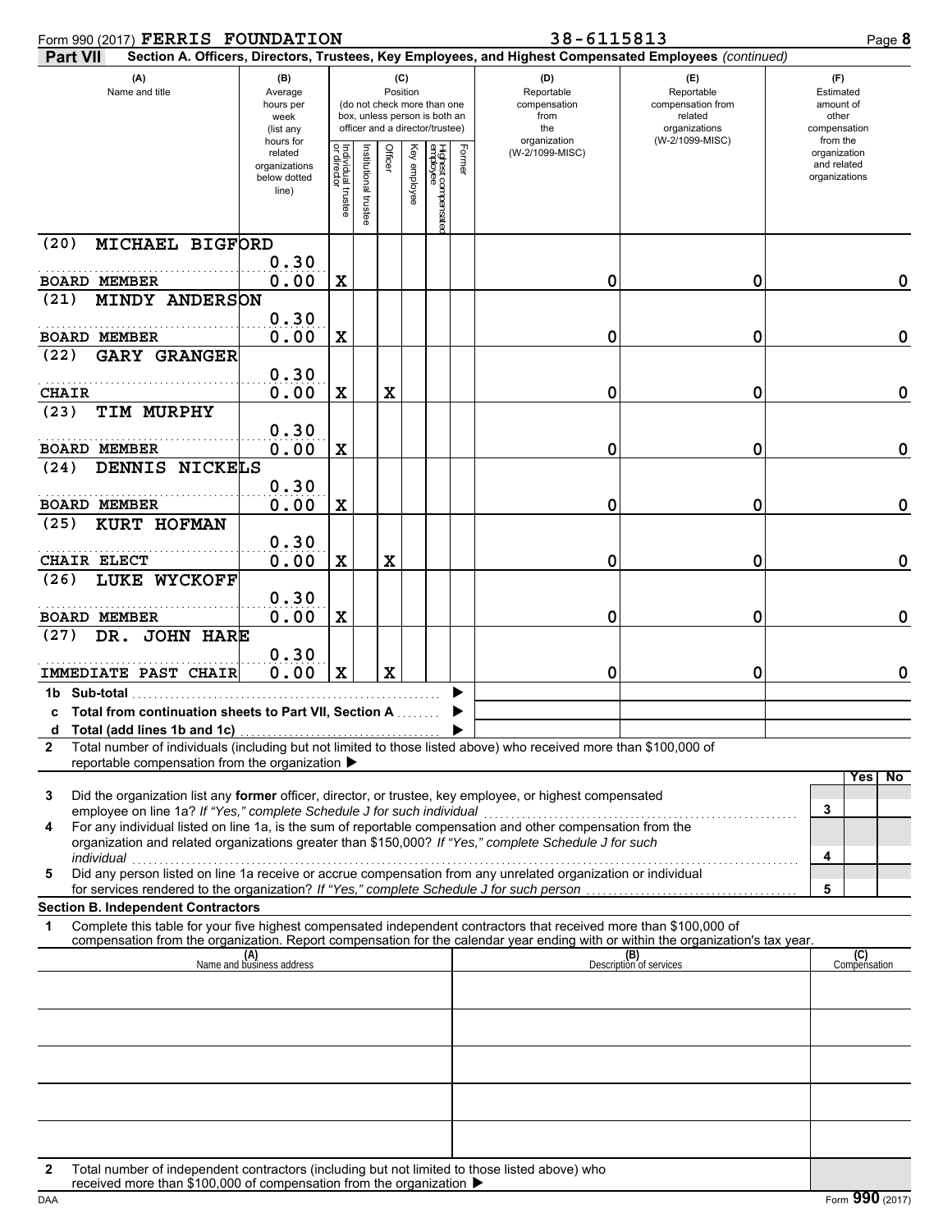Form 990 (2017) **FERRIS FOUNDATION** 38-6115813

**Part VII** **Section A. Officers, Directors, Trustees, Key Employees, and Highest Compensated Employees** *(continued)*

| (A) Name and title | (B) Average hours per week (list any hours for related organizations below dotted line) | (C) Position: Individual trustee or director | Institutional trustee | Officer | Key employee | Highest compensated employee | Former | (D) Reportable compensation from the organization (W-2/1099-MISC) | (E) Reportable compensation from related organizations (W-2/1099-MISC) | (F) Estimated amount of other compensation from the organization and related organizations |
|---|---|---|---|---|---|---|---|---|---|---|
| (20) MICHAEL BIGFORD<br>BOARD MEMBER | 0.30<br>0.00 | X | | | | | | 0 | 0 | 0 |
| (21) MINDY ANDERSON<br>BOARD MEMBER | 0.30<br>0.00 | X | | | | | | 0 | 0 | 0 |
| (22) GARY GRANGER<br>CHAIR | 0.30<br>0.00 | X | | X | | | | 0 | 0 | 0 |
| (23) TIM MURPHY<br>BOARD MEMBER | 0.30<br>0.00 | X | | | | | | 0 | 0 | 0 |
| (24) DENNIS NICKELS<br>BOARD MEMBER | 0.30<br>0.00 | X | | | | | | 0 | 0 | 0 |
| (25) KURT HOFMAN<br>CHAIR ELECT | 0.30<br>0.00 | X | | X | | | | 0 | 0 | 0 |
| (26) LUKE WYCKOFF<br>BOARD MEMBER | 0.30<br>0.00 | X | | | | | | 0 | 0 | 0 |
| (27) DR. JOHN HARE<br>IMMEDIATE PAST CHAIR | 0.30<br>0.00 | X | | X | | | | 0 | 0 | 0 |
| **1b Sub-total** ▶ | | | | | | | | | | |
| **c Total from continuation sheets to Part VII, Section A** ▶ | | | | | | | | | | |
| **d Total (add lines 1b and 1c)** ▶ | | | | | | | | | | |

**2** Total number of individuals (including but not limited to those listed above) who received more than $100,000 of reportable compensation from the organization ▶

| | | Yes | No |
|---|---|---|---|
| **3** Did the organization list any **former** officer, director, or trustee, key employee, or highest compensated employee on line 1a? *If "Yes," complete Schedule J for such individual* | 3 | | |
| **4** For any individual listed on line 1a, is the sum of reportable compensation and other compensation from the organization and related organizations greater than $150,000? *If "Yes," complete Schedule J for such individual* | 4 | | |
| **5** Did any person listed on line 1a receive or accrue compensation from any unrelated organization or individual for services rendered to the organization? *If "Yes," complete Schedule J for such person* | 5 | | |

**Section B. Independent Contractors**

**1** Complete this table for your five highest compensated independent contractors that received more than $100,000 of compensation from the organization. Report compensation for the calendar year ending with or within the organization's tax year.

| (A) Name and business address | (B) Description of services | (C) Compensation |
|---|---|---|
| | | |
| | | |
| | | |
| | | |
| | | |

**2** Total number of independent contractors (including but not limited to those listed above) who received more than $100,000 of compensation from the organization ▶

DAA Form **990** (2017)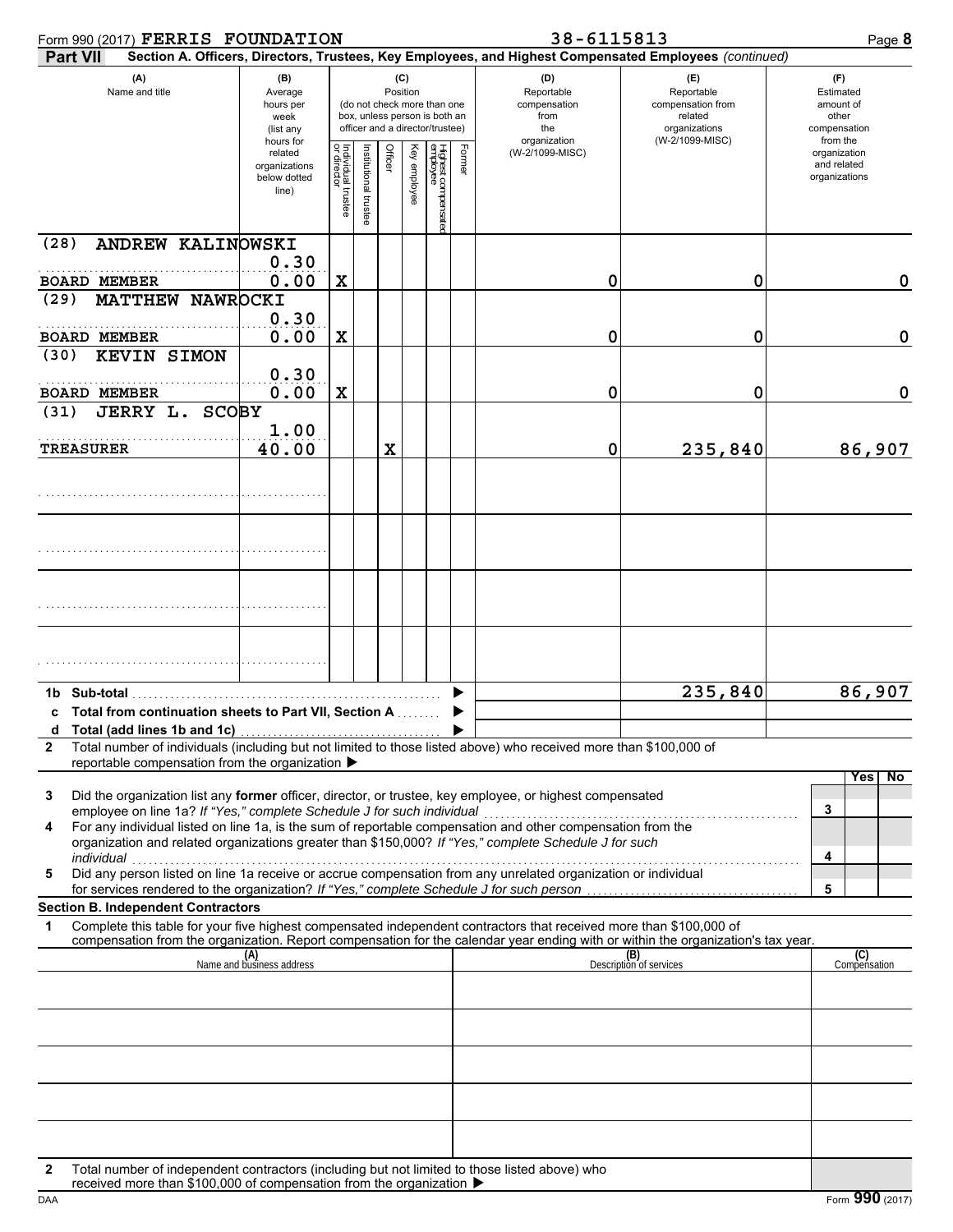Form 990 (2017) **FERRIS FOUNDATION** 38-6115813

**Part VII** **Section A. Officers, Directors, Trustees, Key Employees, and Highest Compensated Employees** *(continued)*

| (A) Name and title | (B) Average hours per week (list any hours for related organizations below dotted line) | (C) Position: Individual trustee or director | Institutional trustee | Officer | Key employee | Highest compensated employee | Former | (D) Reportable compensation from the organization (W-2/1099-MISC) | (E) Reportable compensation from related organizations (W-2/1099-MISC) | (F) Estimated amount of other compensation from the organization and related organizations |
|---|---|---|---|---|---|---|---|---|---|---|
| (28) ANDREW KALINOWSKI<br>BOARD MEMBER | 0.30<br>0.00 | X | | | | | | 0 | 0 | 0 |
| (29) MATTHEW NAWROCKI<br>BOARD MEMBER | 0.30<br>0.00 | X | | | | | | 0 | 0 | 0 |
| (30) KEVIN SIMON<br>BOARD MEMBER | 0.30<br>0.00 | X | | | | | | 0 | 0 | 0 |
| (31) JERRY L. SCOBY<br>TREASURER | 1.00<br>40.00 | | | X | | | | 0 | 235,840 | 86,907 |
| | | | | | | | | | | |
| | | | | | | | | | | |
| | | | | | | | | | | |
| | | | | | | | | | | |

| | | (D) | (E) | (F) |
|---|---|---|---|---|
| **1b** | **Sub-total** | | 235,840 | 86,907 |
| **c** | **Total from continuation sheets to Part VII, Section A** | | | |
| **d** | **Total (add lines 1b and 1c)** | | | |

**2** Total number of individuals (including but not limited to those listed above) who received more than $100,000 of reportable compensation from the organization ▶

| | | | Yes | No |
|---|---|---|---|---|
| **3** | Did the organization list any **former** officer, director, or trustee, key employee, or highest compensated employee on line 1a? *If "Yes," complete Schedule J for such individual* | 3 | | |
| **4** | For any individual listed on line 1a, is the sum of reportable compensation and other compensation from the organization and related organizations greater than $150,000? *If "Yes," complete Schedule J for such individual* | 4 | | |
| **5** | Did any person listed on line 1a receive or accrue compensation from any unrelated organization or individual for services rendered to the organization? *If "Yes," complete Schedule J for such person* | 5 | | |

**Section B. Independent Contractors**

**1** Complete this table for your five highest compensated independent contractors that received more than $100,000 of compensation from the organization. Report compensation for the calendar year ending with or within the organization's tax year.

| (A) Name and business address | (B) Description of services | (C) Compensation |
|---|---|---|
| | | |
| | | |
| | | |
| | | |
| | | |

**2** Total number of independent contractors (including but not limited to those listed above) who received more than $100,000 of compensation from the organization ▶

DAA Form **990** (2017)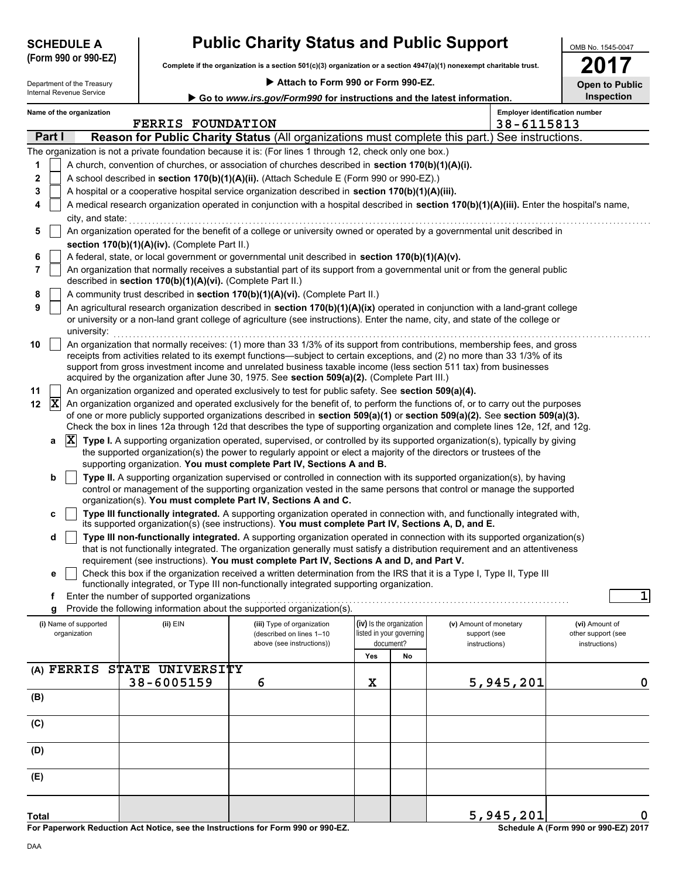**SCHEDULE A (Form 990 or 990-EZ)**

Department of the Treasury
Internal Revenue Service

# Public Charity Status and Public Support

**Complete if the organization is a section 501(c)(3) organization or a section 4947(a)(1) nonexempt charitable trust.**

▶ **Attach to Form 990 or Form 990-EZ.**

▶ **Go to *www.irs.gov/Form990* for instructions and the latest information.**

OMB No. 1545-0047

**2017**

**Open to Public Inspection**

**Name of the organization:** FERRIS FOUNDATION

**Employer identification number:** 38-6115813

## Part I — Reason for Public Charity Status (All organizations must complete this part.) See instructions.

The organization is not a private foundation because it is: (For lines 1 through 12, check only one box.)

1. [ ] A church, convention of churches, or association of churches described in **section 170(b)(1)(A)(i).**
2. [ ] A school described in **section 170(b)(1)(A)(ii).** (Attach Schedule E (Form 990 or 990-EZ).)
3. [ ] A hospital or a cooperative hospital service organization described in **section 170(b)(1)(A)(iii).**
4. [ ] A medical research organization operated in conjunction with a hospital described in **section 170(b)(1)(A)(iii).** Enter the hospital's name, city, and state:
5. [ ] An organization operated for the benefit of a college or university owned or operated by a governmental unit described in **section 170(b)(1)(A)(iv).** (Complete Part II.)
6. [ ] A federal, state, or local government or governmental unit described in **section 170(b)(1)(A)(v).**
7. [ ] An organization that normally receives a substantial part of its support from a governmental unit or from the general public described in **section 170(b)(1)(A)(vi).** (Complete Part II.)
8. [ ] A community trust described in **section 170(b)(1)(A)(vi).** (Complete Part II.)
9. [ ] An agricultural research organization described in **section 170(b)(1)(A)(ix)** operated in conjunction with a land-grant college or university or a non-land grant college of agriculture (see instructions). Enter the name, city, and state of the college or university:
10. [ ] An organization that normally receives: (1) more than 33 1/3% of its support from contributions, membership fees, and gross receipts from activities related to its exempt functions—subject to certain exceptions, and (2) no more than 33 1/3% of its support from gross investment income and unrelated business taxable income (less section 511 tax) from businesses acquired by the organization after June 30, 1975. See **section 509(a)(2).** (Complete Part III.)
11. [ ] An organization organized and operated exclusively to test for public safety. See **section 509(a)(4).**
12. [X] An organization organized and operated exclusively for the benefit of, to perform the functions of, or to carry out the purposes of one or more publicly supported organizations described in **section 509(a)(1)** or **section 509(a)(2).** See **section 509(a)(3).** Check the box in lines 12a through 12d that describes the type of supporting organization and complete lines 12e, 12f, and 12g.
   - **a** [X] **Type I.** A supporting organization operated, supervised, or controlled by its supported organization(s), typically by giving the supported organization(s) the power to regularly appoint or elect a majority of the directors or trustees of the supporting organization. **You must complete Part IV, Sections A and B.**
   - **b** [ ] **Type II.** A supporting organization supervised or controlled in connection with its supported organization(s), by having control or management of the supporting organization vested in the same persons that control or manage the supported organization(s). **You must complete Part IV, Sections A and C.**
   - **c** [ ] **Type III functionally integrated.** A supporting organization operated in connection with, and functionally integrated with, its supported organization(s) (see instructions). **You must complete Part IV, Sections A, D, and E.**
   - **d** [ ] **Type III non-functionally integrated.** A supporting organization operated in connection with its supported organization(s) that is not functionally integrated. The organization generally must satisfy a distribution requirement and an attentiveness requirement (see instructions). **You must complete Part IV, Sections A and D, and Part V.**
   - **e** [ ] Check this box if the organization received a written determination from the IRS that it is a Type I, Type II, Type III functionally integrated, or Type III non-functionally integrated supporting organization.
   - **f** Enter the number of supported organizations: 1
   - **g** Provide the following information about the supported organization(s).

| (i) Name of supported organization | (ii) EIN | (iii) Type of organization (described on lines 1–10 above (see instructions)) | (iv) Is the organization listed in your governing document? Yes | No | (v) Amount of monetary support (see instructions) | (vi) Amount of other support (see instructions) |
|---|---|---|---|---|---|---|
| (A) FERRIS STATE UNIVERSITY | 38-6005159 | 6 | X | | 5,945,201 | 0 |
| (B) | | | | | | |
| (C) | | | | | | |
| (D) | | | | | | |
| (E) | | | | | | |
| **Total** | | | | | 5,945,201 | 0 |

**For Paperwork Reduction Act Notice, see the Instructions for Form 990 or 990-EZ.**

**Schedule A (Form 990 or 990-EZ) 2017**

DAA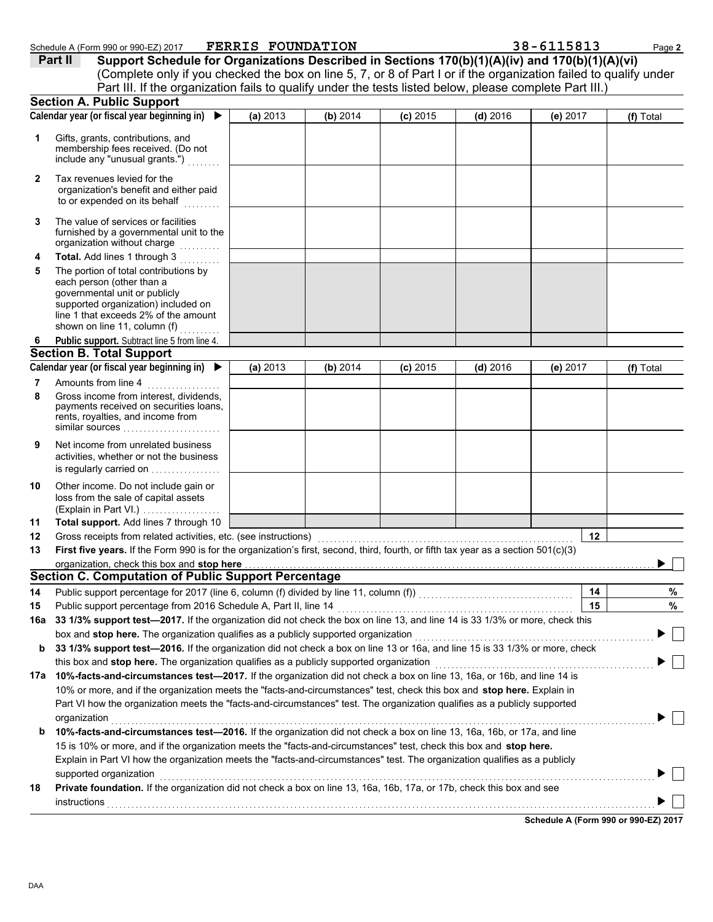Schedule A (Form 990 or 990-EZ) 2017 **FERRIS FOUNDATION** 38-6115813

**Part II** **Support Schedule for Organizations Described in Sections 170(b)(1)(A)(iv) and 170(b)(1)(A)(vi)**
(Complete only if you checked the box on line 5, 7, or 8 of Part I or if the organization failed to qualify under Part III. If the organization fails to qualify under the tests listed below, please complete Part III.)

## Section A. Public Support

| Calendar year (or fiscal year beginning in) ▶ | (a) 2013 | (b) 2014 | (c) 2015 | (d) 2016 | (e) 2017 | (f) Total |
|---|---|---|---|---|---|---|
| 1 Gifts, grants, contributions, and membership fees received. (Do not include any "unusual grants.") | | | | | | |
| 2 Tax revenues levied for the organization's benefit and either paid to or expended on its behalf | | | | | | |
| 3 The value of services or facilities furnished by a governmental unit to the organization without charge | | | | | | |
| 4 **Total.** Add lines 1 through 3 | | | | | | |
| 5 The portion of total contributions by each person (other than a governmental unit or publicly supported organization) included on line 1 that exceeds 2% of the amount shown on line 11, column (f) | | | | | | |
| 6 **Public support.** Subtract line 5 from line 4. | | | | | | |

## Section B. Total Support

| Calendar year (or fiscal year beginning in) ▶ | (a) 2013 | (b) 2014 | (c) 2015 | (d) 2016 | (e) 2017 | (f) Total |
|---|---|---|---|---|---|---|
| 7 Amounts from line 4 | | | | | | |
| 8 Gross income from interest, dividends, payments received on securities loans, rents, royalties, and income from similar sources | | | | | | |
| 9 Net income from unrelated business activities, whether or not the business is regularly carried on | | | | | | |
| 10 Other income. Do not include gain or loss from the sale of capital assets (Explain in Part VI.) | | | | | | |
| 11 **Total support.** Add lines 7 through 10 | | | | | | |

12 Gross receipts from related activities, etc. (see instructions) | 12 |

13 **First five years.** If the Form 990 is for the organization's first, second, third, fourth, or fifth tax year as a section 501(c)(3) organization, check this box and **stop here** ▶ ☐

## Section C. Computation of Public Support Percentage

14 Public support percentage for 2017 (line 6, column (f) divided by line 11, column (f)) | 14 | %

15 Public support percentage from 2016 Schedule A, Part II, line 14 | 15 | %

16a **33 1/3% support test—2017.** If the organization did not check the box on line 13, and line 14 is 33 1/3% or more, check this box and **stop here.** The organization qualifies as a publicly supported organization ▶ ☐

b **33 1/3% support test—2016.** If the organization did not check a box on line 13 or 16a, and line 15 is 33 1/3% or more, check this box and **stop here.** The organization qualifies as a publicly supported organization ▶ ☐

17a **10%-facts-and-circumstances test—2017.** If the organization did not check a box on line 13, 16a, or 16b, and line 14 is 10% or more, and if the organization meets the "facts-and-circumstances" test, check this box and **stop here.** Explain in Part VI how the organization meets the "facts-and-circumstances" test. The organization qualifies as a publicly supported organization ▶ ☐

b **10%-facts-and-circumstances test—2016.** If the organization did not check a box on line 13, 16a, 16b, or 17a, and line 15 is 10% or more, and if the organization meets the "facts-and-circumstances" test, check this box and **stop here.** Explain in Part VI how the organization meets the "facts-and-circumstances" test. The organization qualifies as a publicly supported organization ▶ ☐

18 **Private foundation.** If the organization did not check a box on line 13, 16a, 16b, 17a, or 17b, check this box and see instructions ▶ ☐

**Schedule A (Form 990 or 990-EZ) 2017**

DAA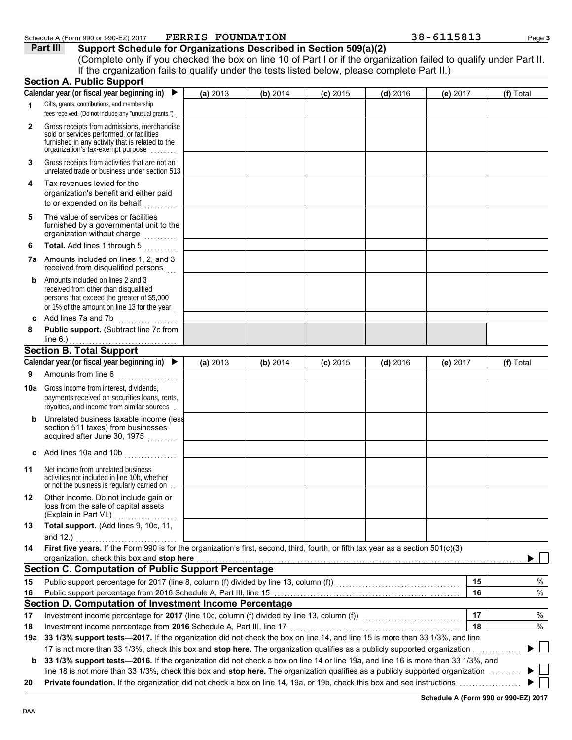Schedule A (Form 990 or 990-EZ) 2017 FERRIS FOUNDATION 38-6115813

## Part III Support Schedule for Organizations Described in Section 509(a)(2)

(Complete only if you checked the box on line 10 of Part I or if the organization failed to qualify under Part II. If the organization fails to qualify under the tests listed below, please complete Part II.)

### Section A. Public Support

| Calendar year (or fiscal year beginning in) ▶ | (a) 2013 | (b) 2014 | (c) 2015 | (d) 2016 | (e) 2017 | (f) Total |
|---|---|---|---|---|---|---|
| **1** Gifts, grants, contributions, and membership fees received. (Do not include any "unusual grants.") | | | | | | |
| **2** Gross receipts from admissions, merchandise sold or services performed, or facilities furnished in any activity that is related to the organization's tax-exempt purpose | | | | | | |
| **3** Gross receipts from activities that are not an unrelated trade or business under section 513 | | | | | | |
| **4** Tax revenues levied for the organization's benefit and either paid to or expended on its behalf | | | | | | |
| **5** The value of services or facilities furnished by a governmental unit to the organization without charge | | | | | | |
| **6** **Total.** Add lines 1 through 5 | | | | | | |
| **7a** Amounts included on lines 1, 2, and 3 received from disqualified persons | | | | | | |
| **b** Amounts included on lines 2 and 3 received from other than disqualified persons that exceed the greater of $5,000 or 1% of the amount on line 13 for the year | | | | | | |
| **c** Add lines 7a and 7b | | | | | | |
| **8** **Public support.** (Subtract line 7c from line 6.) | | | | | | |

### Section B. Total Support

| Calendar year (or fiscal year beginning in) ▶ | (a) 2013 | (b) 2014 | (c) 2015 | (d) 2016 | (e) 2017 | (f) Total |
|---|---|---|---|---|---|---|
| **9** Amounts from line 6 | | | | | | |
| **10a** Gross income from interest, dividends, payments received on securities loans, rents, royalties, and income from similar sources | | | | | | |
| **b** Unrelated business taxable income (less section 511 taxes) from businesses acquired after June 30, 1975 | | | | | | |
| **c** Add lines 10a and 10b | | | | | | |
| **11** Net income from unrelated business activities not included in line 10b, whether or not the business is regularly carried on | | | | | | |
| **12** Other income. Do not include gain or loss from the sale of capital assets (Explain in Part VI.) | | | | | | |
| **13** **Total support.** (Add lines 9, 10c, 11, and 12.) | | | | | | |

**14** **First five years.** If the Form 990 is for the organization's first, second, third, fourth, or fifth tax year as a section 501(c)(3) organization, check this box and **stop here** ▶ ☐

### Section C. Computation of Public Support Percentage

| | | | |
|---|---|---|---|
| **15** | Public support percentage for 2017 (line 8, column (f) divided by line 13, column (f)) | **15** | % |
| **16** | Public support percentage from 2016 Schedule A, Part III, line 15 | **16** | % |

### Section D. Computation of Investment Income Percentage

| | | | |
|---|---|---|---|
| **17** | Investment income percentage for **2017** (line 10c, column (f) divided by line 13, column (f)) | **17** | % |
| **18** | Investment income percentage from **2016** Schedule A, Part III, line 17 | **18** | % |

**19a** **33 1/3% support tests—2017.** If the organization did not check the box on line 14, and line 15 is more than 33 1/3%, and line 17 is not more than 33 1/3%, check this box and **stop here.** The organization qualifies as a publicly supported organization ▶ ☐

**b** **33 1/3% support tests—2016.** If the organization did not check a box on line 14 or line 19a, and line 16 is more than 33 1/3%, and line 18 is not more than 33 1/3%, check this box and **stop here.** The organization qualifies as a publicly supported organization ▶ ☐

**20** **Private foundation.** If the organization did not check a box on line 14, 19a, or 19b, check this box and see instructions ▶ ☐

**Schedule A (Form 990 or 990-EZ) 2017**

DAA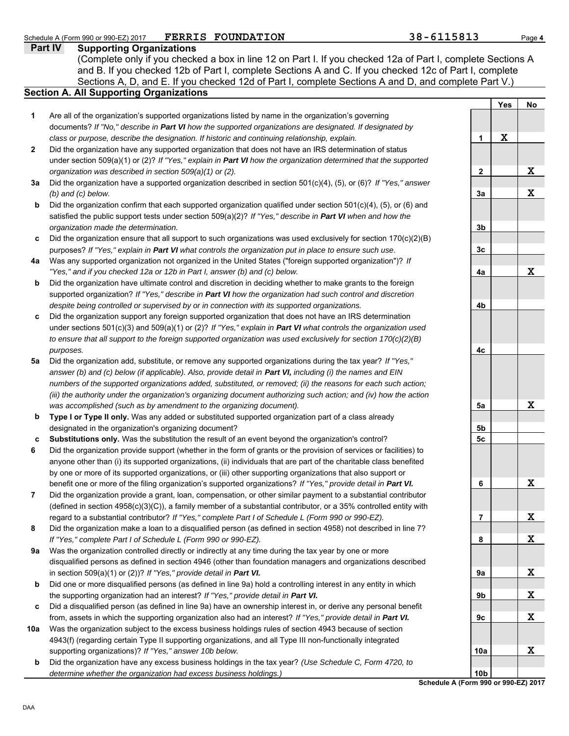Schedule A (Form 990 or 990-EZ) 2017 FERRIS FOUNDATION 38-6115813

## Part IV Supporting Organizations

(Complete only if you checked a box in line 12 on Part I. If you checked 12a of Part I, complete Sections A and B. If you checked 12b of Part I, complete Sections A and C. If you checked 12c of Part I, complete Sections A, D, and E. If you checked 12d of Part I, complete Sections A and D, and complete Part V.)

### Section A. All Supporting Organizations

| | | Line | Yes | No |
|---|---|---|---|---|
| **1** | Are all of the organization's supported organizations listed by name in the organization's governing documents? *If "No," describe in **Part VI** how the supported organizations are designated. If designated by class or purpose, describe the designation. If historic and continuing relationship, explain.* | 1 | X | |
| **2** | Did the organization have any supported organization that does not have an IRS determination of status under section 509(a)(1) or (2)? *If "Yes," explain in **Part VI** how the organization determined that the supported organization was described in section 509(a)(1) or (2).* | 2 | | X |
| **3a** | Did the organization have a supported organization described in section 501(c)(4), (5), or (6)? *If "Yes," answer (b) and (c) below.* | 3a | | X |
| **b** | Did the organization confirm that each supported organization qualified under section 501(c)(4), (5), or (6) and satisfied the public support tests under section 509(a)(2)? *If "Yes," describe in **Part VI** when and how the organization made the determination.* | 3b | | |
| **c** | Did the organization ensure that all support to such organizations was used exclusively for section 170(c)(2)(B) purposes? *If "Yes," explain in **Part VI** what controls the organization put in place to ensure such use.* | 3c | | |
| **4a** | Was any supported organization not organized in the United States ("foreign supported organization")? *If "Yes," and if you checked 12a or 12b in Part I, answer (b) and (c) below.* | 4a | | X |
| **b** | Did the organization have ultimate control and discretion in deciding whether to make grants to the foreign supported organization? *If "Yes," describe in **Part VI** how the organization had such control and discretion despite being controlled or supervised by or in connection with its supported organizations.* | 4b | | |
| **c** | Did the organization support any foreign supported organization that does not have an IRS determination under sections 501(c)(3) and 509(a)(1) or (2)? *If "Yes," explain in **Part VI** what controls the organization used to ensure that all support to the foreign supported organization was used exclusively for section 170(c)(2)(B) purposes.* | 4c | | |
| **5a** | Did the organization add, substitute, or remove any supported organizations during the tax year? *If "Yes," answer (b) and (c) below (if applicable). Also, provide detail in **Part VI,** including (i) the names and EIN numbers of the supported organizations added, substituted, or removed; (ii) the reasons for each such action; (iii) the authority under the organization's organizing document authorizing such action; and (iv) how the action was accomplished (such as by amendment to the organizing document).* | 5a | | X |
| **b** | **Type I or Type II only.** Was any added or substituted supported organization part of a class already designated in the organization's organizing document? | 5b | | |
| **c** | **Substitutions only.** Was the substitution the result of an event beyond the organization's control? | 5c | | |
| **6** | Did the organization provide support (whether in the form of grants or the provision of services or facilities) to anyone other than (i) its supported organizations, (ii) individuals that are part of the charitable class benefited by one or more of its supported organizations, or (iii) other supporting organizations that also support or benefit one or more of the filing organization's supported organizations? *If "Yes," provide detail in **Part VI.*** | 6 | | X |
| **7** | Did the organization provide a grant, loan, compensation, or other similar payment to a substantial contributor (defined in section 4958(c)(3)(C)), a family member of a substantial contributor, or a 35% controlled entity with regard to a substantial contributor? *If "Yes," complete Part I of Schedule L (Form 990 or 990-EZ).* | 7 | | X |
| **8** | Did the organization make a loan to a disqualified person (as defined in section 4958) not described in line 7? *If "Yes," complete Part I of Schedule L (Form 990 or 990-EZ).* | 8 | | X |
| **9a** | Was the organization controlled directly or indirectly at any time during the tax year by one or more disqualified persons as defined in section 4946 (other than foundation managers and organizations described in section 509(a)(1) or (2))? *If "Yes," provide detail in **Part VI.*** | 9a | | X |
| **b** | Did one or more disqualified persons (as defined in line 9a) hold a controlling interest in any entity in which the supporting organization had an interest? *If "Yes," provide detail in **Part VI.*** | 9b | | X |
| **c** | Did a disqualified person (as defined in line 9a) have an ownership interest in, or derive any personal benefit from, assets in which the supporting organization also had an interest? *If "Yes," provide detail in **Part VI.*** | 9c | | X |
| **10a** | Was the organization subject to the excess business holdings rules of section 4943 because of section 4943(f) (regarding certain Type II supporting organizations, and all Type III non-functionally integrated supporting organizations)? *If "Yes," answer 10b below.* | 10a | | X |
| **b** | Did the organization have any excess business holdings in the tax year? *(Use Schedule C, Form 4720, to determine whether the organization had excess business holdings.)* | 10b | | |

**Schedule A (Form 990 or 990-EZ) 2017**

DAA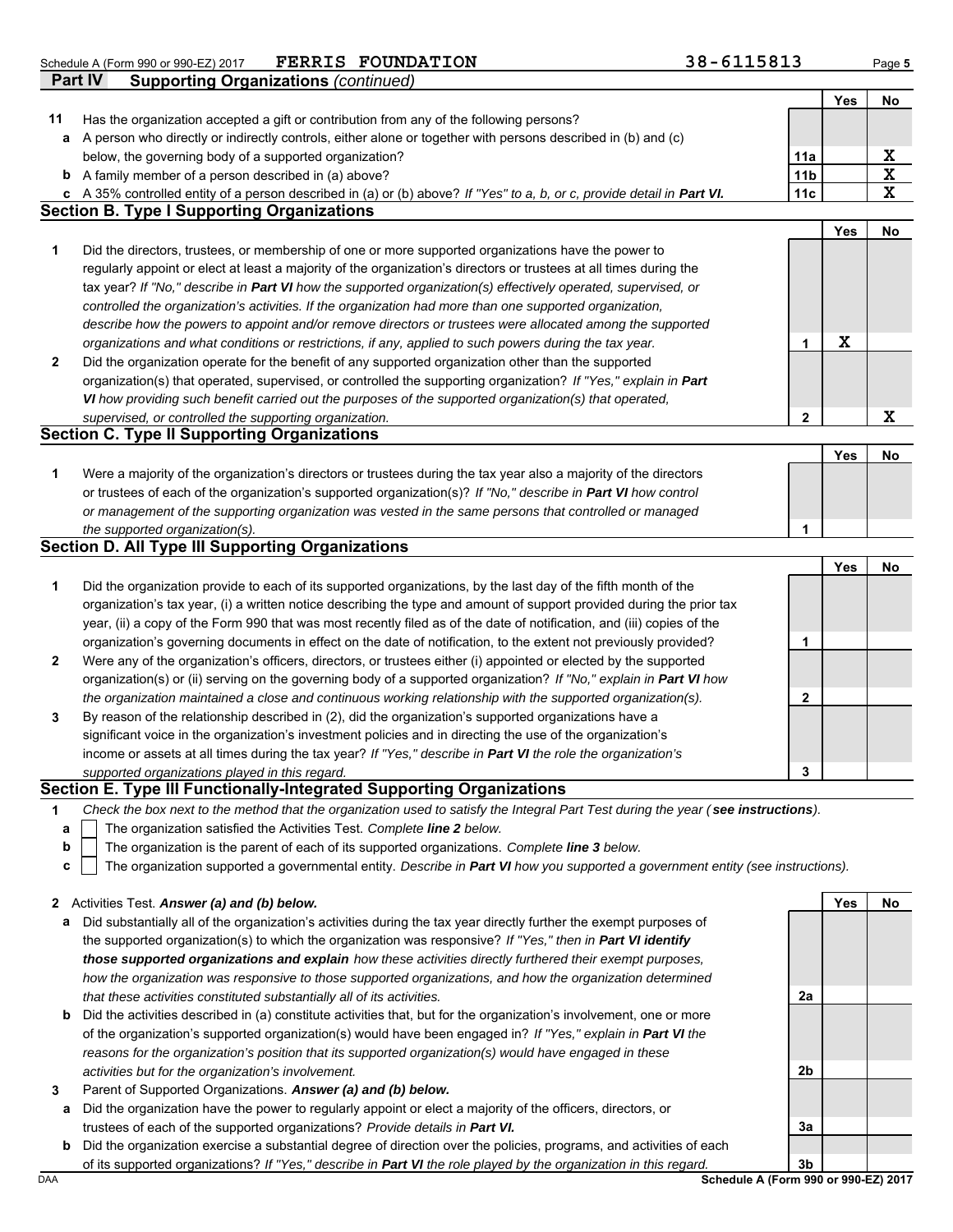Schedule A (Form 990 or 990-EZ) 2017 FERRIS FOUNDATION 38-6115813

**Part IV Supporting Organizations** *(continued)*

| | | | Yes | No |
|---|---|---|---|---|
| **11** | Has the organization accepted a gift or contribution from any of the following persons? | | | |
| **a** | A person who directly or indirectly controls, either alone or together with persons described in (b) and (c) below, the governing body of a supported organization? | 11a | | X |
| **b** | A family member of a person described in (a) above? | 11b | | X |
| **c** | A 35% controlled entity of a person described in (a) or (b) above? *If "Yes" to a, b, or c, provide detail in **Part VI.*** | 11c | | X |

## Section B. Type I Supporting Organizations

| | | | Yes | No |
|---|---|---|---|---|
| **1** | Did the directors, trustees, or membership of one or more supported organizations have the power to regularly appoint or elect at least a majority of the organization's directors or trustees at all times during the tax year? *If "No," describe in **Part VI** how the supported organization(s) effectively operated, supervised, or controlled the organization's activities. If the organization had more than one supported organization, describe how the powers to appoint and/or remove directors or trustees were allocated among the supported organizations and what conditions or restrictions, if any, applied to such powers during the tax year.* | 1 | X | |
| **2** | Did the organization operate for the benefit of any supported organization other than the supported organization(s) that operated, supervised, or controlled the supporting organization? *If "Yes," explain in **Part VI** how providing such benefit carried out the purposes of the supported organization(s) that operated, supervised, or controlled the supporting organization.* | 2 | | X |

## Section C. Type II Supporting Organizations

| | | | Yes | No |
|---|---|---|---|---|
| **1** | Were a majority of the organization's directors or trustees during the tax year also a majority of the directors or trustees of each of the organization's supported organization(s)? *If "No," describe in **Part VI** how control or management of the supporting organization was vested in the same persons that controlled or managed the supported organization(s).* | 1 | | |

## Section D. All Type III Supporting Organizations

| | | | Yes | No |
|---|---|---|---|---|
| **1** | Did the organization provide to each of its supported organizations, by the last day of the fifth month of the organization's tax year, (i) a written notice describing the type and amount of support provided during the prior tax year, (ii) a copy of the Form 990 that was most recently filed as of the date of notification, and (iii) copies of the organization's governing documents in effect on the date of notification, to the extent not previously provided? | 1 | | |
| **2** | Were any of the organization's officers, directors, or trustees either (i) appointed or elected by the supported organization(s) or (ii) serving on the governing body of a supported organization? *If "No," explain in **Part VI** how the organization maintained a close and continuous working relationship with the supported organization(s).* | 2 | | |
| **3** | By reason of the relationship described in (2), did the organization's supported organizations have a significant voice in the organization's investment policies and in directing the use of the organization's income or assets at all times during the tax year? *If "Yes," describe in **Part VI** the role the organization's supported organizations played in this regard.* | 3 | | |

## Section E. Type III Functionally-Integrated Supporting Organizations

**1** *Check the box next to the method that the organization used to satisfy the Integral Part Test during the year (**see instructions**).*

- **a** ☐ The organization satisfied the Activities Test. *Complete **line 2** below.*
- **b** ☐ The organization is the parent of each of its supported organizations. *Complete **line 3** below.*
- **c** ☐ The organization supported a governmental entity. *Describe in **Part VI** how you supported a government entity (see instructions).*

| | | | Yes | No |
|---|---|---|---|---|
| **2** | Activities Test. ***Answer (a) and (b) below.*** | | | |
| **a** | Did substantially all of the organization's activities during the tax year directly further the exempt purposes of the supported organization(s) to which the organization was responsive? *If "Yes," then in **Part VI identify those supported organizations and explain** how these activities directly furthered their exempt purposes, how the organization was responsive to those supported organizations, and how the organization determined that these activities constituted substantially all of its activities.* | 2a | | |
| **b** | Did the activities described in (a) constitute activities that, but for the organization's involvement, one or more of the organization's supported organization(s) would have been engaged in? *If "Yes," explain in **Part VI** the reasons for the organization's position that its supported organization(s) would have engaged in these activities but for the organization's involvement.* | 2b | | |
| **3** | Parent of Supported Organizations. ***Answer (a) and (b) below.*** | | | |
| **a** | Did the organization have the power to regularly appoint or elect a majority of the officers, directors, or trustees of each of the supported organizations? *Provide details in **Part VI.*** | 3a | | |
| **b** | Did the organization exercise a substantial degree of direction over the policies, programs, and activities of each of its supported organizations? *If "Yes," describe in **Part VI** the role played by the organization in this regard.* | 3b | | |

DAA Schedule A (Form 990 or 990-EZ) 2017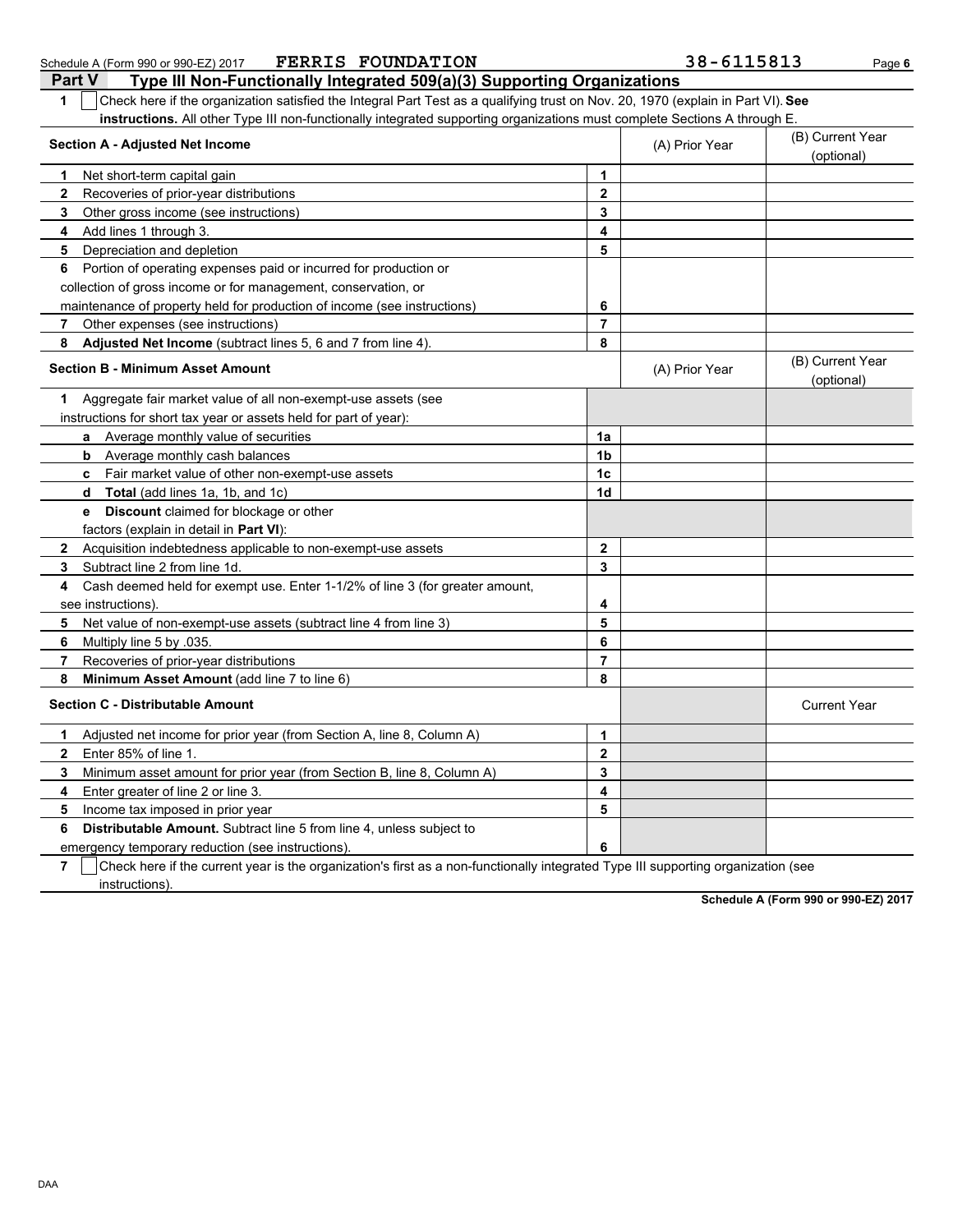Schedule A (Form 990 or 990-EZ) 2017 FERRIS FOUNDATION 38-6115813 Page 6

## Part V Type III Non-Functionally Integrated 509(a)(3) Supporting Organizations

1 ☐ Check here if the organization satisfied the Integral Part Test as a qualifying trust on Nov. 20, 1970 (explain in Part VI). **See instructions.** All other Type III non-functionally integrated supporting organizations must complete Sections A through E.

| **Section A - Adjusted Net Income** | | (A) Prior Year | (B) Current Year (optional) |
|---|---|---|---|
| 1 Net short-term capital gain | 1 | | |
| 2 Recoveries of prior-year distributions | 2 | | |
| 3 Other gross income (see instructions) | 3 | | |
| 4 Add lines 1 through 3. | 4 | | |
| 5 Depreciation and depletion | 5 | | |
| 6 Portion of operating expenses paid or incurred for production or collection of gross income or for management, conservation, or maintenance of property held for production of income (see instructions) | 6 | | |
| 7 Other expenses (see instructions) | 7 | | |
| 8 **Adjusted Net Income** (subtract lines 5, 6 and 7 from line 4). | 8 | | |

| **Section B - Minimum Asset Amount** | | (A) Prior Year | (B) Current Year (optional) |
|---|---|---|---|
| 1 Aggregate fair market value of all non-exempt-use assets (see instructions for short tax year or assets held for part of year): | | | |
| a Average monthly value of securities | 1a | | |
| b Average monthly cash balances | 1b | | |
| c Fair market value of other non-exempt-use assets | 1c | | |
| d **Total** (add lines 1a, 1b, and 1c) | 1d | | |
| e **Discount** claimed for blockage or other factors (explain in detail in **Part VI**): | | | |
| 2 Acquisition indebtedness applicable to non-exempt-use assets | 2 | | |
| 3 Subtract line 2 from line 1d. | 3 | | |
| 4 Cash deemed held for exempt use. Enter 1-1/2% of line 3 (for greater amount, see instructions). | 4 | | |
| 5 Net value of non-exempt-use assets (subtract line 4 from line 3) | 5 | | |
| 6 Multiply line 5 by .035. | 6 | | |
| 7 Recoveries of prior-year distributions | 7 | | |
| 8 **Minimum Asset Amount** (add line 7 to line 6) | 8 | | |

| **Section C - Distributable Amount** | | | Current Year |
|---|---|---|---|
| 1 Adjusted net income for prior year (from Section A, line 8, Column A) | 1 | | |
| 2 Enter 85% of line 1. | 2 | | |
| 3 Minimum asset amount for prior year (from Section B, line 8, Column A) | 3 | | |
| 4 Enter greater of line 2 or line 3. | 4 | | |
| 5 Income tax imposed in prior year | 5 | | |
| 6 **Distributable Amount.** Subtract line 5 from line 4, unless subject to emergency temporary reduction (see instructions). | 6 | | |

7 ☐ Check here if the current year is the organization's first as a non-functionally integrated Type III supporting organization (see instructions).

**Schedule A (Form 990 or 990-EZ) 2017**

DAA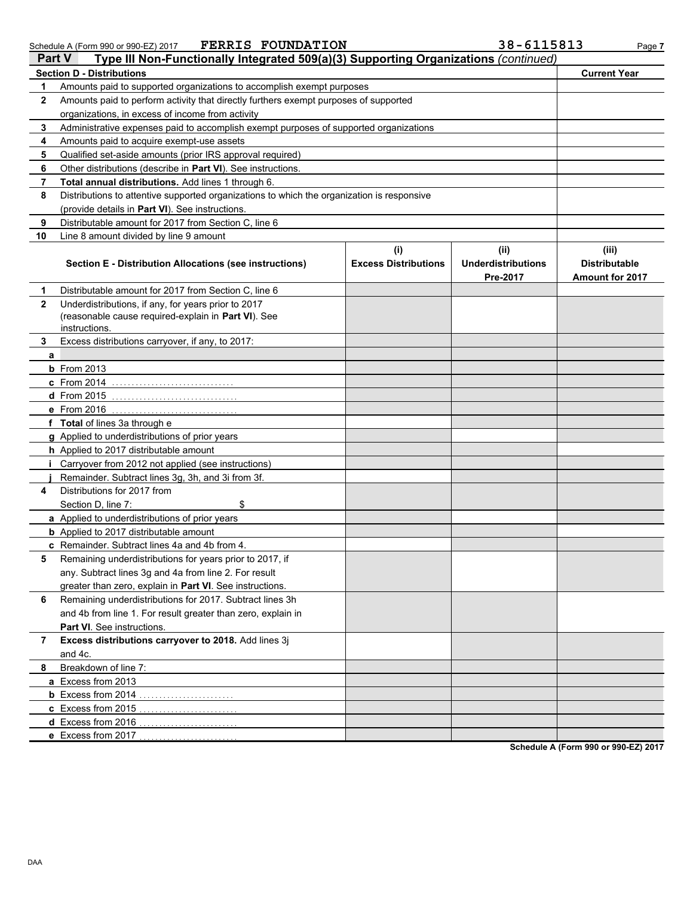Schedule A (Form 990 or 990-EZ) 2017 FERRIS FOUNDATION 38-6115813

## Part V Type III Non-Functionally Integrated 509(a)(3) Supporting Organizations *(continued)*

| Section D - Distributions | | Current Year |
|---|---|---|
| 1 | Amounts paid to supported organizations to accomplish exempt purposes | |
| 2 | Amounts paid to perform activity that directly furthers exempt purposes of supported organizations, in excess of income from activity | |
| 3 | Administrative expenses paid to accomplish exempt purposes of supported organizations | |
| 4 | Amounts paid to acquire exempt-use assets | |
| 5 | Qualified set-aside amounts (prior IRS approval required) | |
| 6 | Other distributions (describe in **Part VI**). See instructions. | |
| 7 | **Total annual distributions.** Add lines 1 through 6. | |
| 8 | Distributions to attentive supported organizations to which the organization is responsive (provide details in **Part VI**). See instructions. | |
| 9 | Distributable amount for 2017 from Section C, line 6 | |
| 10 | Line 8 amount divided by line 9 amount | |

| | Section E - Distribution Allocations (see instructions) | (i) Excess Distributions | (ii) Underdistributions Pre-2017 | (iii) Distributable Amount for 2017 |
|---|---|---|---|---|
| 1 | Distributable amount for 2017 from Section C, line 6 | | | |
| 2 | Underdistributions, if any, for years prior to 2017 (reasonable cause required-explain in **Part VI**). See instructions. | | | |
| 3 | Excess distributions carryover, if any, to 2017: | | | |
| a | | | | |
| b | From 2013 | | | |
| c | From 2014 | | | |
| d | From 2015 | | | |
| e | From 2016 | | | |
| f | **Total** of lines 3a through e | | | |
| g | Applied to underdistributions of prior years | | | |
| h | Applied to 2017 distributable amount | | | |
| i | Carryover from 2012 not applied (see instructions) | | | |
| j | Remainder. Subtract lines 3g, 3h, and 3i from 3f. | | | |
| 4 | Distributions for 2017 from Section D, line 7: $ | | | |
| a | Applied to underdistributions of prior years | | | |
| b | Applied to 2017 distributable amount | | | |
| c | Remainder. Subtract lines 4a and 4b from 4. | | | |
| 5 | Remaining underdistributions for years prior to 2017, if any. Subtract lines 3g and 4a from line 2. For result greater than zero, explain in **Part VI**. See instructions. | | | |
| 6 | Remaining underdistributions for 2017. Subtract lines 3h and 4b from line 1. For result greater than zero, explain in **Part VI**. See instructions. | | | |
| 7 | **Excess distributions carryover to 2018.** Add lines 3j and 4c. | | | |
| 8 | Breakdown of line 7: | | | |
| a | Excess from 2013 | | | |
| b | Excess from 2014 | | | |
| c | Excess from 2015 | | | |
| d | Excess from 2016 | | | |
| e | Excess from 2017 | | | |

**Schedule A (Form 990 or 990-EZ) 2017**

DAA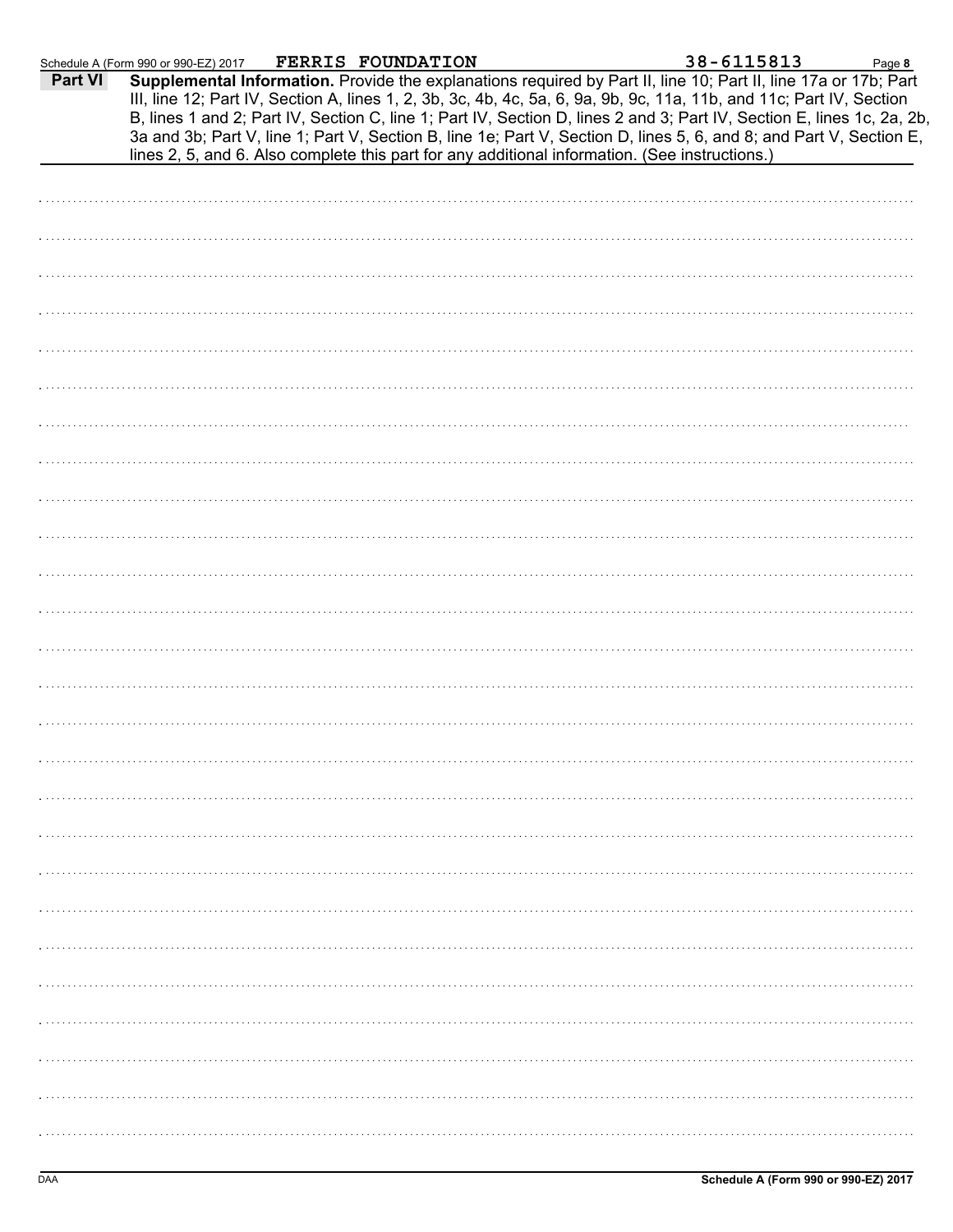Schedule A (Form 990 or 990-EZ) 2017 **FERRIS FOUNDATION** 38-6115813

**Part VI** **Supplemental Information.** Provide the explanations required by Part II, line 10; Part II, line 17a or 17b; Part III, line 12; Part IV, Section A, lines 1, 2, 3b, 3c, 4b, 4c, 5a, 6, 9a, 9b, 9c, 11a, 11b, and 11c; Part IV, Section B, lines 1 and 2; Part IV, Section C, line 1; Part IV, Section D, lines 2 and 3; Part IV, Section E, lines 1c, 2a, 2b, 3a and 3b; Part V, line 1; Part V, Section B, line 1e; Part V, Section D, lines 5, 6, and 8; and Part V, Section E, lines 2, 5, and 6. Also complete this part for any additional information. (See instructions.)

DAA **Schedule A (Form 990 or 990-EZ) 2017**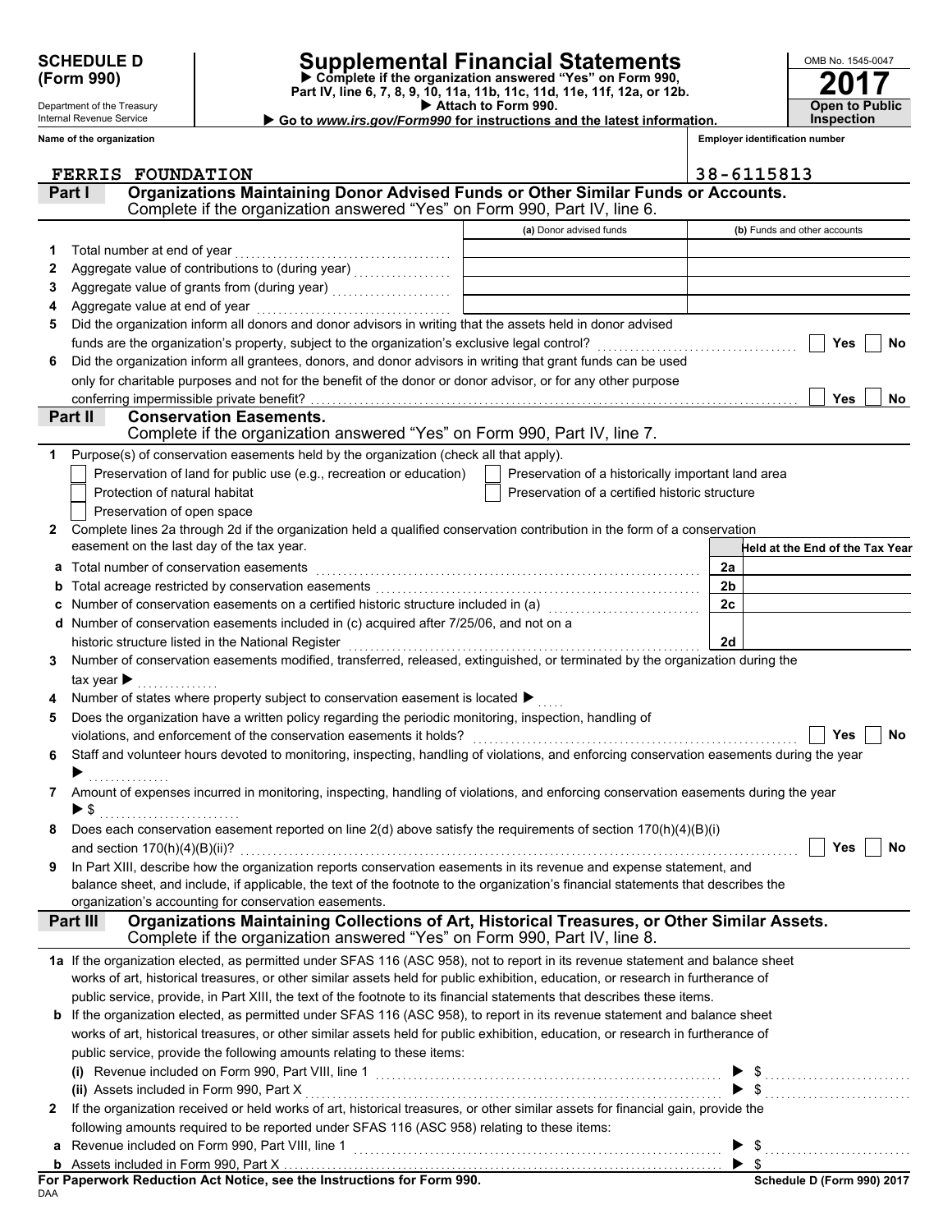**SCHEDULE D (Form 990)**

Department of the Treasury
Internal Revenue Service

# Supplemental Financial Statements

▶ Complete if the organization answered "Yes" on Form 990, Part IV, line 6, 7, 8, 9, 10, 11a, 11b, 11c, 11d, 11e, 11f, 12a, or 12b.
▶ Attach to Form 990.
▶ Go to *www.irs.gov/Form990* for instructions and the latest information.

OMB No. 1545-0047

**2017**

**Open to Public Inspection**

**Name of the organization:** FERRIS FOUNDATION

**Employer identification number:** 38-6115813

## Part I — Organizations Maintaining Donor Advised Funds or Other Similar Funds or Accounts.

Complete if the organization answered "Yes" on Form 990, Part IV, line 6.

| | | (a) Donor advised funds | (b) Funds and other accounts |
|---|---|---|---|
| 1 | Total number at end of year | | |
| 2 | Aggregate value of contributions to (during year) | | |
| 3 | Aggregate value of grants from (during year) | | |
| 4 | Aggregate value at end of year | | |

5 Did the organization inform all donors and donor advisors in writing that the assets held in donor advised funds are the organization's property, subject to the organization's exclusive legal control? ☐ Yes ☐ No

6 Did the organization inform all grantees, donors, and donor advisors in writing that grant funds can be used only for charitable purposes and not for the benefit of the donor or donor advisor, or for any other purpose conferring impermissible private benefit? ☐ Yes ☐ No

## Part II — Conservation Easements.

Complete if the organization answered "Yes" on Form 990, Part IV, line 7.

1 Purpose(s) of conservation easements held by the organization (check all that apply).

- ☐ Preservation of land for public use (e.g., recreation or education)
- ☐ Preservation of a historically important land area
- ☐ Protection of natural habitat
- ☐ Preservation of a certified historic structure
- ☐ Preservation of open space

2 Complete lines 2a through 2d if the organization held a qualified conservation contribution in the form of a conservation easement on the last day of the tax year.

| | | | Held at the End of the Tax Year |
|---|---|---|---|
| a | Total number of conservation easements | 2a | |
| b | Total acreage restricted by conservation easements | 2b | |
| c | Number of conservation easements on a certified historic structure included in (a) | 2c | |
| d | Number of conservation easements included in (c) acquired after 7/25/06, and not on a historic structure listed in the National Register | 2d | |

3 Number of conservation easements modified, transferred, released, extinguished, or terminated by the organization during the tax year ▶

4 Number of states where property subject to conservation easement is located ▶

5 Does the organization have a written policy regarding the periodic monitoring, inspection, handling of violations, and enforcement of the conservation easements it holds? ☐ Yes ☐ No

6 Staff and volunteer hours devoted to monitoring, inspecting, handling of violations, and enforcing conservation easements during the year ▶

7 Amount of expenses incurred in monitoring, inspecting, handling of violations, and enforcing conservation easements during the year ▶ $

8 Does each conservation easement reported on line 2(d) above satisfy the requirements of section 170(h)(4)(B)(i) and section 170(h)(4)(B)(ii)? ☐ Yes ☐ No

9 In Part XIII, describe how the organization reports conservation easements in its revenue and expense statement, and balance sheet, and include, if applicable, the text of the footnote to the organization's financial statements that describes the organization's accounting for conservation easements.

## Part III — Organizations Maintaining Collections of Art, Historical Treasures, or Other Similar Assets.

Complete if the organization answered "Yes" on Form 990, Part IV, line 8.

1a If the organization elected, as permitted under SFAS 116 (ASC 958), not to report in its revenue statement and balance sheet works of art, historical treasures, or other similar assets held for public exhibition, education, or research in furtherance of public service, provide, in Part XIII, the text of the footnote to its financial statements that describes these items.

b If the organization elected, as permitted under SFAS 116 (ASC 958), to report in its revenue statement and balance sheet works of art, historical treasures, or other similar assets held for public exhibition, education, or research in furtherance of public service, provide the following amounts relating to these items:

(i) Revenue included on Form 990, Part VIII, line 1 ▶ $

(ii) Assets included in Form 990, Part X ▶ $

2 If the organization received or held works of art, historical treasures, or other similar assets for financial gain, provide the following amounts required to be reported under SFAS 116 (ASC 958) relating to these items:

a Revenue included on Form 990, Part VIII, line 1 ▶ $

b Assets included in Form 990, Part X ▶ $

**For Paperwork Reduction Act Notice, see the Instructions for Form 990.**

DAA

**Schedule D (Form 990) 2017**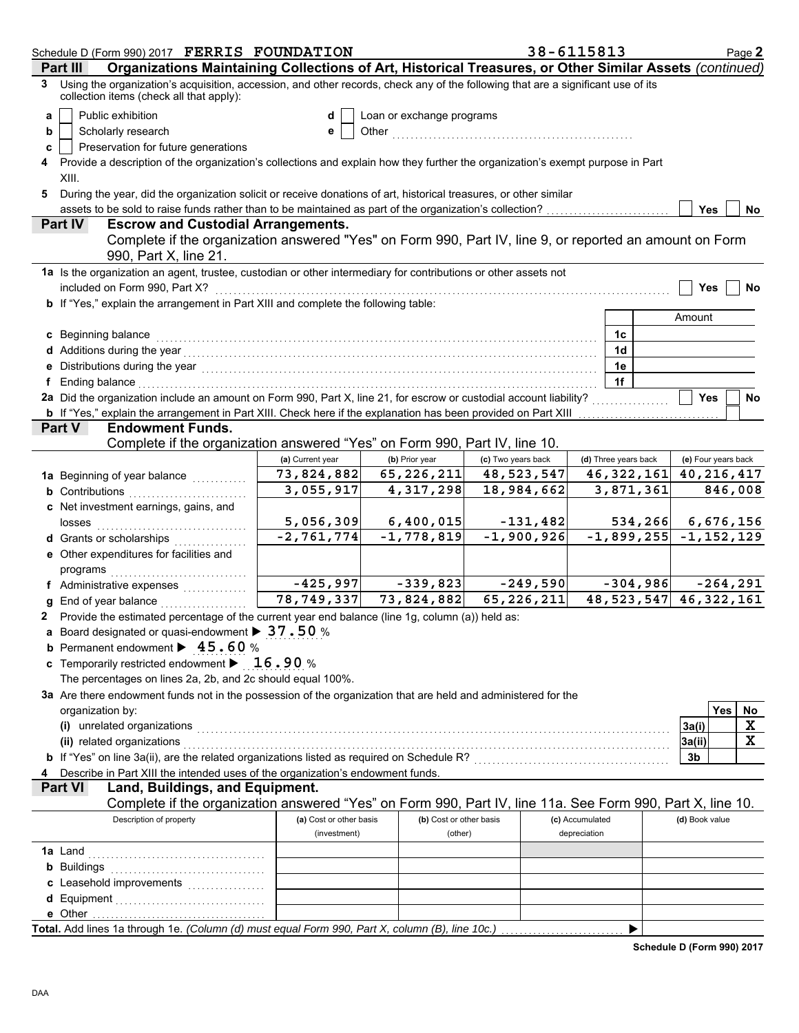Schedule D (Form 990) 2017 **FERRIS FOUNDATION** 38-6115813 Page **2**

**Part III** **Organizations Maintaining Collections of Art, Historical Treasures, or Other Similar Assets** *(continued)*

**3** Using the organization's acquisition, accession, and other records, check any of the following that are a significant use of its collection items (check all that apply):

- **a** ☐ Public exhibition
- **b** ☐ Scholarly research
- **c** ☐ Preservation for future generations
- **d** ☐ Loan or exchange programs
- **e** ☐ Other

**4** Provide a description of the organization's collections and explain how they further the organization's exempt purpose in Part XIII.

**5** During the year, did the organization solicit or receive donations of art, historical treasures, or other similar assets to be sold to raise funds rather than to be maintained as part of the organization's collection? ☐ Yes ☐ No

**Part IV** **Escrow and Custodial Arrangements.**
Complete if the organization answered "Yes" on Form 990, Part IV, line 9, or reported an amount on Form 990, Part X, line 21.

**1a** Is the organization an agent, trustee, custodian or other intermediary for contributions or other assets not included on Form 990, Part X? ☐ Yes ☐ No

**b** If "Yes," explain the arrangement in Part XIII and complete the following table:

| | | Amount |
|---|---|---|
| **c** Beginning balance | 1c | |
| **d** Additions during the year | 1d | |
| **e** Distributions during the year | 1e | |
| **f** Ending balance | 1f | |

**2a** Did the organization include an amount on Form 990, Part X, line 21, for escrow or custodial account liability? ☐ Yes ☐ No

**b** If "Yes," explain the arrangement in Part XIII. Check here if the explanation has been provided on Part XIII ☐

**Part V** **Endowment Funds.**
Complete if the organization answered "Yes" on Form 990, Part IV, line 10.

| | (a) Current year | (b) Prior year | (c) Two years back | (d) Three years back | (e) Four years back |
|---|---|---|---|---|---|
| **1a** Beginning of year balance | 73,824,882 | 65,226,211 | 48,523,547 | 46,322,161 | 40,216,417 |
| **b** Contributions | 3,055,917 | 4,317,298 | 18,984,662 | 3,871,361 | 846,008 |
| **c** Net investment earnings, gains, and losses | 5,056,309 | 6,400,015 | -131,482 | 534,266 | 6,676,156 |
| **d** Grants or scholarships | -2,761,774 | -1,778,819 | -1,900,926 | -1,899,255 | -1,152,129 |
| **e** Other expenditures for facilities and programs | | | | | |
| **f** Administrative expenses | -425,997 | -339,823 | -249,590 | -304,986 | -264,291 |
| **g** End of year balance | 78,749,337 | 73,824,882 | 65,226,211 | 48,523,547 | 46,322,161 |

**2** Provide the estimated percentage of the current year end balance (line 1g, column (a)) held as:

- **a** Board designated or quasi-endowment ▶ **37.50** %
- **b** Permanent endowment ▶ **45.60** %
- **c** Temporarily restricted endowment ▶ **16.90** %

The percentages on lines 2a, 2b, and 2c should equal 100%.

**3a** Are there endowment funds not in the possession of the organization that are held and administered for the organization by:

| | | Yes | No |
|---|---|---|---|
| **(i)** unrelated organizations | 3a(i) | | X |
| **(ii)** related organizations | 3a(ii) | | X |
| **b** If "Yes" on line 3a(ii), are the related organizations listed as required on Schedule R? | 3b | | |

**4** Describe in Part XIII the intended uses of the organization's endowment funds.

**Part VI** **Land, Buildings, and Equipment.**
Complete if the organization answered "Yes" on Form 990, Part IV, line 11a. See Form 990, Part X, line 10.

| Description of property | (a) Cost or other basis (investment) | (b) Cost or other basis (other) | (c) Accumulated depreciation | (d) Book value |
|---|---|---|---|---|
| **1a** Land | | | | |
| **b** Buildings | | | | |
| **c** Leasehold improvements | | | | |
| **d** Equipment | | | | |
| **e** Other | | | | |

**Total.** Add lines 1a through 1e. *(Column (d) must equal Form 990, Part X, column (B), line 10c.)* ▶

**Schedule D (Form 990) 2017**

DAA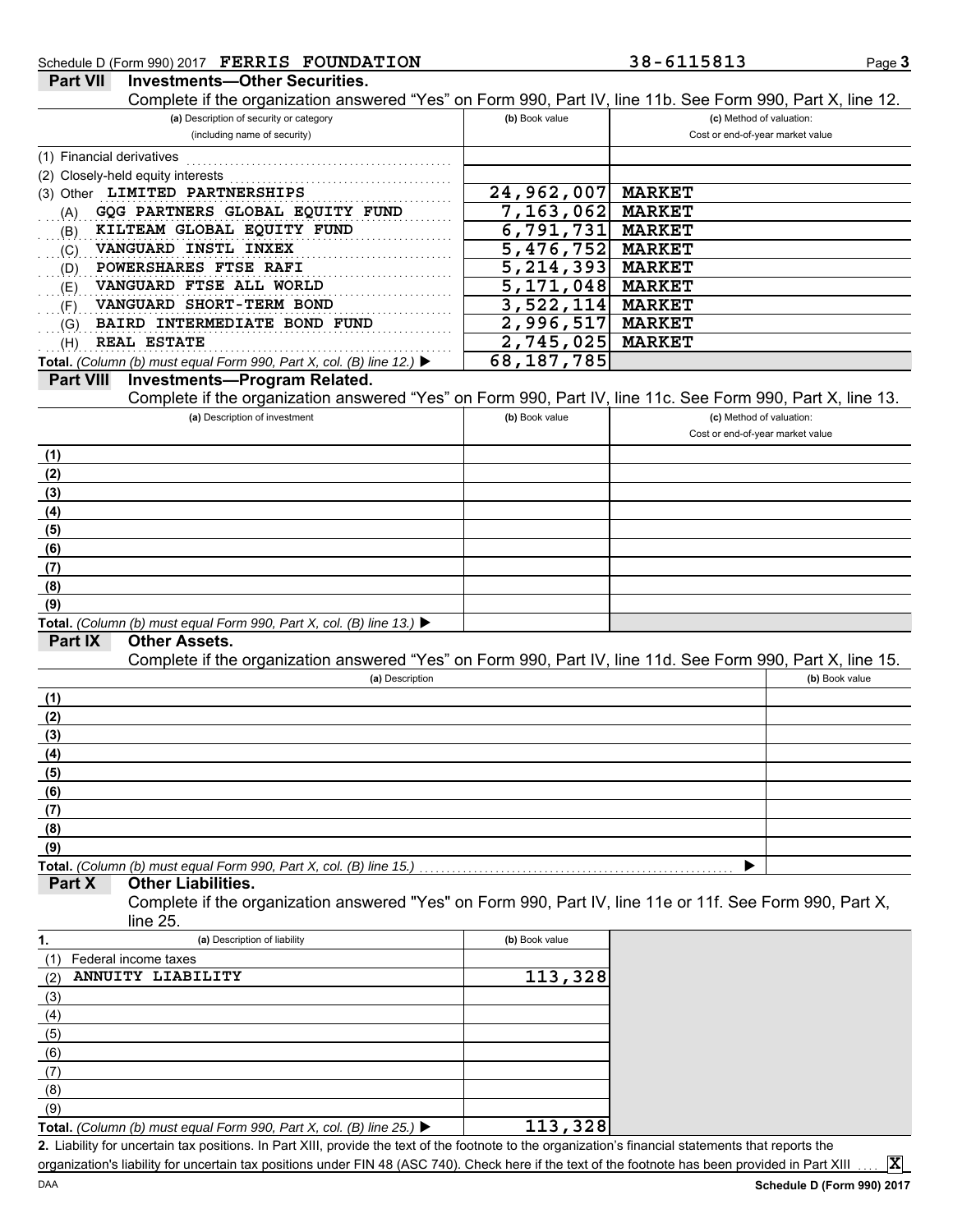Schedule D (Form 990) 2017 FERRIS FOUNDATION 38-6115813

## Part VII Investments—Other Securities.

Complete if the organization answered "Yes" on Form 990, Part IV, line 11b. See Form 990, Part X, line 12.

| (a) Description of security or category (including name of security) | (b) Book value | (c) Method of valuation: Cost or end-of-year market value |
|---|---|---|
| (1) Financial derivatives | | |
| (2) Closely-held equity interests | | |
| (3) Other LIMITED PARTNERSHIPS | 24,962,007 | MARKET |
| (A) GQG PARTNERS GLOBAL EQUITY FUND | 7,163,062 | MARKET |
| (B) KILTEAM GLOBAL EQUITY FUND | 6,791,731 | MARKET |
| (C) VANGUARD INSTL INXEX | 5,476,752 | MARKET |
| (D) POWERSHARES FTSE RAFI | 5,214,393 | MARKET |
| (E) VANGUARD FTSE ALL WORLD | 5,171,048 | MARKET |
| (F) VANGUARD SHORT-TERM BOND | 3,522,114 | MARKET |
| (G) BAIRD INTERMEDIATE BOND FUND | 2,996,517 | MARKET |
| (H) REAL ESTATE | 2,745,025 | MARKET |
| **Total.** *(Column (b) must equal Form 990, Part X, col. (B) line 12.)* ▶ | 68,187,785 | |

## Part VIII Investments—Program Related.

Complete if the organization answered "Yes" on Form 990, Part IV, line 11c. See Form 990, Part X, line 13.

| (a) Description of investment | (b) Book value | (c) Method of valuation: Cost or end-of-year market value |
|---|---|---|
| (1) | | |
| (2) | | |
| (3) | | |
| (4) | | |
| (5) | | |
| (6) | | |
| (7) | | |
| (8) | | |
| (9) | | |
| **Total.** *(Column (b) must equal Form 990, Part X, col. (B) line 13.)* ▶ | | |

## Part IX Other Assets.

Complete if the organization answered "Yes" on Form 990, Part IV, line 11d. See Form 990, Part X, line 15.

| (a) Description | (b) Book value |
|---|---|
| (1) | |
| (2) | |
| (3) | |
| (4) | |
| (5) | |
| (6) | |
| (7) | |
| (8) | |
| (9) | |
| **Total.** *(Column (b) must equal Form 990, Part X, col. (B) line 15.)* ▶ | |

## Part X Other Liabilities.

Complete if the organization answered "Yes" on Form 990, Part IV, line 11e or 11f. See Form 990, Part X, line 25.

| 1. (a) Description of liability | (b) Book value |
|---|---|
| (1) Federal income taxes | |
| (2) ANNUITY LIABILITY | 113,328 |
| (3) | |
| (4) | |
| (5) | |
| (6) | |
| (7) | |
| (8) | |
| (9) | |
| **Total.** *(Column (b) must equal Form 990, Part X, col. (B) line 25.)* ▶ | 113,328 |

**2.** Liability for uncertain tax positions. In Part XIII, provide the text of the footnote to the organization's financial statements that reports the organization's liability for uncertain tax positions under FIN 48 (ASC 740). Check here if the text of the footnote has been provided in Part XIII .... [X]

Schedule D (Form 990) 2017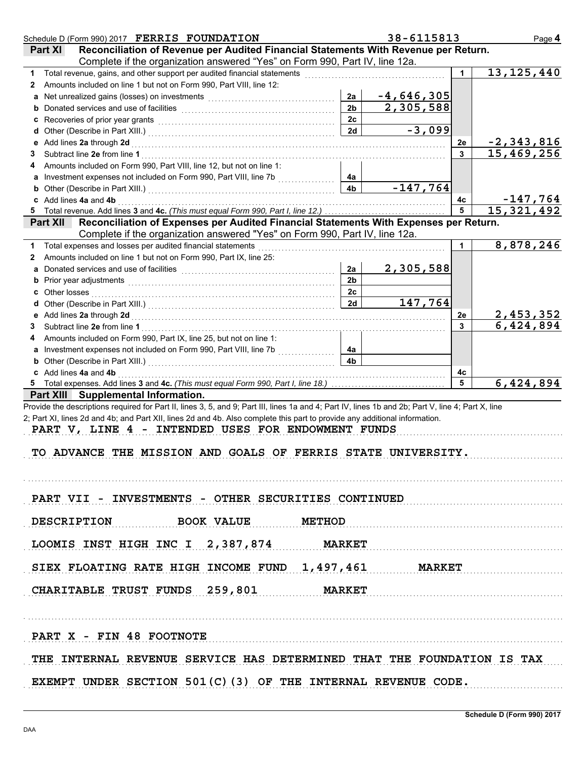Schedule D (Form 990) 2017 **FERRIS FOUNDATION** 38-6115813

## Part XI Reconciliation of Revenue per Audited Financial Statements With Revenue per Return.

Complete if the organization answered "Yes" on Form 990, Part IV, line 12a.

| | | | | | |
|---|---|---|---|---|---|
| **1** | Total revenue, gains, and other support per audited financial statements | | | 1 | 13,125,440 |
| **2** | Amounts included on line 1 but not on Form 990, Part VIII, line 12: | | | | |
| **a** | Net unrealized gains (losses) on investments | 2a | -4,646,305 | | |
| **b** | Donated services and use of facilities | 2b | 2,305,588 | | |
| **c** | Recoveries of prior year grants | 2c | | | |
| **d** | Other (Describe in Part XIII.) | 2d | -3,099 | | |
| **e** | Add lines **2a** through **2d** | | | 2e | -2,343,816 |
| **3** | Subtract line **2e** from line **1** | | | 3 | 15,469,256 |
| **4** | Amounts included on Form 990, Part VIII, line 12, but not on line 1: | | | | |
| **a** | Investment expenses not included on Form 990, Part VIII, line 7b | 4a | | | |
| **b** | Other (Describe in Part XIII.) | 4b | -147,764 | | |
| **c** | Add lines **4a** and **4b** | | | 4c | -147,764 |
| **5** | Total revenue. Add lines **3** and **4c.** *(This must equal Form 990, Part I, line 12.)* | | | 5 | 15,321,492 |

## Part XII Reconciliation of Expenses per Audited Financial Statements With Expenses per Return.

Complete if the organization answered "Yes" on Form 990, Part IV, line 12a.

| | | | | | |
|---|---|---|---|---|---|
| **1** | Total expenses and losses per audited financial statements | | | 1 | 8,878,246 |
| **2** | Amounts included on line 1 but not on Form 990, Part IX, line 25: | | | | |
| **a** | Donated services and use of facilities | 2a | 2,305,588 | | |
| **b** | Prior year adjustments | 2b | | | |
| **c** | Other losses | 2c | | | |
| **d** | Other (Describe in Part XIII.) | 2d | 147,764 | | |
| **e** | Add lines **2a** through **2d** | | | 2e | 2,453,352 |
| **3** | Subtract line **2e** from line **1** | | | 3 | 6,424,894 |
| **4** | Amounts included on Form 990, Part IX, line 25, but not on line 1: | | | | |
| **a** | Investment expenses not included on Form 990, Part VIII, line 7b | 4a | | | |
| **b** | Other (Describe in Part XIII.) | 4b | | | |
| **c** | Add lines **4a** and **4b** | | | 4c | |
| **5** | Total expenses. Add lines **3** and **4c.** *(This must equal Form 990, Part I, line 18.)* | | | 5 | 6,424,894 |

## Part XIII Supplemental Information.

Provide the descriptions required for Part II, lines 3, 5, and 9; Part III, lines 1a and 4; Part IV, lines 1b and 2b; Part V, line 4; Part X, line 2; Part XI, lines 2d and 4b; and Part XII, lines 2d and 4b. Also complete this part to provide any additional information.

PART V, LINE 4 - INTENDED USES FOR ENDOWMENT FUNDS

TO ADVANCE THE MISSION AND GOALS OF FERRIS STATE UNIVERSITY.

PART VII - INVESTMENTS - OTHER SECURITIES CONTINUED

| DESCRIPTION | BOOK VALUE | METHOD |
|---|---|---|
| LOOMIS INST HIGH INC I | 2,387,874 | MARKET |
| SIEX FLOATING RATE HIGH INCOME FUND | 1,497,461 | MARKET |
| CHARITABLE TRUST FUNDS | 259,801 | MARKET |

PART X - FIN 48 FOOTNOTE

THE INTERNAL REVENUE SERVICE HAS DETERMINED THAT THE FOUNDATION IS TAX EXEMPT UNDER SECTION 501(C)(3) OF THE INTERNAL REVENUE CODE.

Schedule D (Form 990) 2017

DAA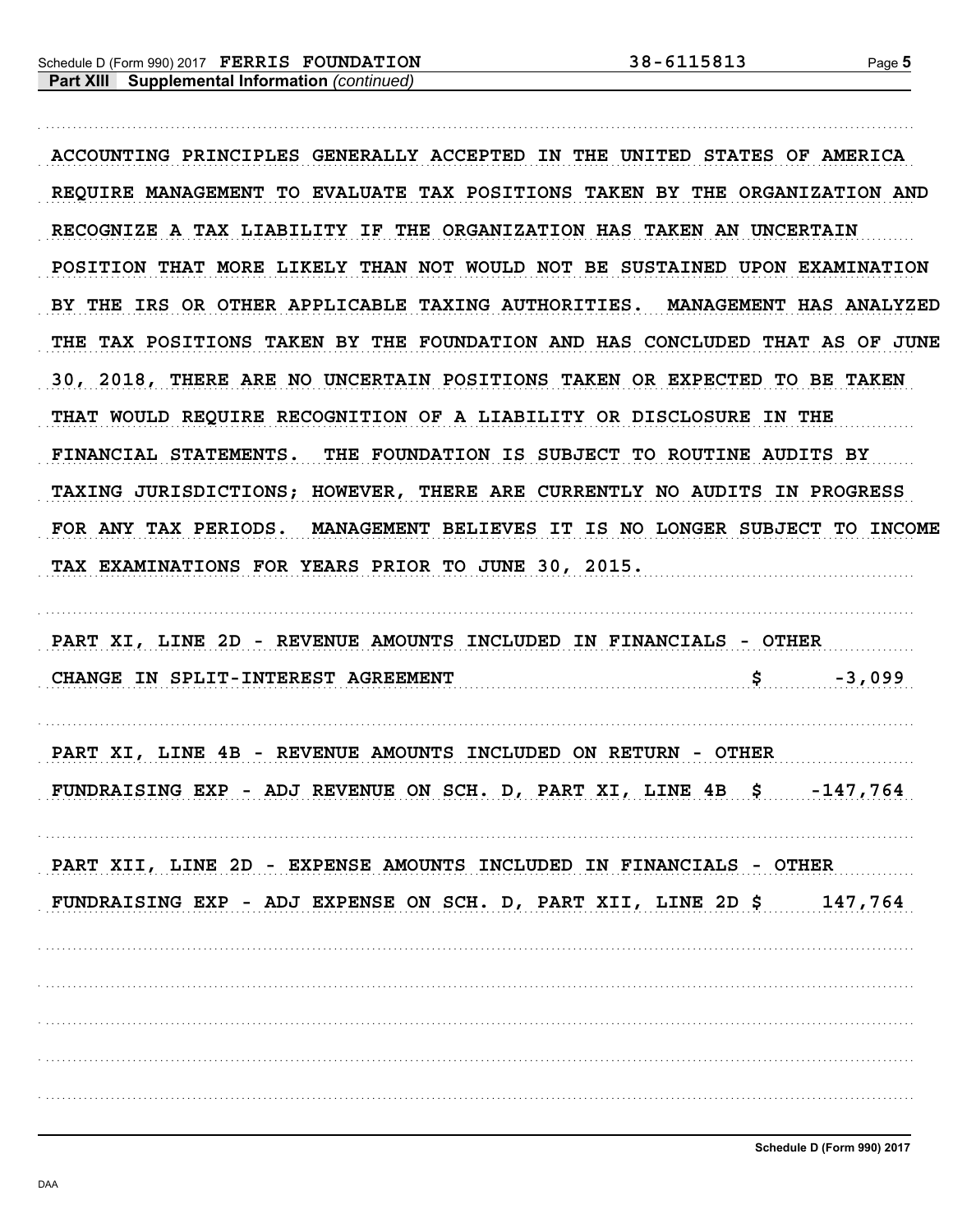Schedule D (Form 990) 2017 **FERRIS FOUNDATION** 38-6115813

**Part XIII Supplemental Information** *(continued)*

ACCOUNTING PRINCIPLES GENERALLY ACCEPTED IN THE UNITED STATES OF AMERICA REQUIRE MANAGEMENT TO EVALUATE TAX POSITIONS TAKEN BY THE ORGANIZATION AND RECOGNIZE A TAX LIABILITY IF THE ORGANIZATION HAS TAKEN AN UNCERTAIN POSITION THAT MORE LIKELY THAN NOT WOULD NOT BE SUSTAINED UPON EXAMINATION BY THE IRS OR OTHER APPLICABLE TAXING AUTHORITIES. MANAGEMENT HAS ANALYZED THE TAX POSITIONS TAKEN BY THE FOUNDATION AND HAS CONCLUDED THAT AS OF JUNE 30, 2018, THERE ARE NO UNCERTAIN POSITIONS TAKEN OR EXPECTED TO BE TAKEN THAT WOULD REQUIRE RECOGNITION OF A LIABILITY OR DISCLOSURE IN THE FINANCIAL STATEMENTS. THE FOUNDATION IS SUBJECT TO ROUTINE AUDITS BY TAXING JURISDICTIONS; HOWEVER, THERE ARE CURRENTLY NO AUDITS IN PROGRESS FOR ANY TAX PERIODS. MANAGEMENT BELIEVES IT IS NO LONGER SUBJECT TO INCOME TAX EXAMINATIONS FOR YEARS PRIOR TO JUNE 30, 2015.

PART XI, LINE 2D - REVENUE AMOUNTS INCLUDED IN FINANCIALS - OTHER
CHANGE IN SPLIT-INTEREST AGREEMENT $ -3,099

PART XI, LINE 4B - REVENUE AMOUNTS INCLUDED ON RETURN - OTHER
FUNDRAISING EXP - ADJ REVENUE ON SCH. D, PART XI, LINE 4B $ -147,764

PART XII, LINE 2D - EXPENSE AMOUNTS INCLUDED IN FINANCIALS - OTHER
FUNDRAISING EXP - ADJ EXPENSE ON SCH. D, PART XII, LINE 2D $ 147,764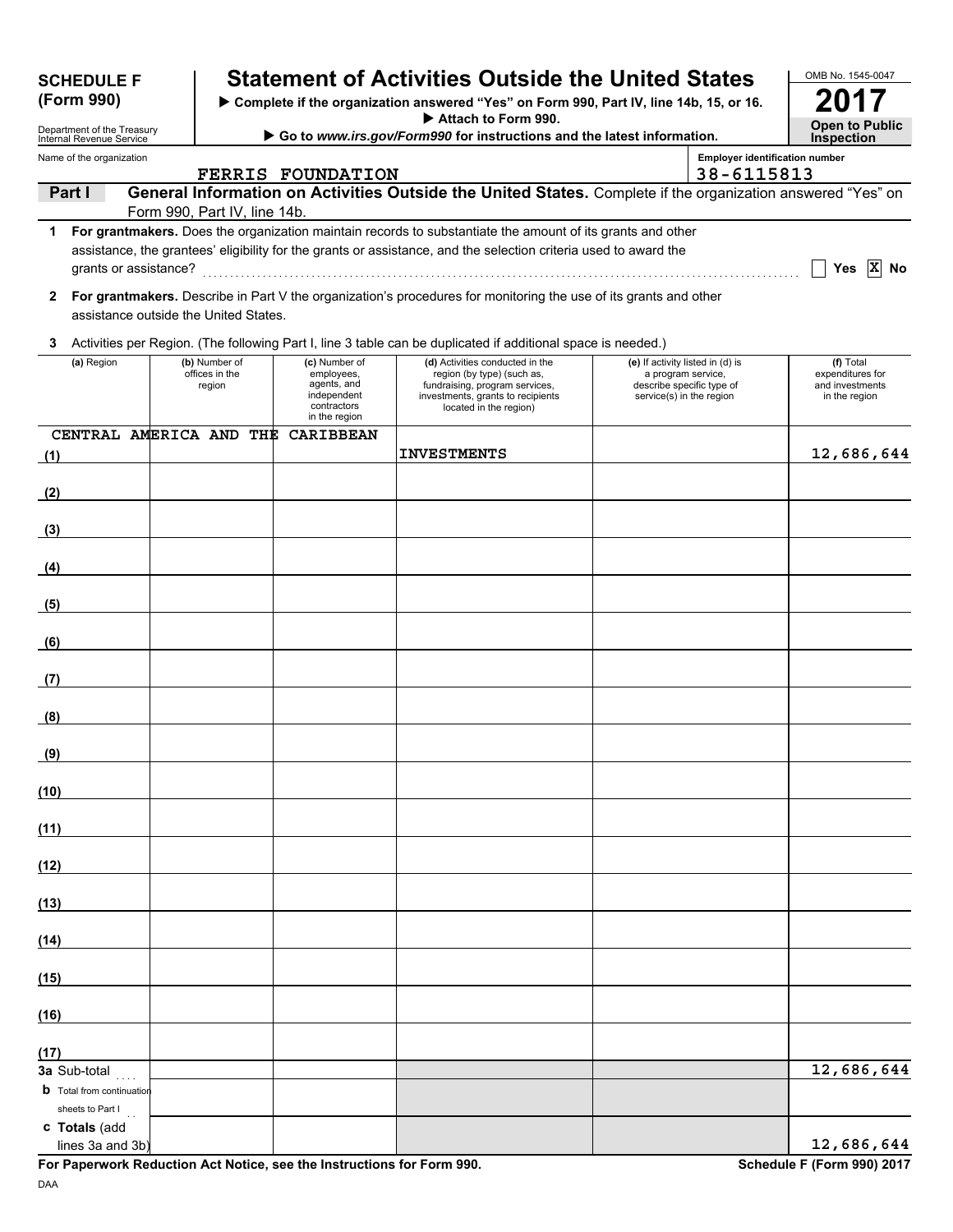**SCHEDULE F (Form 990)**

Department of the Treasury
Internal Revenue Service

# Statement of Activities Outside the United States

▶ Complete if the organization answered "Yes" on Form 990, Part IV, line 14b, 15, or 16.
▶ Attach to Form 990.
▶ Go to *www.irs.gov/Form990* for instructions and the latest information.

OMB No. 1545-0047

**2017**

**Open to Public Inspection**

Name of the organization: FERRIS FOUNDATION

Employer identification number: 38-6115813

**Part I** **General Information on Activities Outside the United States.** Complete if the organization answered "Yes" on Form 990, Part IV, line 14b.

**1** **For grantmakers.** Does the organization maintain records to substantiate the amount of its grants and other assistance, the grantees' eligibility for the grants or assistance, and the selection criteria used to award the grants or assistance? .......... ☐ Yes ☒ No

**2** **For grantmakers.** Describe in Part V the organization's procedures for monitoring the use of its grants and other assistance outside the United States.

**3** Activities per Region. (The following Part I, line 3 table can be duplicated if additional space is needed.)

| (a) Region | (b) Number of offices in the region | (c) Number of employees, agents, and independent contractors in the region | (d) Activities conducted in the region (by type) (such as, fundraising, program services, investments, grants to recipients located in the region) | (e) If activity listed in (d) is a program service, describe specific type of service(s) in the region | (f) Total expenditures for and investments in the region |
|---|---|---|---|---|---|
| (1) CENTRAL AMERICA AND THE CARIBBEAN | | | INVESTMENTS | | 12,686,644 |
| (2) | | | | | |
| (3) | | | | | |
| (4) | | | | | |
| (5) | | | | | |
| (6) | | | | | |
| (7) | | | | | |
| (8) | | | | | |
| (9) | | | | | |
| (10) | | | | | |
| (11) | | | | | |
| (12) | | | | | |
| (13) | | | | | |
| (14) | | | | | |
| (15) | | | | | |
| (16) | | | | | |
| (17) | | | | | |
| **3a** Sub-total | | | | | 12,686,644 |
| **b** Total from continuation sheets to Part I | | | | | |
| **c Totals** (add lines 3a and 3b) | | | | | 12,686,644 |

**For Paperwork Reduction Act Notice, see the Instructions for Form 990.** **Schedule F (Form 990) 2017**

DAA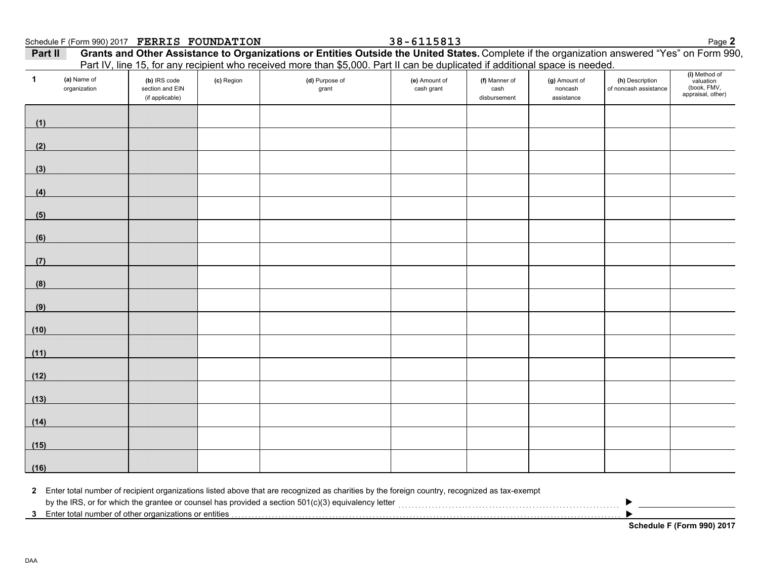Schedule F (Form 990) 2017 **FERRIS FOUNDATION** 38-6115813 Page **2**

**Part II** **Grants and Other Assistance to Organizations or Entities Outside the United States.** Complete if the organization answered "Yes" on Form 990, Part IV, line 15, for any recipient who received more than $5,000. Part II can be duplicated if additional space is needed.

| 1 (a) Name of organization | (b) IRS code section and EIN (if applicable) | (c) Region | (d) Purpose of grant | (e) Amount of cash grant | (f) Manner of cash disbursement | (g) Amount of noncash assistance | (h) Description of noncash assistance | (i) Method of valuation (book, FMV, appraisal, other) |
|---|---|---|---|---|---|---|---|---|
| (1) | | | | | | | | |
| (2) | | | | | | | | |
| (3) | | | | | | | | |
| (4) | | | | | | | | |
| (5) | | | | | | | | |
| (6) | | | | | | | | |
| (7) | | | | | | | | |
| (8) | | | | | | | | |
| (9) | | | | | | | | |
| (10) | | | | | | | | |
| (11) | | | | | | | | |
| (12) | | | | | | | | |
| (13) | | | | | | | | |
| (14) | | | | | | | | |
| (15) | | | | | | | | |
| (16) | | | | | | | | |

**2** Enter total number of recipient organizations listed above that are recognized as charities by the foreign country, recognized as tax-exempt by the IRS, or for which the grantee or counsel has provided a section 501(c)(3) equivalency letter ▶

**3** Enter total number of other organizations or entities ▶

**Schedule F (Form 990) 2017**

DAA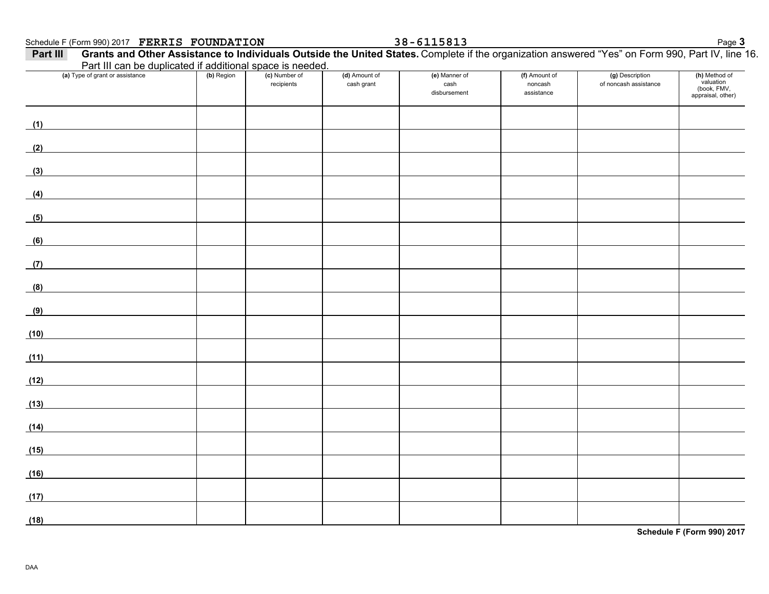Schedule F (Form 990) 2017 **FERRIS FOUNDATION** 38-6115813

**Part III** **Grants and Other Assistance to Individuals Outside the United States.** Complete if the organization answered "Yes" on Form 990, Part IV, line 16. Part III can be duplicated if additional space is needed.

| (a) Type of grant or assistance | (b) Region | (c) Number of recipients | (d) Amount of cash grant | (e) Manner of cash disbursement | (f) Amount of noncash assistance | (g) Description of noncash assistance | (h) Method of valuation (book, FMV, appraisal, other) |
|---|---|---|---|---|---|---|---|
| (1) | | | | | | | |
| (2) | | | | | | | |
| (3) | | | | | | | |
| (4) | | | | | | | |
| (5) | | | | | | | |
| (6) | | | | | | | |
| (7) | | | | | | | |
| (8) | | | | | | | |
| (9) | | | | | | | |
| (10) | | | | | | | |
| (11) | | | | | | | |
| (12) | | | | | | | |
| (13) | | | | | | | |
| (14) | | | | | | | |
| (15) | | | | | | | |
| (16) | | | | | | | |
| (17) | | | | | | | |
| (18) | | | | | | | |

**Schedule F (Form 990) 2017**

DAA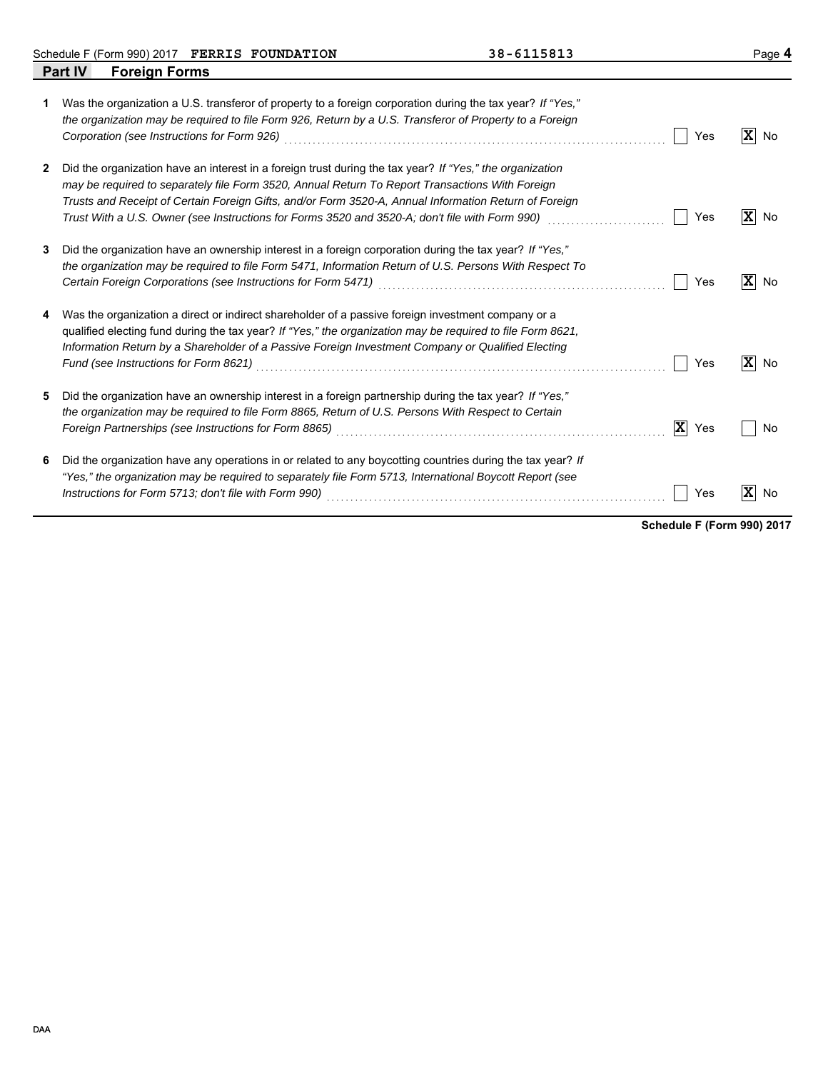Schedule F (Form 990) 2017 **FERRIS FOUNDATION** 38-6115813

## Part IV Foreign Forms

| | | Yes | No |
|---|---|---|---|
| **1** | Was the organization a U.S. transferor of property to a foreign corporation during the tax year? *If "Yes," the organization may be required to file Form 926, Return by a U.S. Transferor of Property to a Foreign Corporation (see Instructions for Form 926)* | | X |
| **2** | Did the organization have an interest in a foreign trust during the tax year? *If "Yes," the organization may be required to separately file Form 3520, Annual Return To Report Transactions With Foreign Trusts and Receipt of Certain Foreign Gifts, and/or Form 3520-A, Annual Information Return of Foreign Trust With a U.S. Owner (see Instructions for Forms 3520 and 3520-A; don't file with Form 990)* | | X |
| **3** | Did the organization have an ownership interest in a foreign corporation during the tax year? *If "Yes," the organization may be required to file Form 5471, Information Return of U.S. Persons With Respect To Certain Foreign Corporations (see Instructions for Form 5471)* | | X |
| **4** | Was the organization a direct or indirect shareholder of a passive foreign investment company or a qualified electing fund during the tax year? *If "Yes," the organization may be required to file Form 8621, Information Return by a Shareholder of a Passive Foreign Investment Company or Qualified Electing Fund (see Instructions for Form 8621)* | | X |
| **5** | Did the organization have an ownership interest in a foreign partnership during the tax year? *If "Yes," the organization may be required to file Form 8865, Return of U.S. Persons With Respect to Certain Foreign Partnerships (see Instructions for Form 8865)* | X | |
| **6** | Did the organization have any operations in or related to any boycotting countries during the tax year? *If "Yes," the organization may be required to separately file Form 5713, International Boycott Report (see Instructions for Form 5713; don't file with Form 990)* | | X |

**Schedule F (Form 990) 2017**

DAA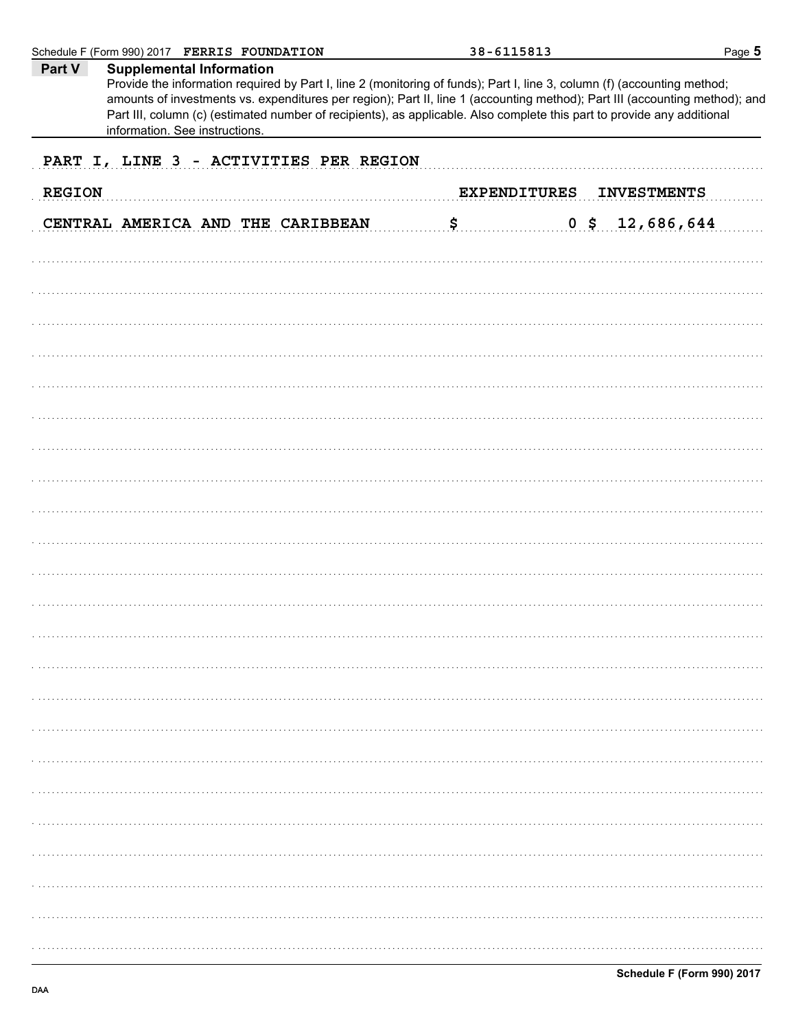**Part V — Supplemental Information**

Provide the information required by Part I, line 2 (monitoring of funds); Part I, line 3, column (f) (accounting method; amounts of investments vs. expenditures per region); Part II, line 1 (accounting method); Part III (accounting method); and Part III, column (c) (estimated number of recipients), as applicable. Also complete this part to provide any additional information. See instructions.

PART I, LINE 3 - ACTIVITIES PER REGION

| REGION | EXPENDITURES | INVESTMENTS |
|---|---|---|
| CENTRAL AMERICA AND THE CARIBBEAN | $ 0 | $ 12,686,644 |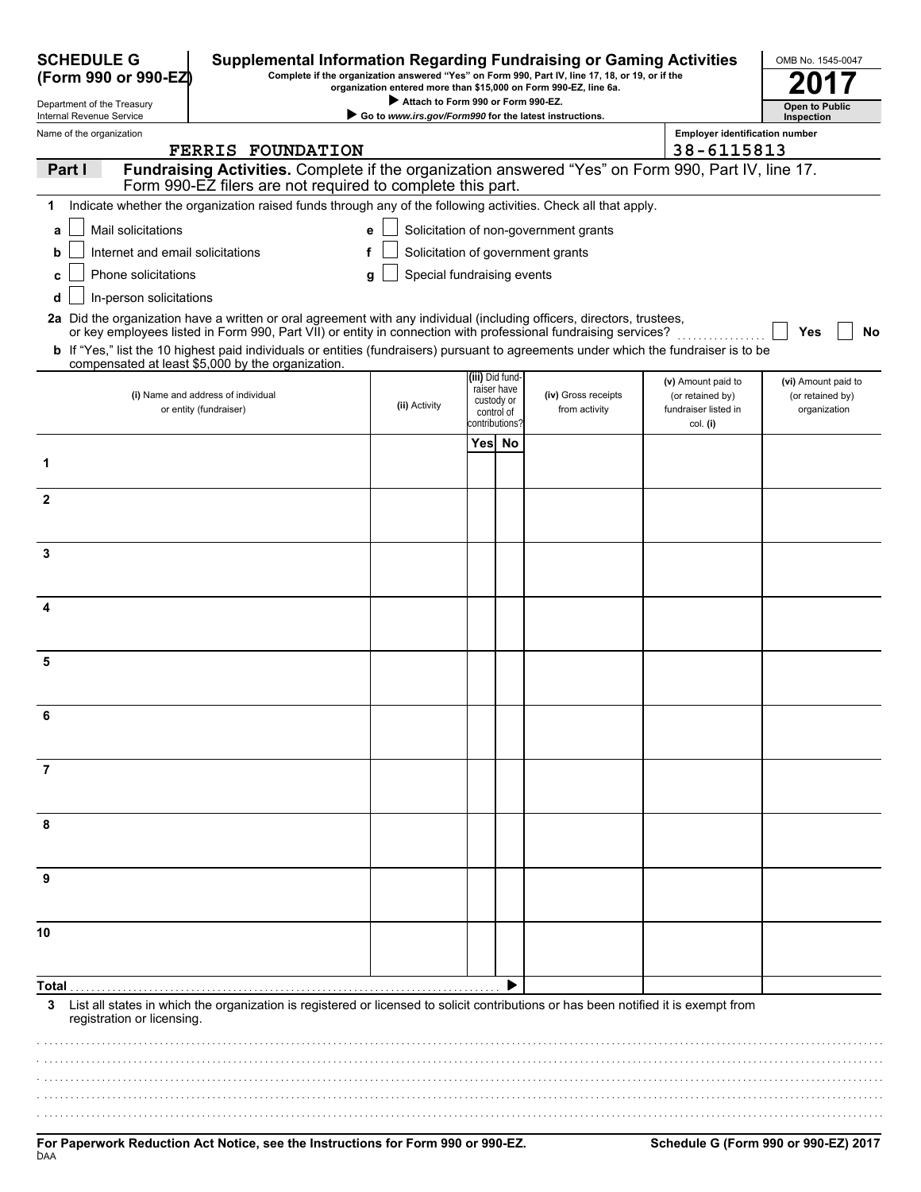**SCHEDULE G (Form 990 or 990-EZ)**

Department of the Treasury
Internal Revenue Service

# Supplemental Information Regarding Fundraising or Gaming Activities

**Complete if the organization answered "Yes" on Form 990, Part IV, line 17, 18, or 19, or if the organization entered more than $15,000 on Form 990-EZ, line 6a.**

▶ **Attach to Form 990 or Form 990-EZ.**

▶ **Go to *www.irs.gov/Form990* for the latest instructions.**

OMB No. 1545-0047

**2017**

**Open to Public Inspection**

Name of the organization: FERRIS FOUNDATION

Employer identification number: 38-6115813

## Part I — Fundraising Activities.

Complete if the organization answered "Yes" on Form 990, Part IV, line 17. Form 990-EZ filers are not required to complete this part.

**1** Indicate whether the organization raised funds through any of the following activities. Check all that apply.

- **a** ☐ Mail solicitations
- **b** ☐ Internet and email solicitations
- **c** ☐ Phone solicitations
- **d** ☐ In-person solicitations
- **e** ☐ Solicitation of non-government grants
- **f** ☐ Solicitation of government grants
- **g** ☐ Special fundraising events

**2a** Did the organization have a written or oral agreement with any individual (including officers, directors, trustees, or key employees listed in Form 990, Part VII) or entity in connection with professional fundraising services? ☐ Yes ☐ No

**b** If "Yes," list the 10 highest paid individuals or entities (fundraisers) pursuant to agreements under which the fundraiser is to be compensated at least $5,000 by the organization.

| | (i) Name and address of individual or entity (fundraiser) | (ii) Activity | (iii) Did fundraiser have custody or control of contributions? Yes | No | (iv) Gross receipts from activity | (v) Amount paid to (or retained by) fundraiser listed in col. (i) | (vi) Amount paid to (or retained by) organization |
|---|---|---|---|---|---|---|---|
| 1 | | | | | | | |
| 2 | | | | | | | |
| 3 | | | | | | | |
| 4 | | | | | | | |
| 5 | | | | | | | |
| 6 | | | | | | | |
| 7 | | | | | | | |
| 8 | | | | | | | |
| 9 | | | | | | | |
| 10 | | | | | | | |
| **Total** | | | | ▶ | | | |

**3** List all states in which the organization is registered or licensed to solicit contributions or has been notified it is exempt from registration or licensing.

**For Paperwork Reduction Act Notice, see the Instructions for Form 990 or 990-EZ.** **Schedule G (Form 990 or 990-EZ) 2017**

DAA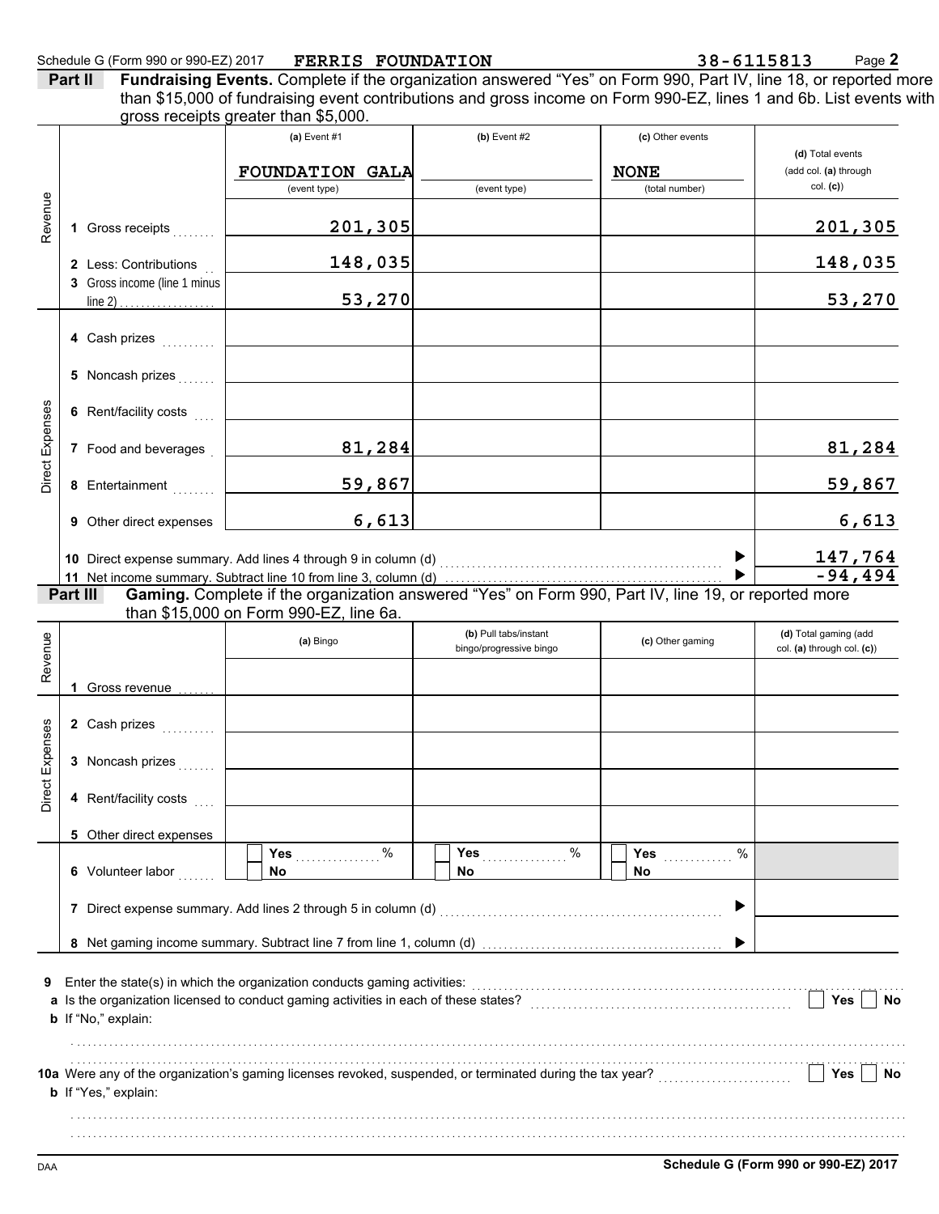Schedule G (Form 990 or 990-EZ) 2017 FERRIS FOUNDATION 38-6115813

**Part II** **Fundraising Events.** Complete if the organization answered "Yes" on Form 990, Part IV, line 18, or reported more than $15,000 of fundraising event contributions and gross income on Form 990-EZ, lines 1 and 6b. List events with gross receipts greater than $5,000.

| | | (a) Event #1 | (b) Event #2 | (c) Other events | (d) Total events (add col. (a) through col. (c)) |
|---|---|---|---|---|---|
| | | FOUNDATION GALA (event type) | (event type) | NONE (total number) | |
| Revenue | 1 Gross receipts | 201,305 | | | 201,305 |
| | 2 Less: Contributions | 148,035 | | | 148,035 |
| | 3 Gross income (line 1 minus line 2) | 53,270 | | | 53,270 |
| Direct Expenses | 4 Cash prizes | | | | |
| | 5 Noncash prizes | | | | |
| | 6 Rent/facility costs | | | | |
| | 7 Food and beverages | 81,284 | | | 81,284 |
| | 8 Entertainment | 59,867 | | | 59,867 |
| | 9 Other direct expenses | 6,613 | | | 6,613 |
| | 10 Direct expense summary. Add lines 4 through 9 in column (d) | | | ▶ | 147,764 |
| | 11 Net income summary. Subtract line 10 from line 3, column (d) | | | ▶ | -94,494 |

**Part III** **Gaming.** Complete if the organization answered "Yes" on Form 990, Part IV, line 19, or reported more than $15,000 on Form 990-EZ, line 6a.

| | | (a) Bingo | (b) Pull tabs/instant bingo/progressive bingo | (c) Other gaming | (d) Total gaming (add col. (a) through col. (c)) |
|---|---|---|---|---|---|
| Revenue | 1 Gross revenue | | | | |
| Direct Expenses | 2 Cash prizes | | | | |
| | 3 Noncash prizes | | | | |
| | 4 Rent/facility costs | | | | |
| | 5 Other direct expenses | | | | |
| | 6 Volunteer labor | ☐ Yes ..... % ☐ No | ☐ Yes ..... % ☐ No | ☐ Yes ..... % ☐ No | |
| | 7 Direct expense summary. Add lines 2 through 5 in column (d) | | | ▶ | |
| | 8 Net gaming income summary. Subtract line 7 from line 1, column (d) | | | ▶ | |

**9** Enter the state(s) in which the organization conducts gaming activities:

**a** Is the organization licensed to conduct gaming activities in each of these states? ☐ Yes ☐ No

**b** If "No," explain:

**10a** Were any of the organization's gaming licenses revoked, suspended, or terminated during the tax year? ☐ Yes ☐ No

**b** If "Yes," explain:

DAA **Schedule G (Form 990 or 990-EZ) 2017**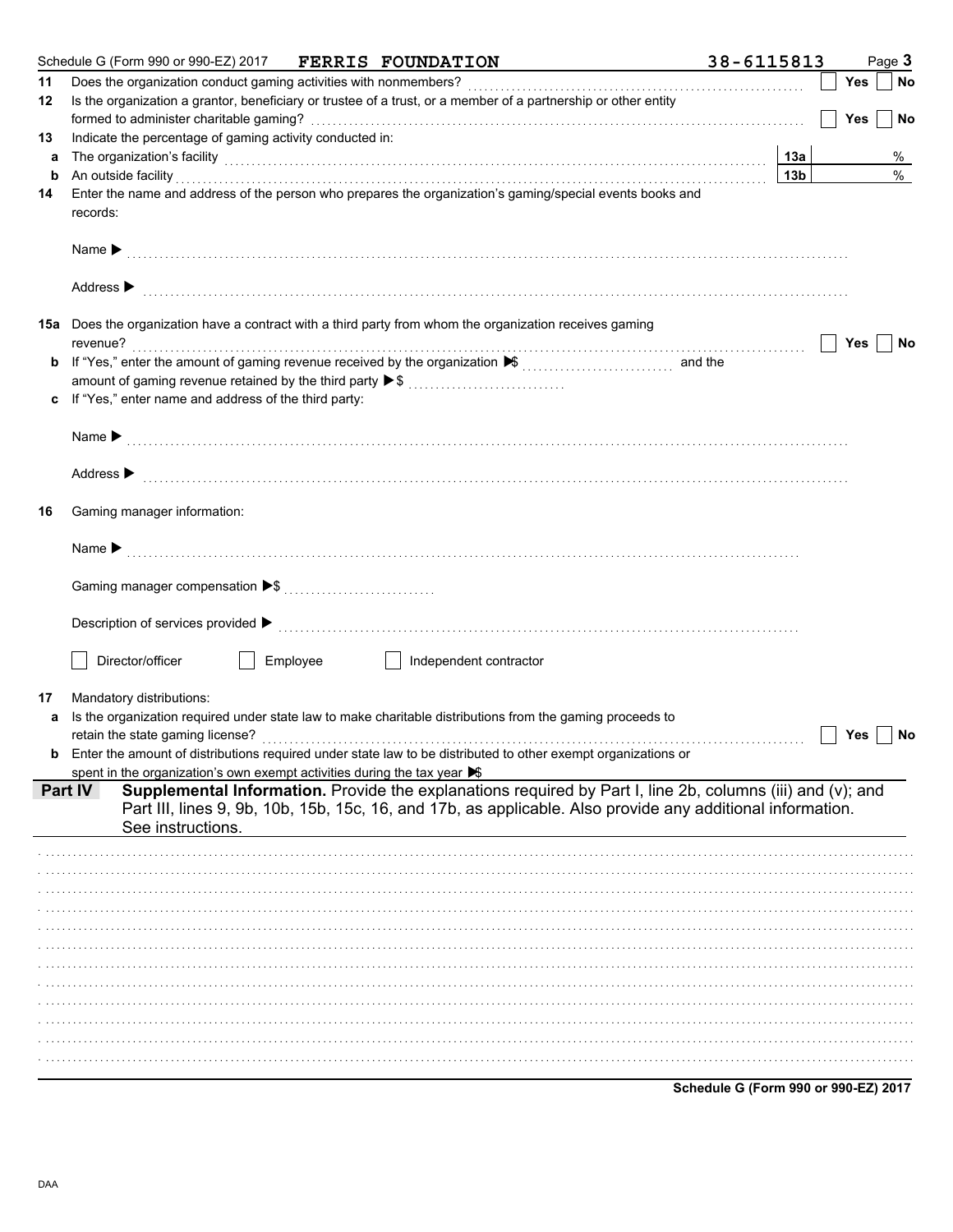Schedule G (Form 990 or 990-EZ) 2017 **FERRIS FOUNDATION** 38-6115813

**11** Does the organization conduct gaming activities with nonmembers? ☐ Yes ☐ No

**12** Is the organization a grantor, beneficiary or trustee of a trust, or a member of a partnership or other entity formed to administer charitable gaming? ☐ Yes ☐ No

**13** Indicate the percentage of gaming activity conducted in:

**a** The organization's facility **13a** %

**b** An outside facility **13b** %

**14** Enter the name and address of the person who prepares the organization's gaming/special events books and records:

Name ▶

Address ▶

**15a** Does the organization have a contract with a third party from whom the organization receives gaming revenue? ☐ Yes ☐ No

**b** If "Yes," enter the amount of gaming revenue received by the organization ▶$ and the amount of gaming revenue retained by the third party ▶$

**c** If "Yes," enter name and address of the third party:

Name ▶

Address ▶

**16** Gaming manager information:

Name ▶

Gaming manager compensation ▶$

Description of services provided ▶

☐ Director/officer ☐ Employee ☐ Independent contractor

**17** Mandatory distributions:

**a** Is the organization required under state law to make charitable distributions from the gaming proceeds to retain the state gaming license? ☐ Yes ☐ No

**b** Enter the amount of distributions required under state law to be distributed to other exempt organizations or spent in the organization's own exempt activities during the tax year ▶$

## Part IV Supplemental Information.

Provide the explanations required by Part I, line 2b, columns (iii) and (v); and Part III, lines 9, 9b, 10b, 15b, 15c, 16, and 17b, as applicable. Also provide any additional information. See instructions.

**Schedule G (Form 990 or 990-EZ) 2017**

DAA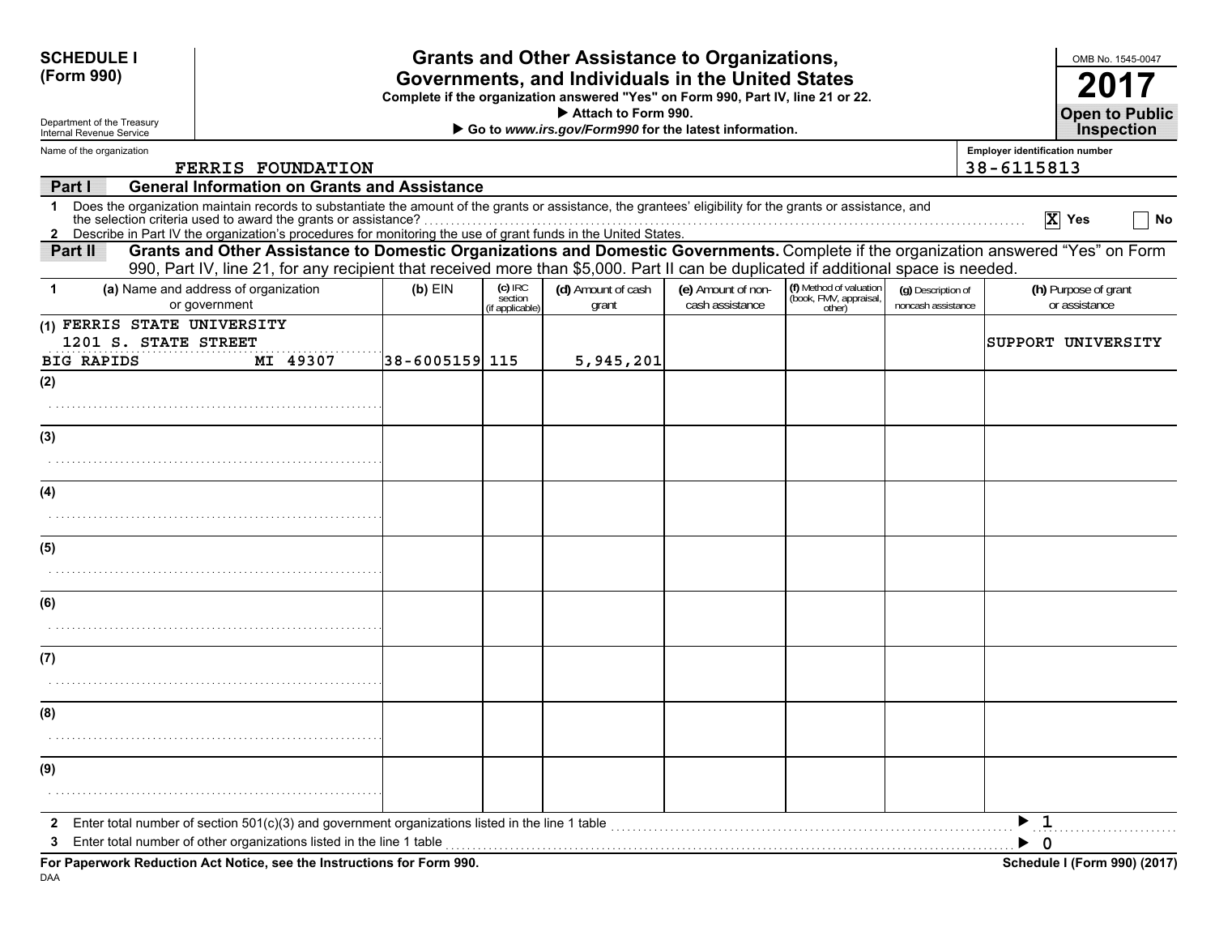**SCHEDULE I (Form 990)**

Department of the Treasury
Internal Revenue Service

# Grants and Other Assistance to Organizations, Governments, and Individuals in the United States

**Complete if the organization answered "Yes" on Form 990, Part IV, line 21 or 22.**
**▶ Attach to Form 990.**
**▶ Go to *www.irs.gov/Form990* for the latest information.**

OMB No. 1545-0047
**2017**
**Open to Public Inspection**

Name of the organization: FERRIS FOUNDATION

Employer identification number: 38-6115813

**Part I — General Information on Grants and Assistance**

1 Does the organization maintain records to substantiate the amount of the grants or assistance, the grantees' eligibility for the grants or assistance, and the selection criteria used to award the grants or assistance? [X] Yes [ ] No

2 Describe in Part IV the organization's procedures for monitoring the use of grant funds in the United States.

**Part II — Grants and Other Assistance to Domestic Organizations and Domestic Governments.** Complete if the organization answered "Yes" on Form 990, Part IV, line 21, for any recipient that received more than $5,000. Part II can be duplicated if additional space is needed.

| 1 | (a) Name and address of organization or government | (b) EIN | (c) IRC section (if applicable) | (d) Amount of cash grant | (e) Amount of non-cash assistance | (f) Method of valuation (book, FMV, appraisal, other) | (g) Description of noncash assistance | (h) Purpose of grant or assistance |
|---|---|---|---|---|---|---|---|---|
| (1) | FERRIS STATE UNIVERSITY 1201 S. STATE STREET BIG RAPIDS MI 49307 | 38-6005159 | 115 | 5,945,201 | | | | SUPPORT UNIVERSITY |
| (2) | | | | | | | | |
| (3) | | | | | | | | |
| (4) | | | | | | | | |
| (5) | | | | | | | | |
| (6) | | | | | | | | |
| (7) | | | | | | | | |
| (8) | | | | | | | | |
| (9) | | | | | | | | |

2 Enter total number of section 501(c)(3) and government organizations listed in the line 1 table ▶ 1

3 Enter total number of other organizations listed in the line 1 table ▶ 0

**For Paperwork Reduction Act Notice, see the Instructions for Form 990.**

DAA

**Schedule I (Form 990) (2017)**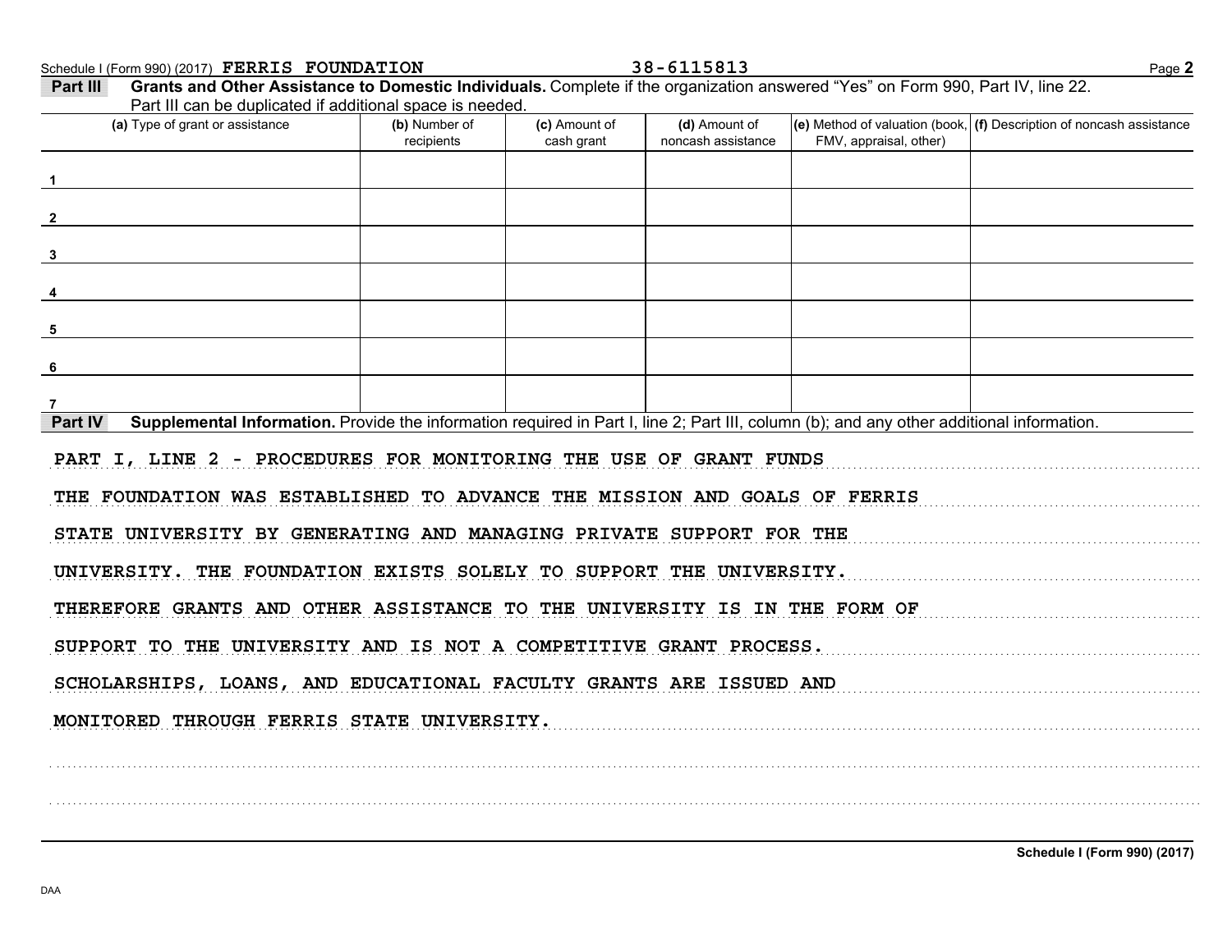Schedule I (Form 990) (2017) **FERRIS FOUNDATION** 38-6115813

**Part III** **Grants and Other Assistance to Domestic Individuals.** Complete if the organization answered "Yes" on Form 990, Part IV, line 22. Part III can be duplicated if additional space is needed.

| (a) Type of grant or assistance | (b) Number of recipients | (c) Amount of cash grant | (d) Amount of noncash assistance | (e) Method of valuation (book, FMV, appraisal, other) | (f) Description of noncash assistance |
|---|---|---|---|---|---|
| 1 | | | | | |
| 2 | | | | | |
| 3 | | | | | |
| 4 | | | | | |
| 5 | | | | | |
| 6 | | | | | |
| 7 | | | | | |

**Part IV** **Supplemental Information.** Provide the information required in Part I, line 2; Part III, column (b); and any other additional information.

PART I, LINE 2 - PROCEDURES FOR MONITORING THE USE OF GRANT FUNDS

THE FOUNDATION WAS ESTABLISHED TO ADVANCE THE MISSION AND GOALS OF FERRIS STATE UNIVERSITY BY GENERATING AND MANAGING PRIVATE SUPPORT FOR THE UNIVERSITY. THE FOUNDATION EXISTS SOLELY TO SUPPORT THE UNIVERSITY. THEREFORE GRANTS AND OTHER ASSISTANCE TO THE UNIVERSITY IS IN THE FORM OF SUPPORT TO THE UNIVERSITY AND IS NOT A COMPETITIVE GRANT PROCESS. SCHOLARSHIPS, LOANS, AND EDUCATIONAL FACULTY GRANTS ARE ISSUED AND MONITORED THROUGH FERRIS STATE UNIVERSITY.

Schedule I (Form 990) (2017)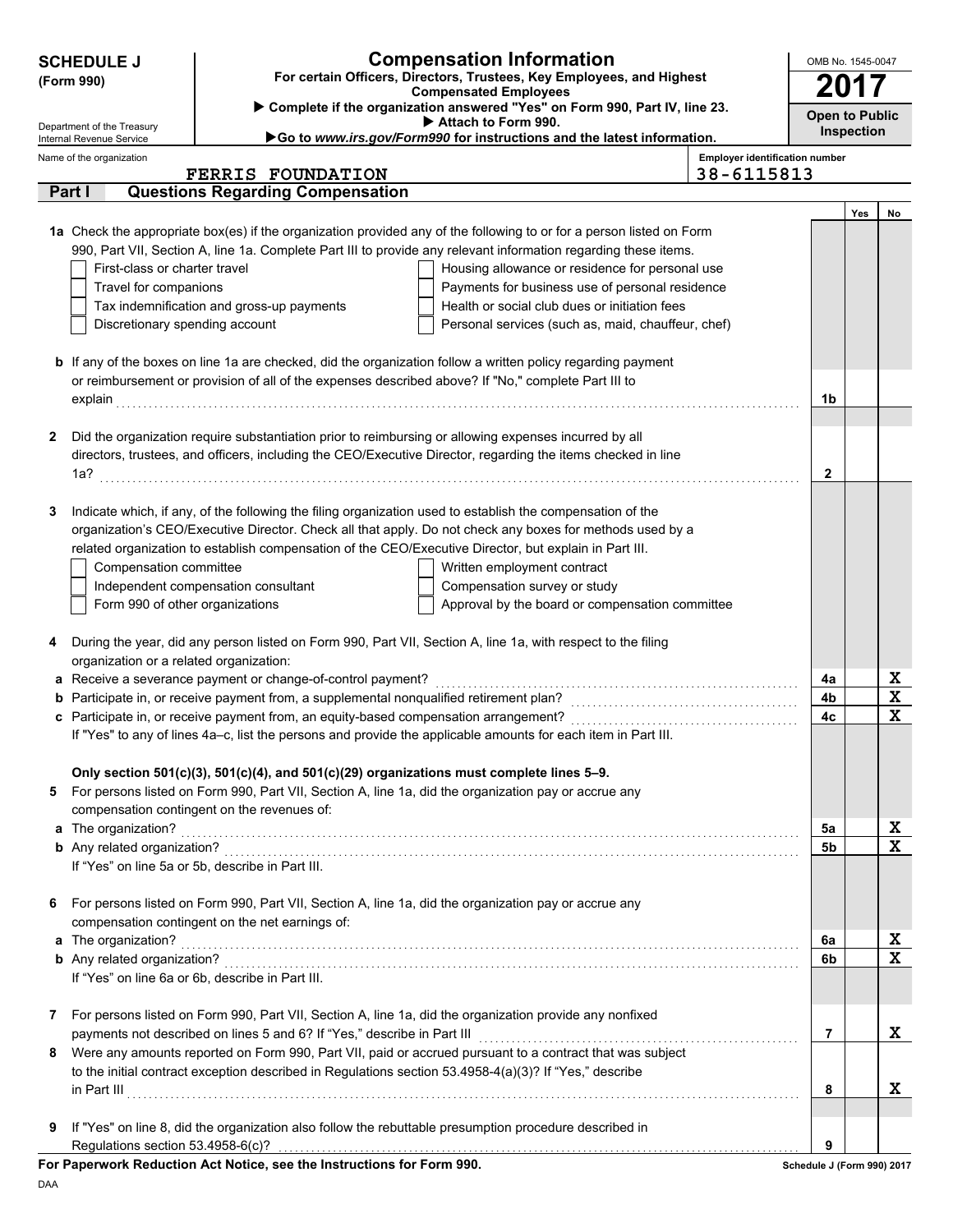**SCHEDULE J**
**(Form 990)**

Department of the Treasury
Internal Revenue Service

# Compensation Information

**For certain Officers, Directors, Trustees, Key Employees, and Highest Compensated Employees**

▶ **Complete if the organization answered "Yes" on Form 990, Part IV, line 23.**

▶ **Attach to Form 990.**

▶ **Go to *www.irs.gov/Form990* for instructions and the latest information.**

OMB No. 1545-0047

**2017**

**Open to Public Inspection**

Name of the organization: FERRIS FOUNDATION

Employer identification number: 38-6115813

## Part I — Questions Regarding Compensation

| | | Line | Yes | No |
|---|---|---|---|---|
| **1a** | Check the appropriate box(es) if the organization provided any of the following to or for a person listed on Form 990, Part VII, Section A, line 1a. Complete Part III to provide any relevant information regarding these items. | | | |
| | ☐ First-class or charter travel ☐ Housing allowance or residence for personal use | | | |
| | ☐ Travel for companions ☐ Payments for business use of personal residence | | | |
| | ☐ Tax indemnification and gross-up payments ☐ Health or social club dues or initiation fees | | | |
| | ☐ Discretionary spending account ☐ Personal services (such as, maid, chauffeur, chef) | | | |
| **b** | If any of the boxes on line 1a are checked, did the organization follow a written policy regarding payment or reimbursement or provision of all of the expenses described above? If "No," complete Part III to explain | 1b | | |
| **2** | Did the organization require substantiation prior to reimbursing or allowing expenses incurred by all directors, trustees, and officers, including the CEO/Executive Director, regarding the items checked in line 1a? | 2 | | |
| **3** | Indicate which, if any, of the following the filing organization used to establish the compensation of the organization's CEO/Executive Director. Check all that apply. Do not check any boxes for methods used by a related organization to establish compensation of the CEO/Executive Director, but explain in Part III. | | | |
| | ☐ Compensation committee ☐ Written employment contract | | | |
| | ☐ Independent compensation consultant ☐ Compensation survey or study | | | |
| | ☐ Form 990 of other organizations ☐ Approval by the board or compensation committee | | | |
| **4** | During the year, did any person listed on Form 990, Part VII, Section A, line 1a, with respect to the filing organization or a related organization: | | | |
| **a** | Receive a severance payment or change-of-control payment? | 4a | | X |
| **b** | Participate in, or receive payment from, a supplemental nonqualified retirement plan? | 4b | | X |
| **c** | Participate in, or receive payment from, an equity-based compensation arrangement? | 4c | | X |
| | If "Yes" to any of lines 4a–c, list the persons and provide the applicable amounts for each item in Part III. | | | |
| | **Only section 501(c)(3), 501(c)(4), and 501(c)(29) organizations must complete lines 5–9.** | | | |
| **5** | For persons listed on Form 990, Part VII, Section A, line 1a, did the organization pay or accrue any compensation contingent on the revenues of: | | | |
| **a** | The organization? | 5a | | X |
| **b** | Any related organization? | 5b | | X |
| | If "Yes" on line 5a or 5b, describe in Part III. | | | |
| **6** | For persons listed on Form 990, Part VII, Section A, line 1a, did the organization pay or accrue any compensation contingent on the net earnings of: | | | |
| **a** | The organization? | 6a | | X |
| **b** | Any related organization? | 6b | | X |
| | If "Yes" on line 6a or 6b, describe in Part III. | | | |
| **7** | For persons listed on Form 990, Part VII, Section A, line 1a, did the organization provide any nonfixed payments not described on lines 5 and 6? If "Yes," describe in Part III | 7 | | X |
| **8** | Were any amounts reported on Form 990, Part VII, paid or accrued pursuant to a contract that was subject to the initial contract exception described in Regulations section 53.4958-4(a)(3)? If "Yes," describe in Part III | 8 | | X |
| **9** | If "Yes" on line 8, did the organization also follow the rebuttable presumption procedure described in Regulations section 53.4958-6(c)? | 9 | | |

**For Paperwork Reduction Act Notice, see the Instructions for Form 990.** **Schedule J (Form 990) 2017**

DAA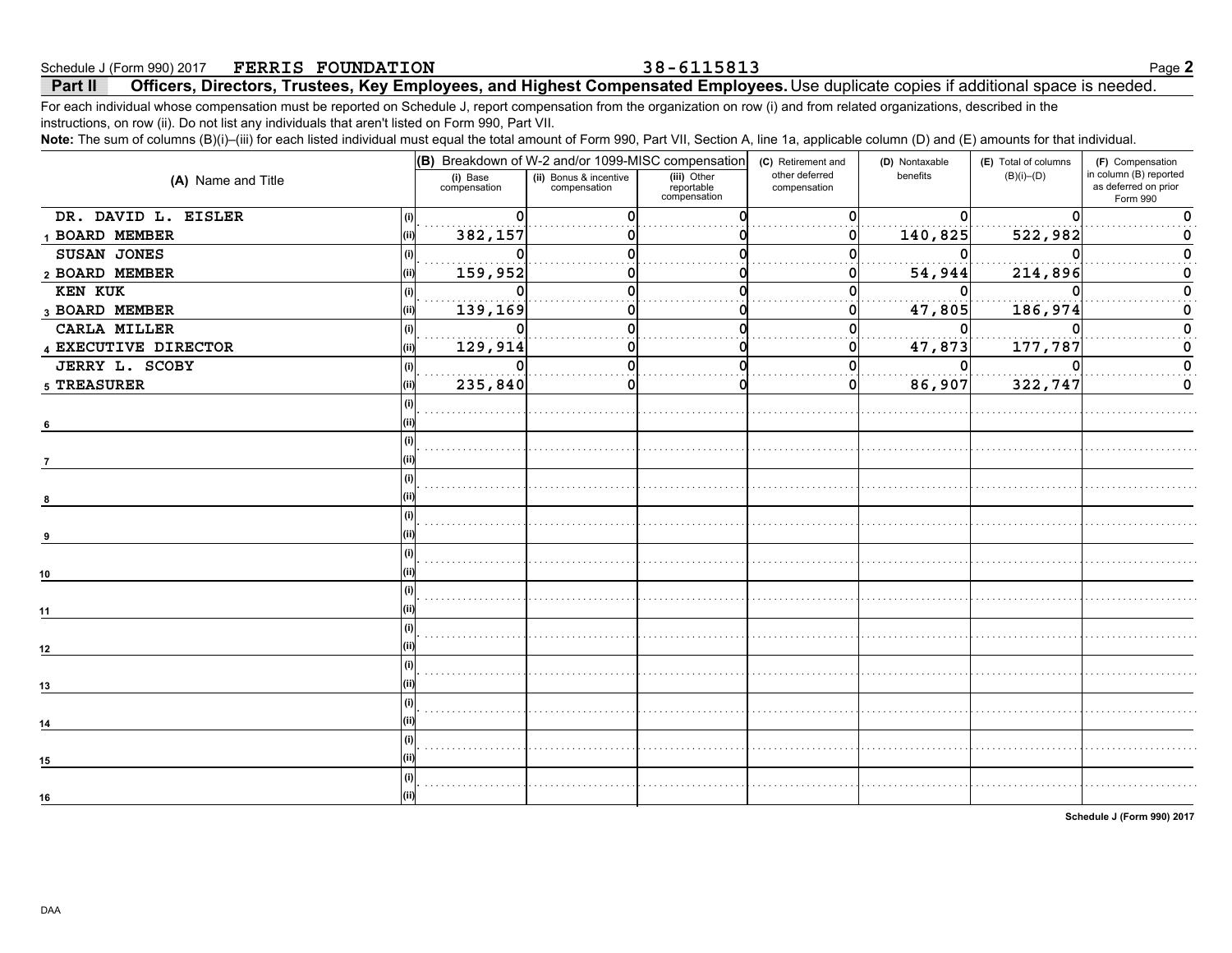Schedule J (Form 990) 2017 **FERRIS FOUNDATION** 38-6115813

**Part II** **Officers, Directors, Trustees, Key Employees, and Highest Compensated Employees.** Use duplicate copies if additional space is needed.

For each individual whose compensation must be reported on Schedule J, report compensation from the organization on row (i) and from related organizations, described in the instructions, on row (ii). Do not list any individuals that aren't listed on Form 990, Part VII.

**Note:** The sum of columns (B)(i)–(iii) for each listed individual must equal the total amount of Form 990, Part VII, Section A, line 1a, applicable column (D) and (E) amounts for that individual.

| (A) Name and Title | | (B) Breakdown of W-2 and/or 1099-MISC compensation | | | (C) Retirement and other deferred compensation | (D) Nontaxable benefits | (E) Total of columns (B)(i)–(D) | (F) Compensation in column (B) reported as deferred on prior Form 990 |
|---|---|---|---|---|---|---|---|---|
| | | (i) Base compensation | (ii) Bonus & incentive compensation | (iii) Other reportable compensation | | | | |
| 1 DR. DAVID L. EISLER | (i) | 0 | 0 | 0 | 0 | 0 | 0 | 0 |
| BOARD MEMBER | (ii) | 382,157 | 0 | 0 | 0 | 140,825 | 522,982 | 0 |
| 2 SUSAN JONES | (i) | 0 | 0 | 0 | 0 | 0 | 0 | 0 |
| BOARD MEMBER | (ii) | 159,952 | 0 | 0 | 0 | 54,944 | 214,896 | 0 |
| 3 KEN KUK | (i) | 0 | 0 | 0 | 0 | 0 | 0 | 0 |
| BOARD MEMBER | (ii) | 139,169 | 0 | 0 | 0 | 47,805 | 186,974 | 0 |
| 4 CARLA MILLER | (i) | 0 | 0 | 0 | 0 | 0 | 0 | 0 |
| EXECUTIVE DIRECTOR | (ii) | 129,914 | 0 | 0 | 0 | 47,873 | 177,787 | 0 |
| 5 JERRY L. SCOBY | (i) | 0 | 0 | 0 | 0 | 0 | 0 | 0 |
| TREASURER | (ii) | 235,840 | 0 | 0 | 0 | 86,907 | 322,747 | 0 |
| 6 | (i) | | | | | | | |
| | (ii) | | | | | | | |
| 7 | (i) | | | | | | | |
| | (ii) | | | | | | | |
| 8 | (i) | | | | | | | |
| | (ii) | | | | | | | |
| 9 | (i) | | | | | | | |
| | (ii) | | | | | | | |
| 10 | (i) | | | | | | | |
| | (ii) | | | | | | | |
| 11 | (i) | | | | | | | |
| | (ii) | | | | | | | |
| 12 | (i) | | | | | | | |
| | (ii) | | | | | | | |
| 13 | (i) | | | | | | | |
| | (ii) | | | | | | | |
| 14 | (i) | | | | | | | |
| | (ii) | | | | | | | |
| 15 | (i) | | | | | | | |
| | (ii) | | | | | | | |
| 16 | (i) | | | | | | | |
| | (ii) | | | | | | | |

**Schedule J (Form 990) 2017**

DAA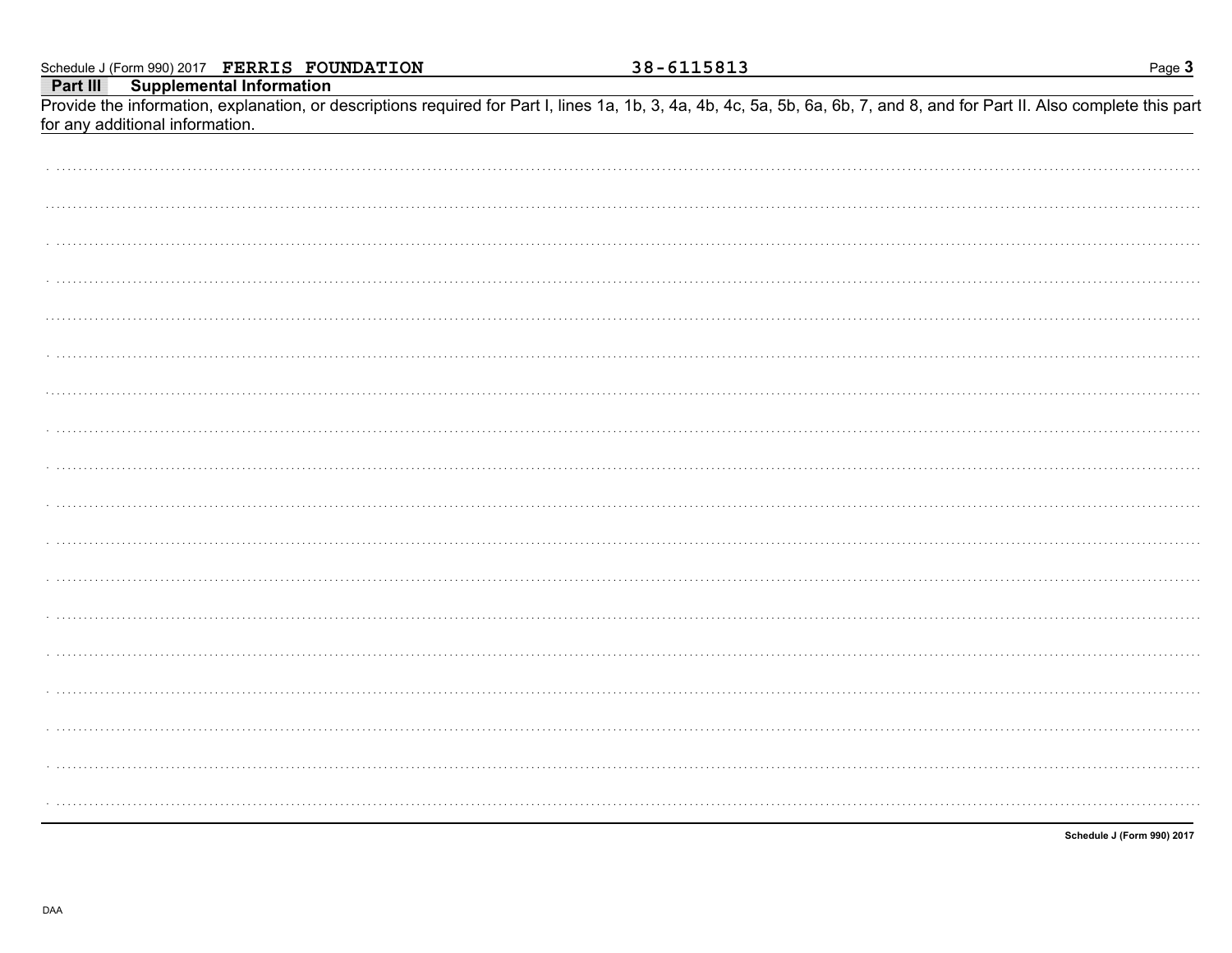Schedule J (Form 990) 2017 **FERRIS FOUNDATION** 38-6115813

**Part III Supplemental Information**

Provide the information, explanation, or descriptions required for Part I, lines 1a, 1b, 3, 4a, 4b, 4c, 5a, 5b, 6a, 6b, 7, and 8, and for Part II. Also complete this part for any additional information.

**Schedule J (Form 990) 2017**

DAA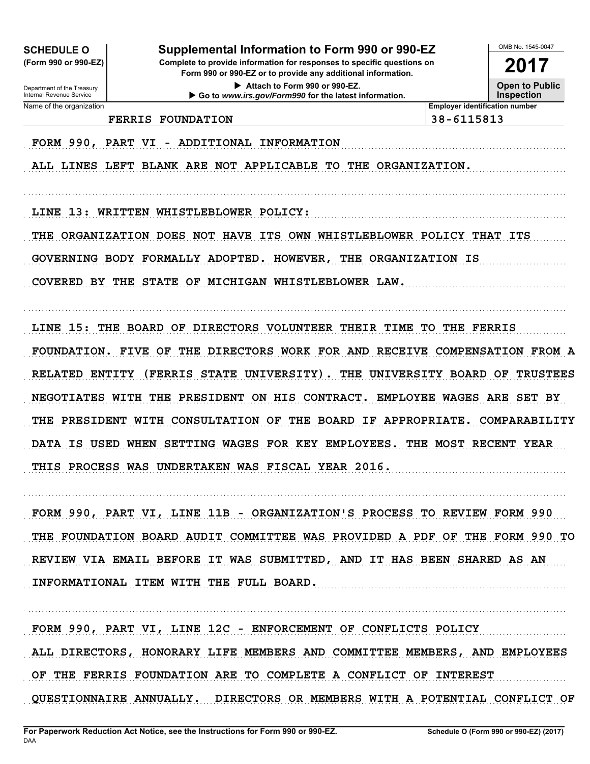**SCHEDULE O (Form 990 or 990-EZ)**

Department of the Treasury
Internal Revenue Service

# Supplemental Information to Form 990 or 990-EZ

**Complete to provide information for responses to specific questions on Form 990 or 990-EZ or to provide any additional information.**

▶ Attach to Form 990 or 990-EZ.

▶ Go to *www.irs.gov/Form990* for the latest information.

OMB No. 1545-0047

**2017**

**Open to Public Inspection**

| Name of the organization | Employer identification number |
|---|---|
| FERRIS FOUNDATION | 38-6115813 |

FORM 990, PART VI - ADDITIONAL INFORMATION

ALL LINES LEFT BLANK ARE NOT APPLICABLE TO THE ORGANIZATION.

LINE 13: WRITTEN WHISTLEBLOWER POLICY:

THE ORGANIZATION DOES NOT HAVE ITS OWN WHISTLEBLOWER POLICY THAT ITS GOVERNING BODY FORMALLY ADOPTED. HOWEVER, THE ORGANIZATION IS COVERED BY THE STATE OF MICHIGAN WHISTLEBLOWER LAW.

LINE 15: THE BOARD OF DIRECTORS VOLUNTEER THEIR TIME TO THE FERRIS FOUNDATION. FIVE OF THE DIRECTORS WORK FOR AND RECEIVE COMPENSATION FROM A RELATED ENTITY (FERRIS STATE UNIVERSITY). THE UNIVERSITY BOARD OF TRUSTEES NEGOTIATES WITH THE PRESIDENT ON HIS CONTRACT. EMPLOYEE WAGES ARE SET BY THE PRESIDENT WITH CONSULTATION OF THE BOARD IF APPROPRIATE. COMPARABILITY DATA IS USED WHEN SETTING WAGES FOR KEY EMPLOYEES. THE MOST RECENT YEAR THIS PROCESS WAS UNDERTAKEN WAS FISCAL YEAR 2016.

FORM 990, PART VI, LINE 11B - ORGANIZATION'S PROCESS TO REVIEW FORM 990

THE FOUNDATION BOARD AUDIT COMMITTEE WAS PROVIDED A PDF OF THE FORM 990 TO REVIEW VIA EMAIL BEFORE IT WAS SUBMITTED, AND IT HAS BEEN SHARED AS AN INFORMATIONAL ITEM WITH THE FULL BOARD.

FORM 990, PART VI, LINE 12C - ENFORCEMENT OF CONFLICTS POLICY

ALL DIRECTORS, HONORARY LIFE MEMBERS AND COMMITTEE MEMBERS, AND EMPLOYEES OF THE FERRIS FOUNDATION ARE TO COMPLETE A CONFLICT OF INTEREST QUESTIONNAIRE ANNUALLY. DIRECTORS OR MEMBERS WITH A POTENTIAL CONFLICT OF

**For Paperwork Reduction Act Notice, see the Instructions for Form 990 or 990-EZ.**
DAA

**Schedule O (Form 990 or 990-EZ) (2017)**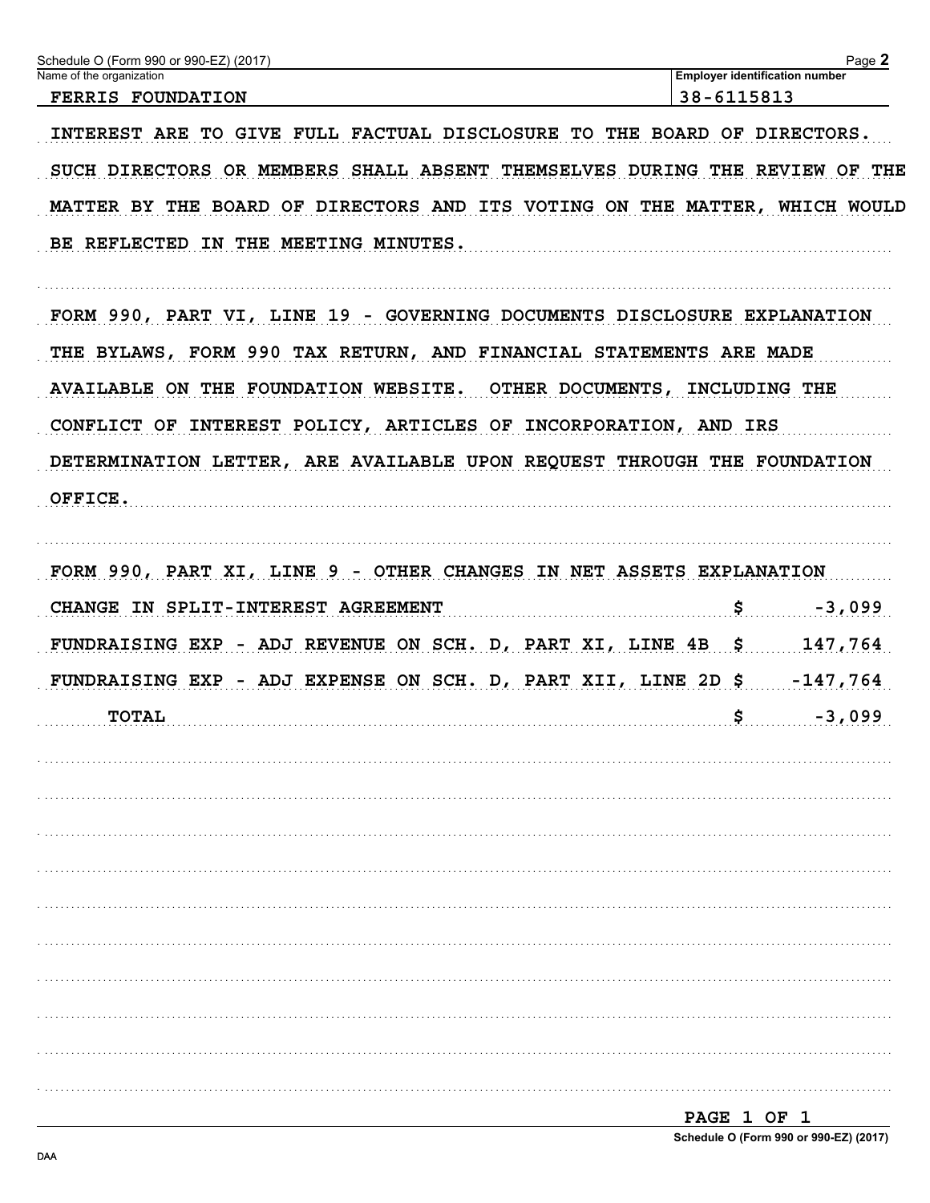Name of the organization: FERRIS FOUNDATION

Employer identification number: 38-6115813

INTEREST ARE TO GIVE FULL FACTUAL DISCLOSURE TO THE BOARD OF DIRECTORS. SUCH DIRECTORS OR MEMBERS SHALL ABSENT THEMSELVES DURING THE REVIEW OF THE MATTER BY THE BOARD OF DIRECTORS AND ITS VOTING ON THE MATTER, WHICH WOULD BE REFLECTED IN THE MEETING MINUTES.

FORM 990, PART VI, LINE 19 - GOVERNING DOCUMENTS DISCLOSURE EXPLANATION

THE BYLAWS, FORM 990 TAX RETURN, AND FINANCIAL STATEMENTS ARE MADE AVAILABLE ON THE FOUNDATION WEBSITE. OTHER DOCUMENTS, INCLUDING THE CONFLICT OF INTEREST POLICY, ARTICLES OF INCORPORATION, AND IRS DETERMINATION LETTER, ARE AVAILABLE UPON REQUEST THROUGH THE FOUNDATION OFFICE.

FORM 990, PART XI, LINE 9 - OTHER CHANGES IN NET ASSETS EXPLANATION

| | |
|---|---|
| CHANGE IN SPLIT-INTEREST AGREEMENT | $ -3,099 |
| FUNDRAISING EXP - ADJ REVENUE ON SCH. D, PART XI, LINE 4B | $ 147,764 |
| FUNDRAISING EXP - ADJ EXPENSE ON SCH. D, PART XII, LINE 2D | $ -147,764 |
| TOTAL | $ -3,099 |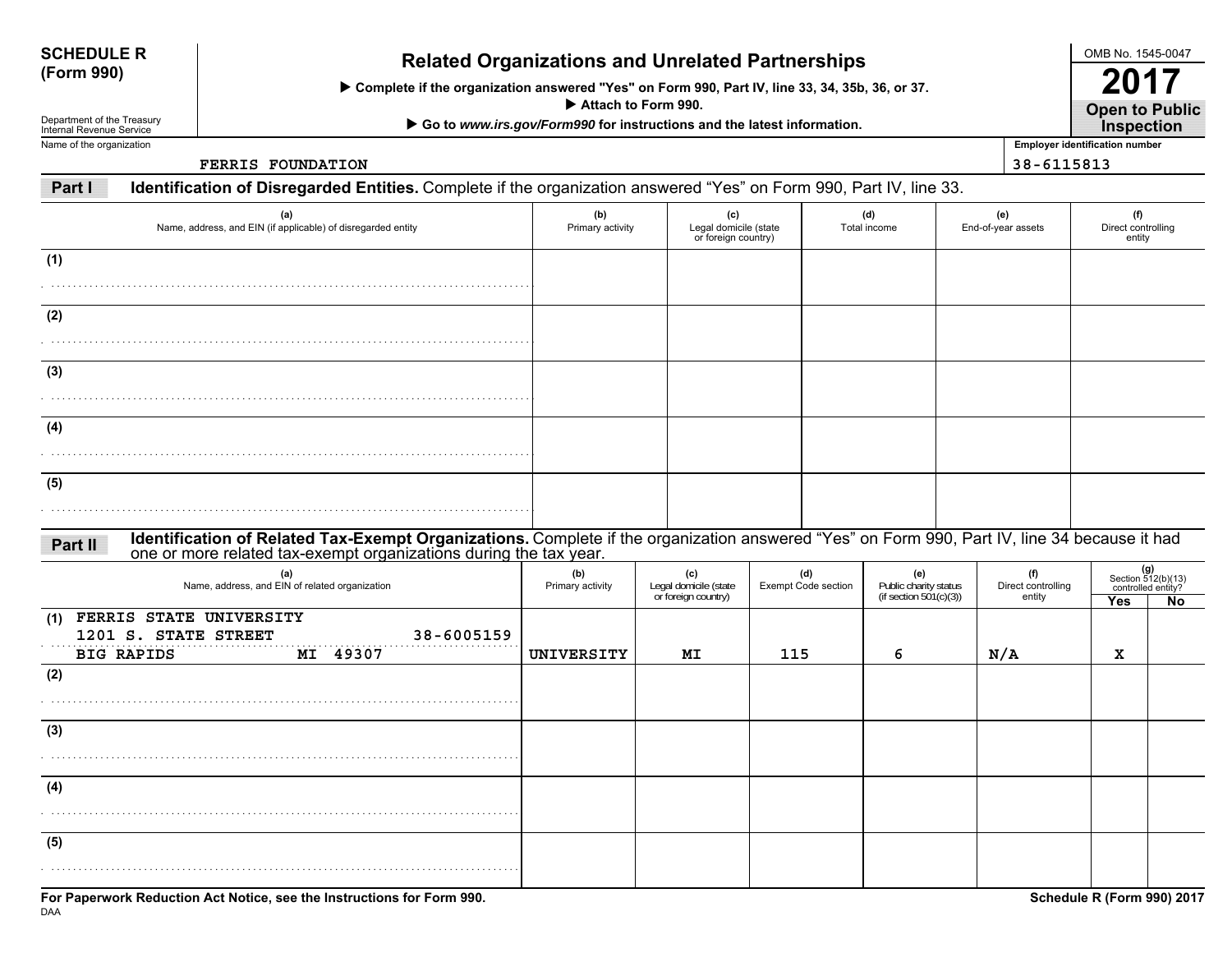**SCHEDULE R (Form 990)**

Department of the Treasury
Internal Revenue Service

# Related Organizations and Unrelated Partnerships

▶ Complete if the organization answered "Yes" on Form 990, Part IV, line 33, 34, 35b, 36, or 37.
▶ Attach to Form 990.
▶ Go to *www.irs.gov/Form990* for instructions and the latest information.

OMB No. 1545-0047

**2017**

**Open to Public Inspection**

Name of the organization: FERRIS FOUNDATION

Employer identification number: 38-6115813

## Part I — Identification of Disregarded Entities. Complete if the organization answered "Yes" on Form 990, Part IV, line 33.

| | (a) Name, address, and EIN (if applicable) of disregarded entity | (b) Primary activity | (c) Legal domicile (state or foreign country) | (d) Total income | (e) End-of-year assets | (f) Direct controlling entity |
|---|---|---|---|---|---|---|
| (1) | | | | | | |
| (2) | | | | | | |
| (3) | | | | | | |
| (4) | | | | | | |
| (5) | | | | | | |

## Part II — Identification of Related Tax-Exempt Organizations. Complete if the organization answered "Yes" on Form 990, Part IV, line 34 because it had one or more related tax-exempt organizations during the tax year.

| | (a) Name, address, and EIN of related organization | (b) Primary activity | (c) Legal domicile (state or foreign country) | (d) Exempt Code section | (e) Public charity status (if section 501(c)(3)) | (f) Direct controlling entity | (g) Section 512(b)(13) controlled entity? Yes | No |
|---|---|---|---|---|---|---|---|---|
| (1) | FERRIS STATE UNIVERSITY<br>1201 S. STATE STREET 38-6005159<br>BIG RAPIDS MI 49307 | UNIVERSITY | MI | 115 | 6 | N/A | X | |
| (2) | | | | | | | | |
| (3) | | | | | | | | |
| (4) | | | | | | | | |
| (5) | | | | | | | | |

**For Paperwork Reduction Act Notice, see the Instructions for Form 990.**

DAA

**Schedule R (Form 990) 2017**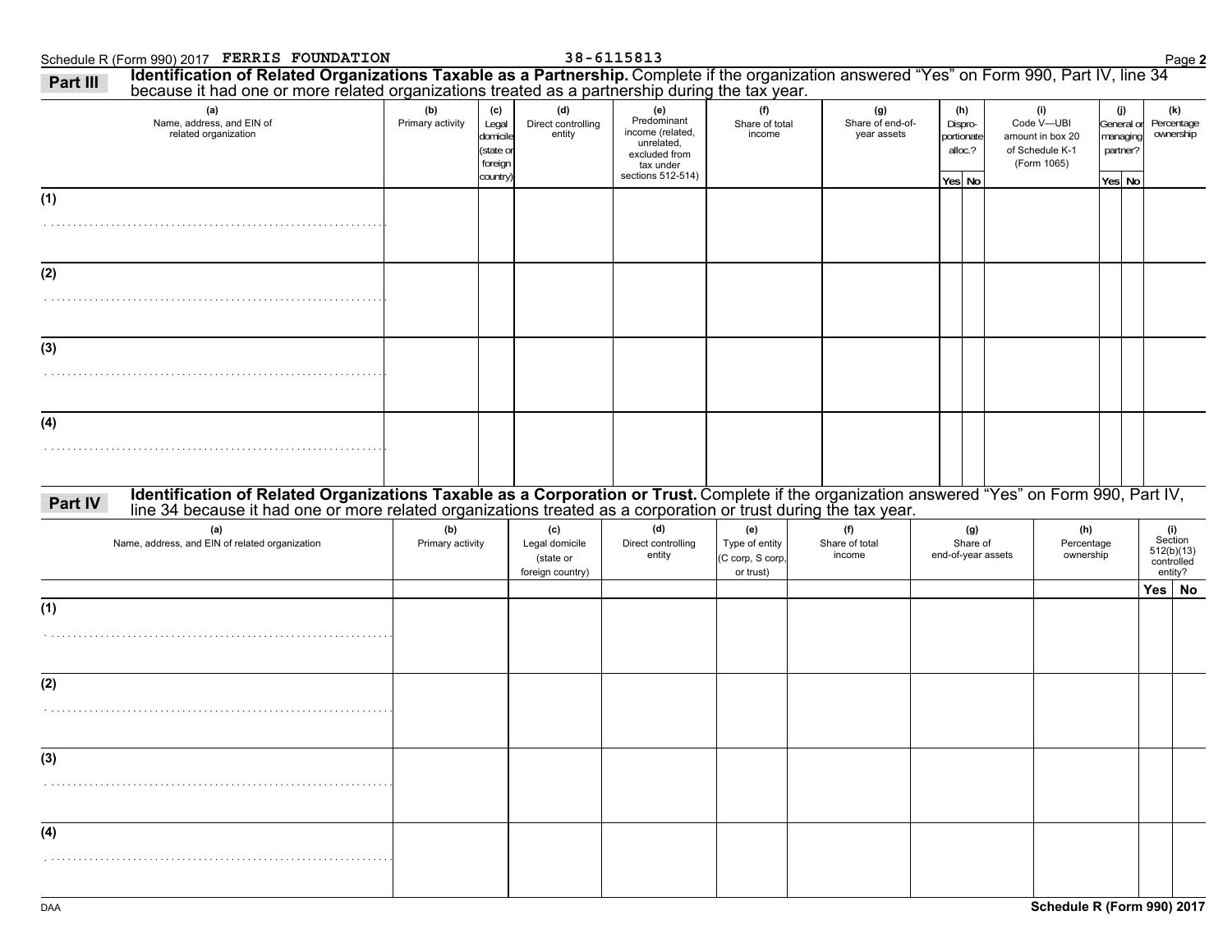Schedule R (Form 990) 2017 **FERRIS FOUNDATION** 38-6115813 Page **2**

## Part III Identification of Related Organizations Taxable as a Partnership.

Complete if the organization answered "Yes" on Form 990, Part IV, line 34 because it had one or more related organizations treated as a partnership during the tax year.

| (a) Name, address, and EIN of related organization | (b) Primary activity | (c) Legal domicile (state or foreign country) | (d) Direct controlling entity | (e) Predominant income (related, unrelated, excluded from tax under sections 512-514) | (f) Share of total income | (g) Share of end-of-year assets | (h) Dispro-portionate alloc.? Yes | (h) No | (i) Code V—UBI amount in box 20 of Schedule K-1 (Form 1065) | (j) General or managing partner? Yes | (j) No | (k) Percentage ownership |
|---|---|---|---|---|---|---|---|---|---|---|---|---|
| (1) | | | | | | | | | | | | |
| (2) | | | | | | | | | | | | |
| (3) | | | | | | | | | | | | |
| (4) | | | | | | | | | | | | |

## Part IV Identification of Related Organizations Taxable as a Corporation or Trust.

Complete if the organization answered "Yes" on Form 990, Part IV, line 34 because it had one or more related organizations treated as a corporation or trust during the tax year.

| (a) Name, address, and EIN of related organization | (b) Primary activity | (c) Legal domicile (state or foreign country) | (d) Direct controlling entity | (e) Type of entity (C corp, S corp, or trust) | (f) Share of total income | (g) Share of end-of-year assets | (h) Percentage ownership | (i) Section 512(b)(13) controlled entity? Yes | (i) No |
|---|---|---|---|---|---|---|---|---|---|
| (1) | | | | | | | | | |
| (2) | | | | | | | | | |
| (3) | | | | | | | | | |
| (4) | | | | | | | | | |

DAA **Schedule R (Form 990) 2017**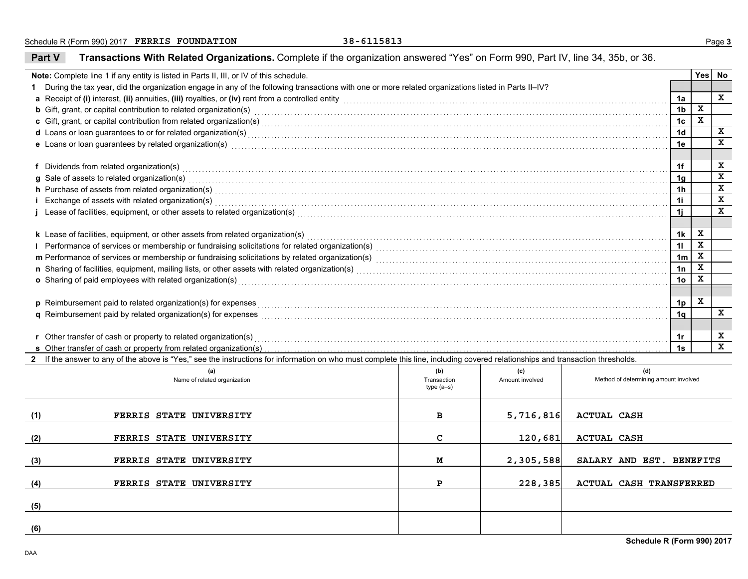Schedule R (Form 990) 2017 **FERRIS FOUNDATION** **38-6115813**

## Part V Transactions With Related Organizations. Complete if the organization answered "Yes" on Form 990, Part IV, line 34, 35b, or 36.

**Note:** Complete line 1 if any entity is listed in Parts II, III, or IV of this schedule.

| | | | Yes | No |
|---|---|---|---|---|
| **1** | During the tax year, did the organization engage in any of the following transactions with one or more related organizations listed in Parts II–IV? | | | |
| **a** | Receipt of **(i)** interest, **(ii)** annuities, **(iii)** royalties, or **(iv)** rent from a controlled entity | 1a | | X |
| **b** | Gift, grant, or capital contribution to related organization(s) | 1b | X | |
| **c** | Gift, grant, or capital contribution from related organization(s) | 1c | X | |
| **d** | Loans or loan guarantees to or for related organization(s) | 1d | | X |
| **e** | Loans or loan guarantees by related organization(s) | 1e | | X |
| **f** | Dividends from related organization(s) | 1f | | X |
| **g** | Sale of assets to related organization(s) | 1g | | X |
| **h** | Purchase of assets from related organization(s) | 1h | | X |
| **i** | Exchange of assets with related organization(s) | 1i | | X |
| **j** | Lease of facilities, equipment, or other assets to related organization(s) | 1j | | X |
| **k** | Lease of facilities, equipment, or other assets from related organization(s) | 1k | X | |
| **l** | Performance of services or membership or fundraising solicitations for related organization(s) | 1l | X | |
| **m** | Performance of services or membership or fundraising solicitations by related organization(s) | 1m | X | |
| **n** | Sharing of facilities, equipment, mailing lists, or other assets with related organization(s) | 1n | X | |
| **o** | Sharing of paid employees with related organization(s) | 1o | X | |
| **p** | Reimbursement paid to related organization(s) for expenses | 1p | X | |
| **q** | Reimbursement paid by related organization(s) for expenses | 1q | | X |
| **r** | Other transfer of cash or property to related organization(s) | 1r | | X |
| **s** | Other transfer of cash or property from related organization(s) | 1s | | X |

**2** If the answer to any of the above is "Yes," see the instructions for information on who must complete this line, including covered relationships and transaction thresholds.

| | (a) Name of related organization | (b) Transaction type (a–s) | (c) Amount involved | (d) Method of determining amount involved |
|---|---|---|---|---|
| (1) | FERRIS STATE UNIVERSITY | B | 5,716,816 | ACTUAL CASH |
| (2) | FERRIS STATE UNIVERSITY | C | 120,681 | ACTUAL CASH |
| (3) | FERRIS STATE UNIVERSITY | M | 2,305,588 | SALARY AND EST. BENEFITS |
| (4) | FERRIS STATE UNIVERSITY | P | 228,385 | ACTUAL CASH TRANSFERRED |
| (5) | | | | |
| (6) | | | | |

**Schedule R (Form 990) 2017**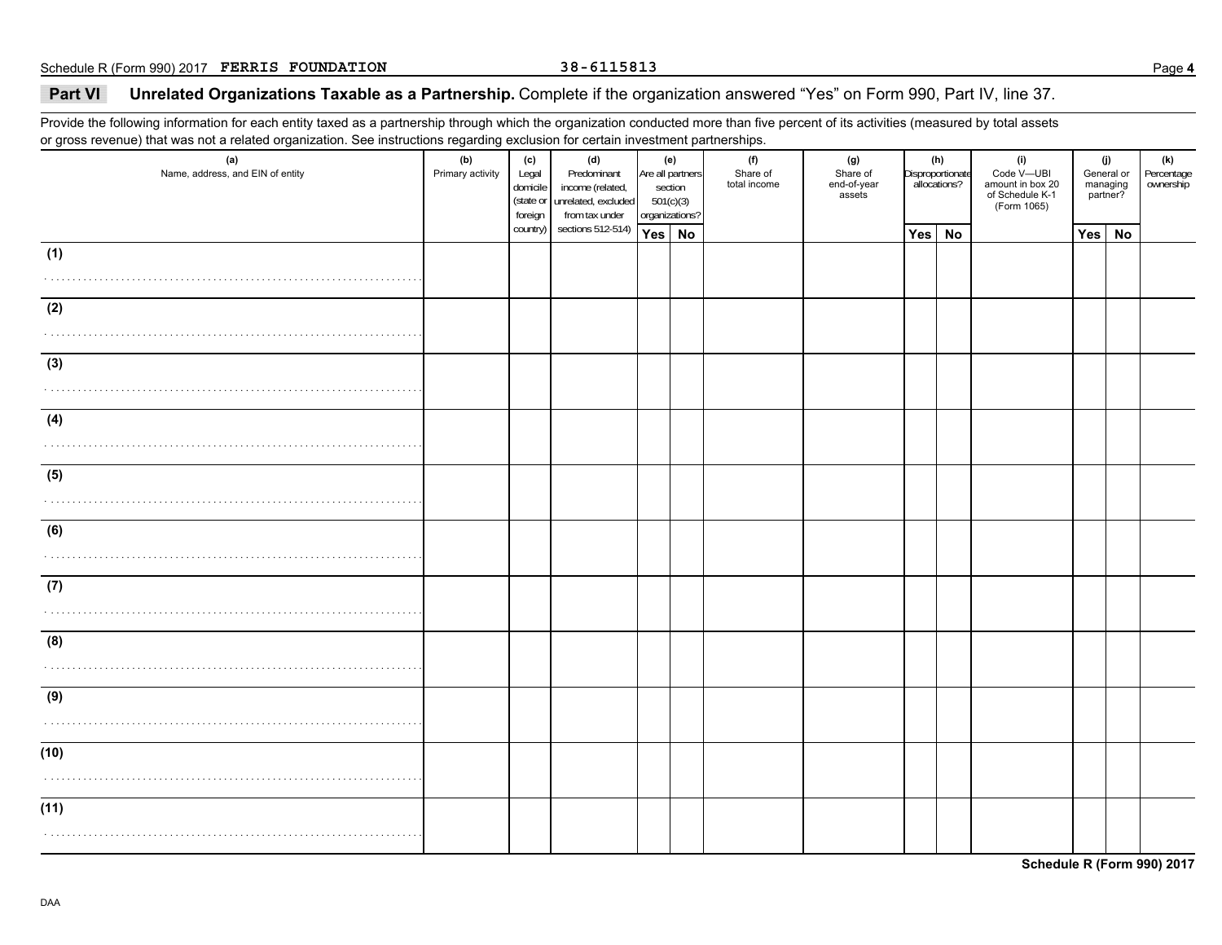## Part VI Unrelated Organizations Taxable as a Partnership. Complete if the organization answered "Yes" on Form 990, Part IV, line 37.

Provide the following information for each entity taxed as a partnership through which the organization conducted more than five percent of its activities (measured by total assets or gross revenue) that was not a related organization. See instructions regarding exclusion for certain investment partnerships.

| (a) Name, address, and EIN of entity | (b) Primary activity | (c) Legal domicile (state or foreign country) | (d) Predominant income (related, unrelated, excluded from tax under sections 512-514) | (e) Are all partners section 501(c)(3) organizations? | | (f) Share of total income | (g) Share of end-of-year assets | (h) Disproportionate allocations? | | (i) Code V—UBI amount in box 20 of Schedule K-1 (Form 1065) | (j) General or managing partner? | | (k) Percentage ownership |
|---|---|---|---|---|---|---|---|---|---|---|---|---|---|
| | | | | Yes | No | | | Yes | No | | Yes | No | |
| (1) | | | | | | | | | | | | | |
| (2) | | | | | | | | | | | | | |
| (3) | | | | | | | | | | | | | |
| (4) | | | | | | | | | | | | | |
| (5) | | | | | | | | | | | | | |
| (6) | | | | | | | | | | | | | |
| (7) | | | | | | | | | | | | | |
| (8) | | | | | | | | | | | | | |
| (9) | | | | | | | | | | | | | |
| (10) | | | | | | | | | | | | | |
| (11) | | | | | | | | | | | | | |

**Schedule R (Form 990) 2017**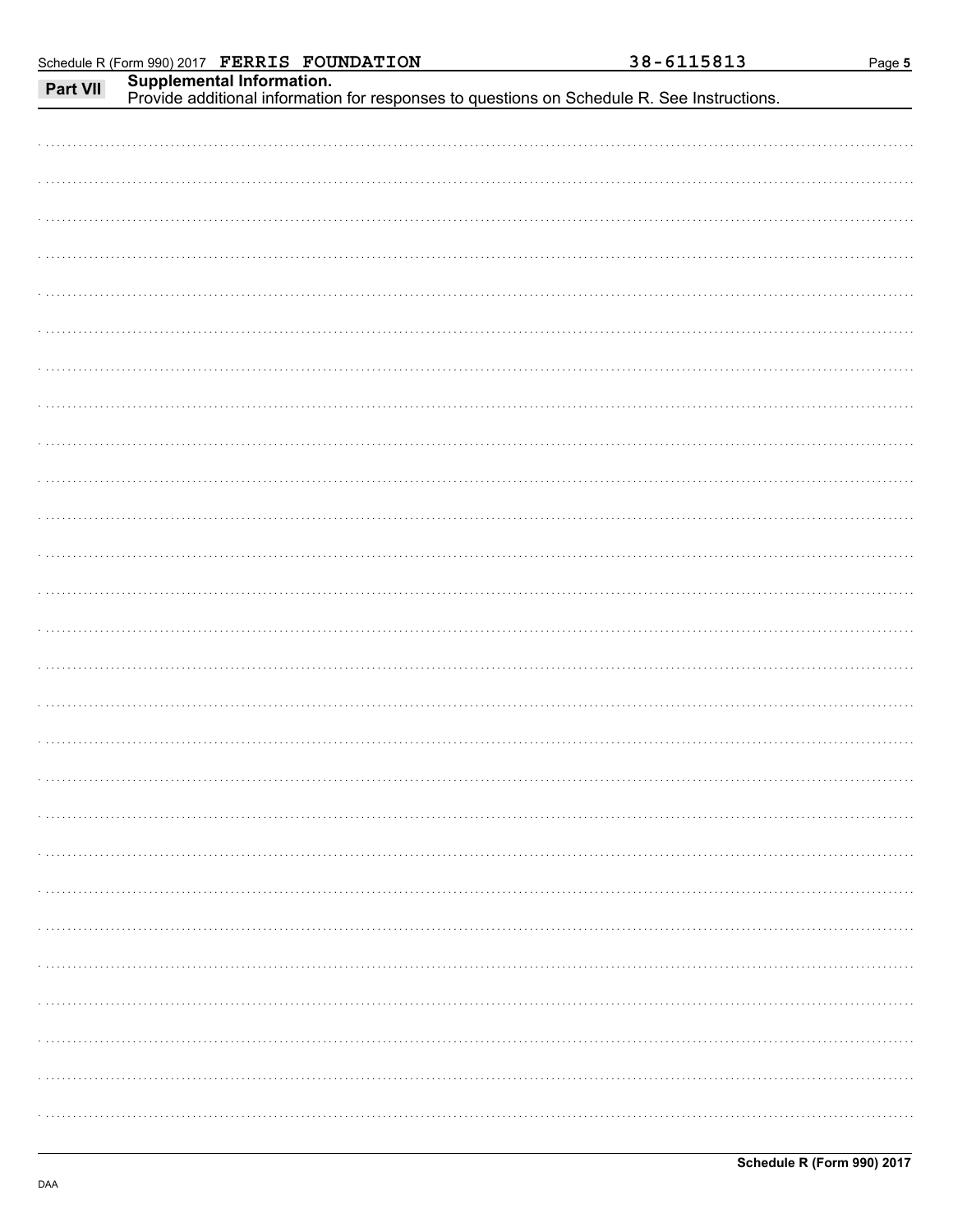Schedule R (Form 990) 2017 **FERRIS FOUNDATION** 38-6115813

## Part VII Supplemental Information.

Provide additional information for responses to questions on Schedule R. See Instructions.

**Schedule R (Form 990) 2017**

DAA